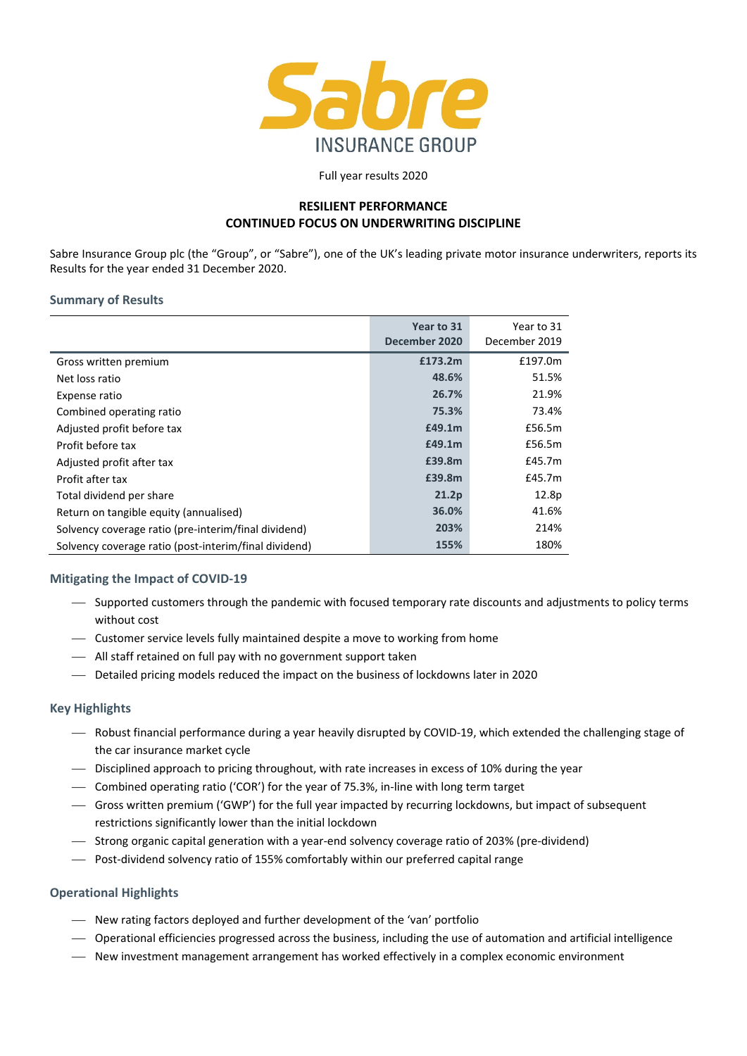# Sabre

INSURANCE GROUP

Full year results 2020

**RESILIENT PERFORMANCE**
**CONTINUED FOCUS ON UNDERWRITING DISCIPLINE**

Sabre Insurance Group plc (the "Group", or "Sabre"), one of the UK's leading private motor insurance underwriters, reports its Results for the year ended 31 December 2020.

## Summary of Results

| | **Year to 31 December 2020** | Year to 31 December 2019 |
|---|---|---|
| Gross written premium | **£173.2m** | £197.0m |
| Net loss ratio | **48.6%** | 51.5% |
| Expense ratio | **26.7%** | 21.9% |
| Combined operating ratio | **75.3%** | 73.4% |
| Adjusted profit before tax | **£49.1m** | £56.5m |
| Profit before tax | **£49.1m** | £56.5m |
| Adjusted profit after tax | **£39.8m** | £45.7m |
| Profit after tax | **£39.8m** | £45.7m |
| Total dividend per share | **21.2p** | 12.8p |
| Return on tangible equity (annualised) | **36.0%** | 41.6% |
| Solvency coverage ratio (pre-interim/final dividend) | **203%** | 214% |
| Solvency coverage ratio (post-interim/final dividend) | **155%** | 180% |

## Mitigating the Impact of COVID-19

- Supported customers through the pandemic with focused temporary rate discounts and adjustments to policy terms without cost
- Customer service levels fully maintained despite a move to working from home
- All staff retained on full pay with no government support taken
- Detailed pricing models reduced the impact on the business of lockdowns later in 2020

## Key Highlights

- Robust financial performance during a year heavily disrupted by COVID-19, which extended the challenging stage of the car insurance market cycle
- Disciplined approach to pricing throughout, with rate increases in excess of 10% during the year
- Combined operating ratio ('COR') for the year of 75.3%, in-line with long term target
- Gross written premium ('GWP') for the full year impacted by recurring lockdowns, but impact of subsequent restrictions significantly lower than the initial lockdown
- Strong organic capital generation with a year-end solvency coverage ratio of 203% (pre-dividend)
- Post-dividend solvency ratio of 155% comfortably within our preferred capital range

## Operational Highlights

- New rating factors deployed and further development of the 'van' portfolio
- Operational efficiencies progressed across the business, including the use of automation and artificial intelligence
- New investment management arrangement has worked effectively in a complex economic environment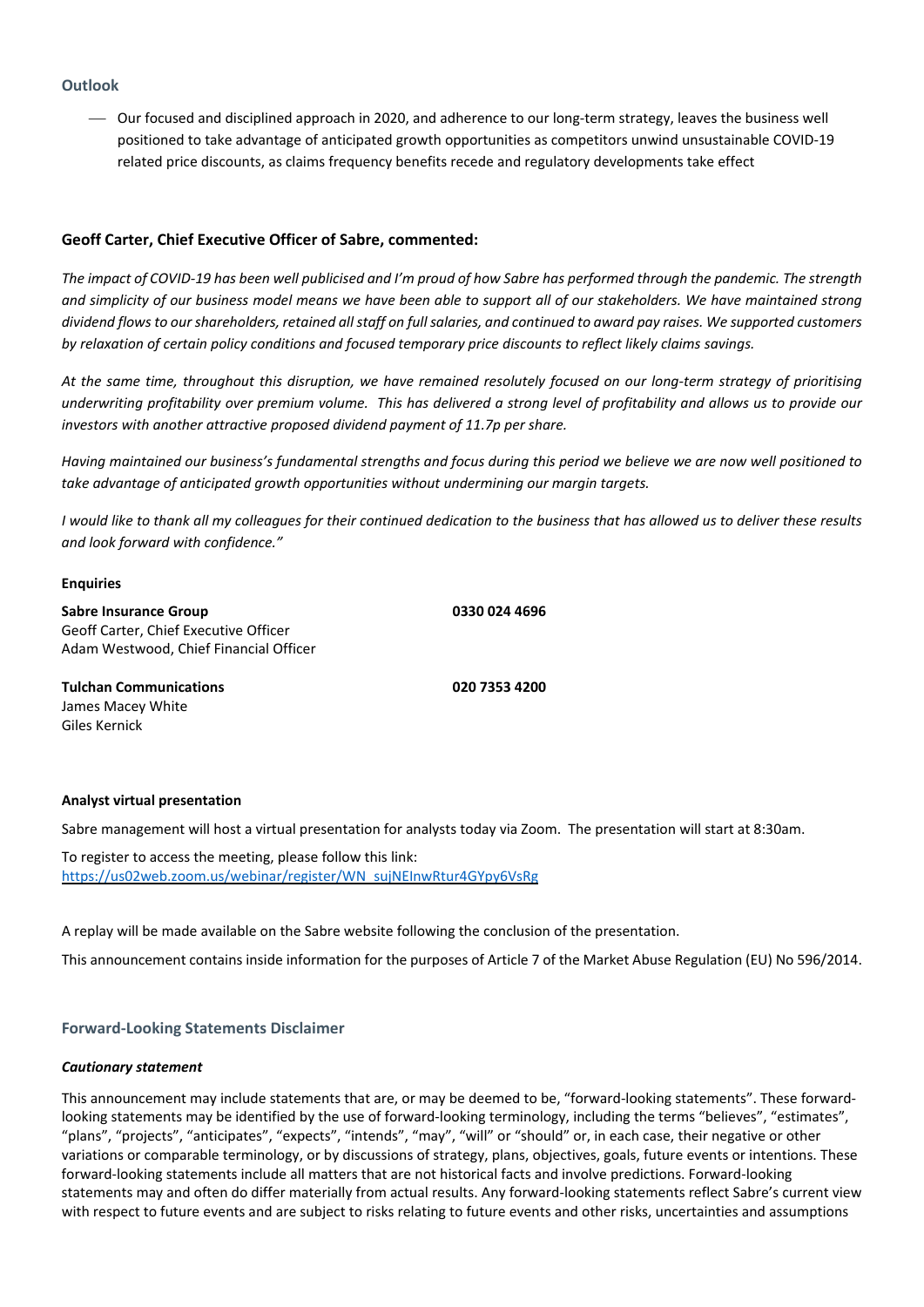## Outlook

- Our focused and disciplined approach in 2020, and adherence to our long-term strategy, leaves the business well positioned to take advantage of anticipated growth opportunities as competitors unwind unsustainable COVID-19 related price discounts, as claims frequency benefits recede and regulatory developments take effect

**Geoff Carter, Chief Executive Officer of Sabre, commented:**

*The impact of COVID-19 has been well publicised and I'm proud of how Sabre has performed through the pandemic. The strength and simplicity of our business model means we have been able to support all of our stakeholders. We have maintained strong dividend flows to our shareholders, retained all staff on full salaries, and continued to award pay raises. We supported customers by relaxation of certain policy conditions and focused temporary price discounts to reflect likely claims savings.*

*At the same time, throughout this disruption, we have remained resolutely focused on our long-term strategy of prioritising underwriting profitability over premium volume. This has delivered a strong level of profitability and allows us to provide our investors with another attractive proposed dividend payment of 11.7p per share.*

*Having maintained our business's fundamental strengths and focus during this period we believe we are now well positioned to take advantage of anticipated growth opportunities without undermining our margin targets.*

*I would like to thank all my colleagues for their continued dedication to the business that has allowed us to deliver these results and look forward with confidence."*

**Enquiries**

**Sabre Insurance Group** — **0330 024 4696**
Geoff Carter, Chief Executive Officer
Adam Westwood, Chief Financial Officer

**Tulchan Communications** — **020 7353 4200**
James Macey White
Giles Kernick

**Analyst virtual presentation**

Sabre management will host a virtual presentation for analysts today via Zoom. The presentation will start at 8:30am.

To register to access the meeting, please follow this link:
https://us02web.zoom.us/webinar/register/WN_sujNEInwRtur4GYpy6VsRg

A replay will be made available on the Sabre website following the conclusion of the presentation.

This announcement contains inside information for the purposes of Article 7 of the Market Abuse Regulation (EU) No 596/2014.

## Forward-Looking Statements Disclaimer

***Cautionary statement***

This announcement may include statements that are, or may be deemed to be, "forward-looking statements". These forward-looking statements may be identified by the use of forward-looking terminology, including the terms "believes", "estimates", "plans", "projects", "anticipates", "expects", "intends", "may", "will" or "should" or, in each case, their negative or other variations or comparable terminology, or by discussions of strategy, plans, objectives, goals, future events or intentions. These forward-looking statements include all matters that are not historical facts and involve predictions. Forward-looking statements may and often do differ materially from actual results. Any forward-looking statements reflect Sabre's current view with respect to future events and are subject to risks relating to future events and other risks, uncertainties and assumptions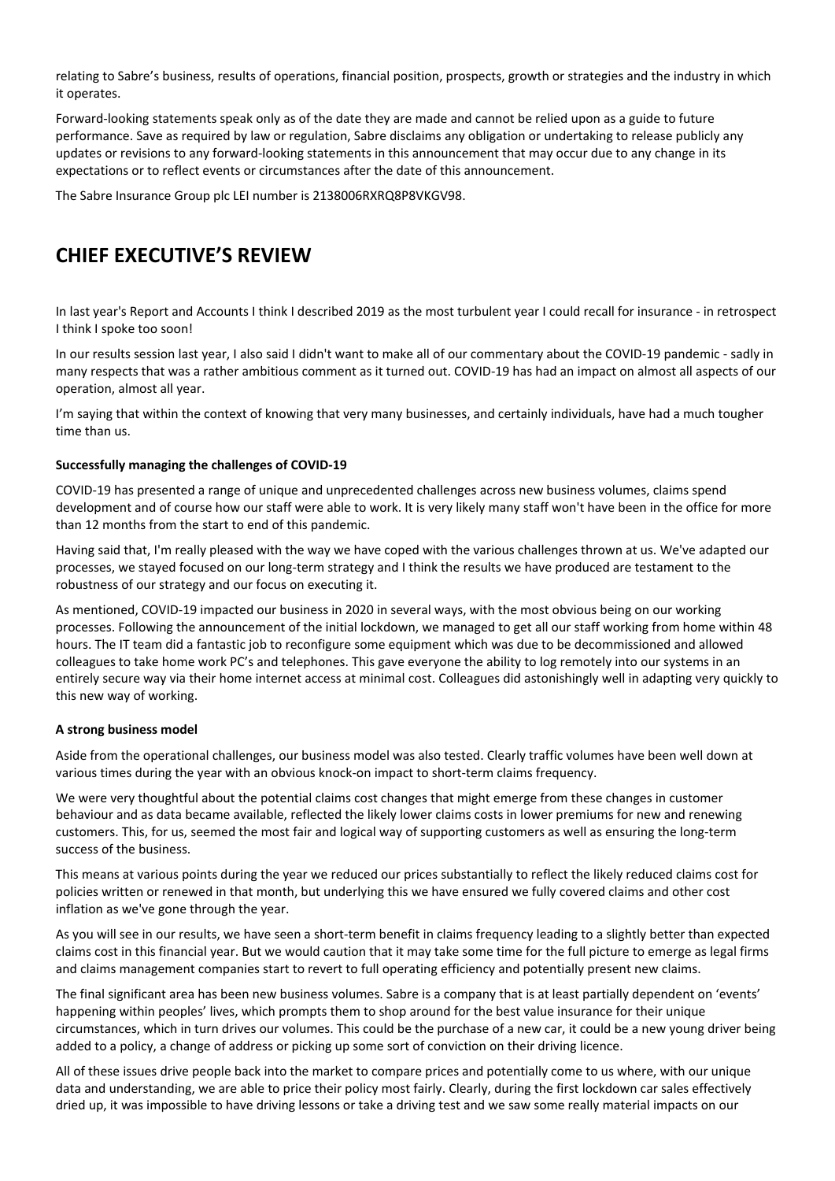relating to Sabre's business, results of operations, financial position, prospects, growth or strategies and the industry in which it operates.

Forward-looking statements speak only as of the date they are made and cannot be relied upon as a guide to future performance. Save as required by law or regulation, Sabre disclaims any obligation or undertaking to release publicly any updates or revisions to any forward-looking statements in this announcement that may occur due to any change in its expectations or to reflect events or circumstances after the date of this announcement.

The Sabre Insurance Group plc LEI number is 2138006RXRQ8P8VKGV98.

# CHIEF EXECUTIVE'S REVIEW

In last year's Report and Accounts I think I described 2019 as the most turbulent year I could recall for insurance - in retrospect I think I spoke too soon!

In our results session last year, I also said I didn't want to make all of our commentary about the COVID-19 pandemic - sadly in many respects that was a rather ambitious comment as it turned out. COVID-19 has had an impact on almost all aspects of our operation, almost all year.

I'm saying that within the context of knowing that very many businesses, and certainly individuals, have had a much tougher time than us.

**Successfully managing the challenges of COVID-19**

COVID-19 has presented a range of unique and unprecedented challenges across new business volumes, claims spend development and of course how our staff were able to work. It is very likely many staff won't have been in the office for more than 12 months from the start to end of this pandemic.

Having said that, I'm really pleased with the way we have coped with the various challenges thrown at us. We've adapted our processes, we stayed focused on our long-term strategy and I think the results we have produced are testament to the robustness of our strategy and our focus on executing it.

As mentioned, COVID-19 impacted our business in 2020 in several ways, with the most obvious being on our working processes. Following the announcement of the initial lockdown, we managed to get all our staff working from home within 48 hours. The IT team did a fantastic job to reconfigure some equipment which was due to be decommissioned and allowed colleagues to take home work PC's and telephones. This gave everyone the ability to log remotely into our systems in an entirely secure way via their home internet access at minimal cost. Colleagues did astonishingly well in adapting very quickly to this new way of working.

**A strong business model**

Aside from the operational challenges, our business model was also tested. Clearly traffic volumes have been well down at various times during the year with an obvious knock-on impact to short-term claims frequency.

We were very thoughtful about the potential claims cost changes that might emerge from these changes in customer behaviour and as data became available, reflected the likely lower claims costs in lower premiums for new and renewing customers. This, for us, seemed the most fair and logical way of supporting customers as well as ensuring the long-term success of the business.

This means at various points during the year we reduced our prices substantially to reflect the likely reduced claims cost for policies written or renewed in that month, but underlying this we have ensured we fully covered claims and other cost inflation as we've gone through the year.

As you will see in our results, we have seen a short-term benefit in claims frequency leading to a slightly better than expected claims cost in this financial year. But we would caution that it may take some time for the full picture to emerge as legal firms and claims management companies start to revert to full operating efficiency and potentially present new claims.

The final significant area has been new business volumes. Sabre is a company that is at least partially dependent on 'events' happening within peoples' lives, which prompts them to shop around for the best value insurance for their unique circumstances, which in turn drives our volumes. This could be the purchase of a new car, it could be a new young driver being added to a policy, a change of address or picking up some sort of conviction on their driving licence.

All of these issues drive people back into the market to compare prices and potentially come to us where, with our unique data and understanding, we are able to price their policy most fairly. Clearly, during the first lockdown car sales effectively dried up, it was impossible to have driving lessons or take a driving test and we saw some really material impacts on our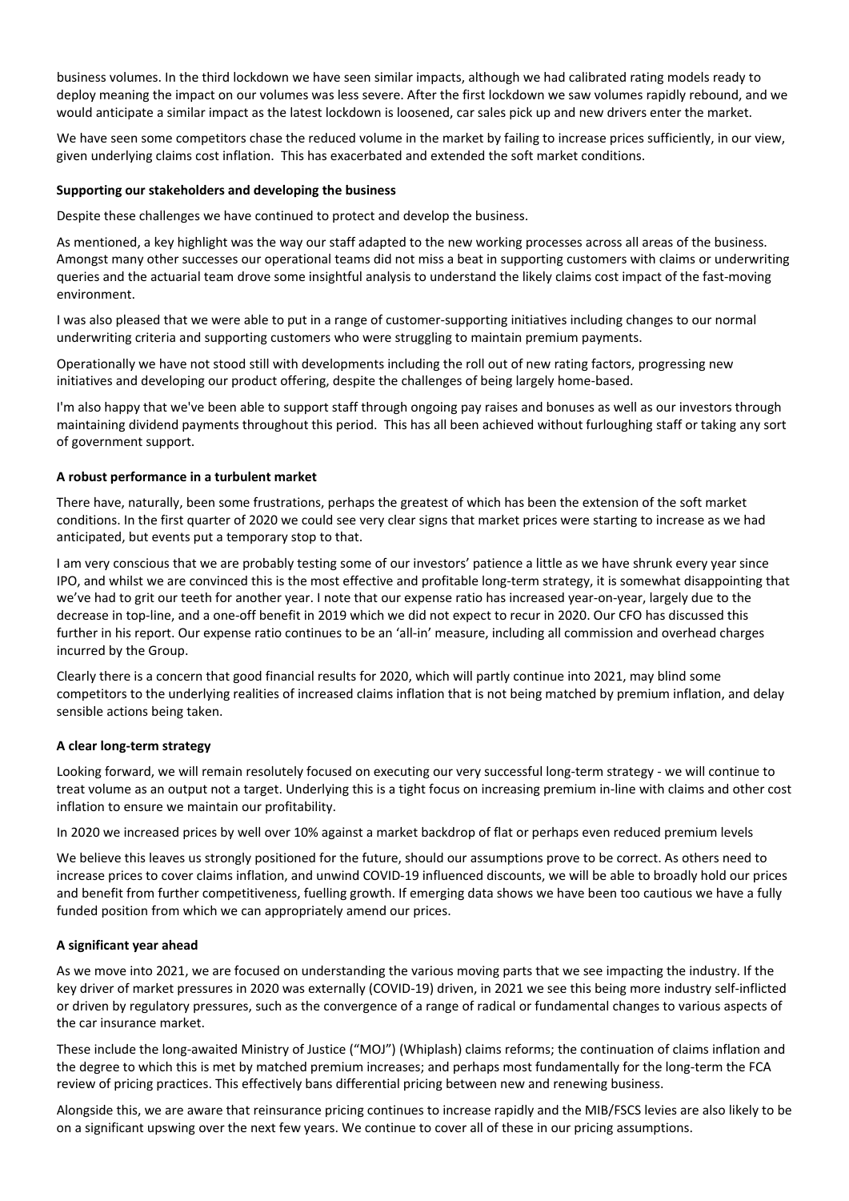business volumes. In the third lockdown we have seen similar impacts, although we had calibrated rating models ready to deploy meaning the impact on our volumes was less severe. After the first lockdown we saw volumes rapidly rebound, and we would anticipate a similar impact as the latest lockdown is loosened, car sales pick up and new drivers enter the market.

We have seen some competitors chase the reduced volume in the market by failing to increase prices sufficiently, in our view, given underlying claims cost inflation. This has exacerbated and extended the soft market conditions.

**Supporting our stakeholders and developing the business**

Despite these challenges we have continued to protect and develop the business.

As mentioned, a key highlight was the way our staff adapted to the new working processes across all areas of the business. Amongst many other successes our operational teams did not miss a beat in supporting customers with claims or underwriting queries and the actuarial team drove some insightful analysis to understand the likely claims cost impact of the fast-moving environment.

I was also pleased that we were able to put in a range of customer-supporting initiatives including changes to our normal underwriting criteria and supporting customers who were struggling to maintain premium payments.

Operationally we have not stood still with developments including the roll out of new rating factors, progressing new initiatives and developing our product offering, despite the challenges of being largely home-based.

I'm also happy that we've been able to support staff through ongoing pay raises and bonuses as well as our investors through maintaining dividend payments throughout this period. This has all been achieved without furloughing staff or taking any sort of government support.

**A robust performance in a turbulent market**

There have, naturally, been some frustrations, perhaps the greatest of which has been the extension of the soft market conditions. In the first quarter of 2020 we could see very clear signs that market prices were starting to increase as we had anticipated, but events put a temporary stop to that.

I am very conscious that we are probably testing some of our investors' patience a little as we have shrunk every year since IPO, and whilst we are convinced this is the most effective and profitable long-term strategy, it is somewhat disappointing that we've had to grit our teeth for another year. I note that our expense ratio has increased year-on-year, largely due to the decrease in top-line, and a one-off benefit in 2019 which we did not expect to recur in 2020. Our CFO has discussed this further in his report. Our expense ratio continues to be an 'all-in' measure, including all commission and overhead charges incurred by the Group.

Clearly there is a concern that good financial results for 2020, which will partly continue into 2021, may blind some competitors to the underlying realities of increased claims inflation that is not being matched by premium inflation, and delay sensible actions being taken.

**A clear long-term strategy**

Looking forward, we will remain resolutely focused on executing our very successful long-term strategy - we will continue to treat volume as an output not a target. Underlying this is a tight focus on increasing premium in-line with claims and other cost inflation to ensure we maintain our profitability.

In 2020 we increased prices by well over 10% against a market backdrop of flat or perhaps even reduced premium levels

We believe this leaves us strongly positioned for the future, should our assumptions prove to be correct. As others need to increase prices to cover claims inflation, and unwind COVID-19 influenced discounts, we will be able to broadly hold our prices and benefit from further competitiveness, fuelling growth. If emerging data shows we have been too cautious we have a fully funded position from which we can appropriately amend our prices.

**A significant year ahead**

As we move into 2021, we are focused on understanding the various moving parts that we see impacting the industry. If the key driver of market pressures in 2020 was externally (COVID-19) driven, in 2021 we see this being more industry self-inflicted or driven by regulatory pressures, such as the convergence of a range of radical or fundamental changes to various aspects of the car insurance market.

These include the long-awaited Ministry of Justice ("MOJ") (Whiplash) claims reforms; the continuation of claims inflation and the degree to which this is met by matched premium increases; and perhaps most fundamentally for the long-term the FCA review of pricing practices. This effectively bans differential pricing between new and renewing business.

Alongside this, we are aware that reinsurance pricing continues to increase rapidly and the MIB/FSCS levies are also likely to be on a significant upswing over the next few years. We continue to cover all of these in our pricing assumptions.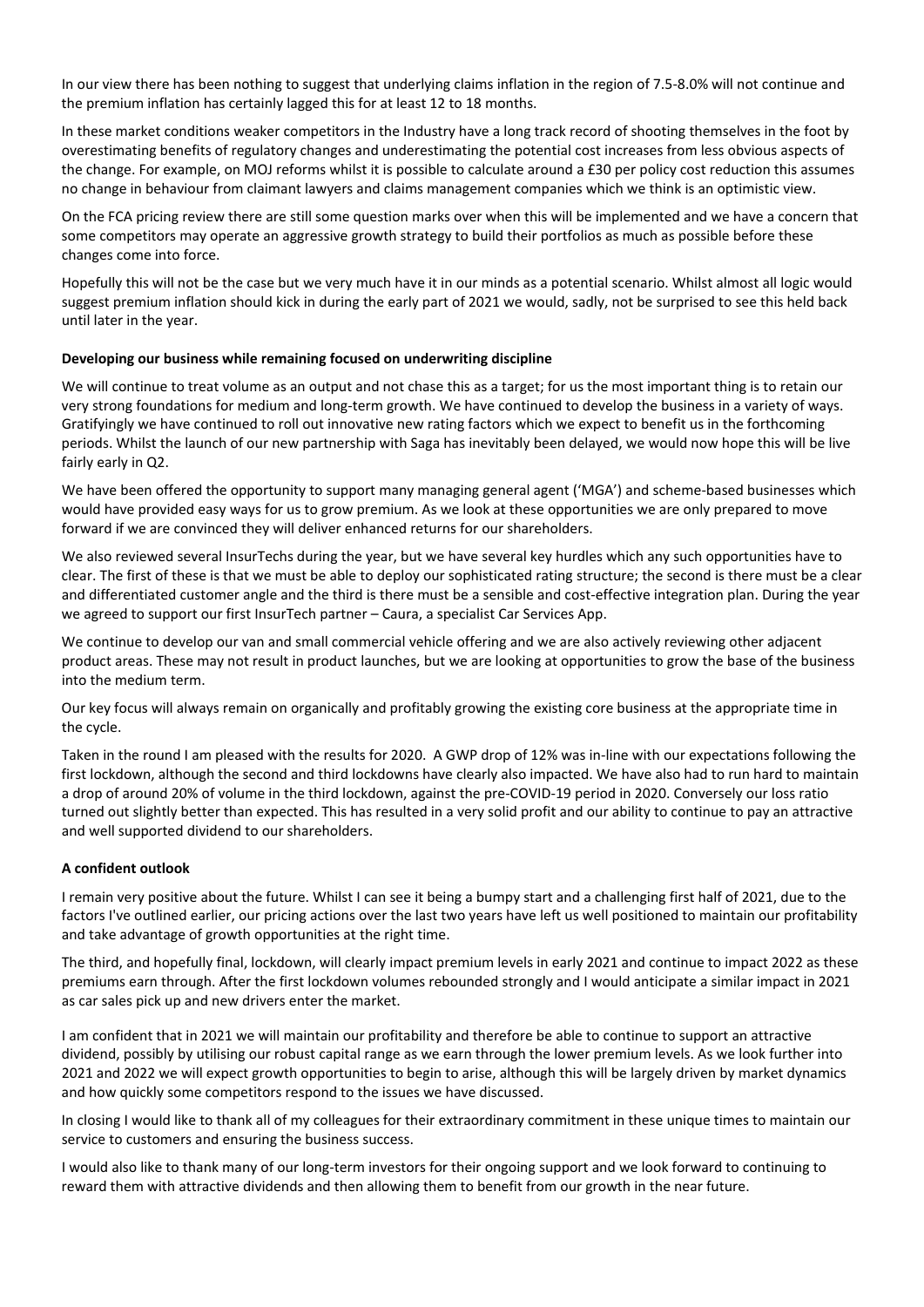In our view there has been nothing to suggest that underlying claims inflation in the region of 7.5-8.0% will not continue and the premium inflation has certainly lagged this for at least 12 to 18 months.

In these market conditions weaker competitors in the Industry have a long track record of shooting themselves in the foot by overestimating benefits of regulatory changes and underestimating the potential cost increases from less obvious aspects of the change. For example, on MOJ reforms whilst it is possible to calculate around a £30 per policy cost reduction this assumes no change in behaviour from claimant lawyers and claims management companies which we think is an optimistic view.

On the FCA pricing review there are still some question marks over when this will be implemented and we have a concern that some competitors may operate an aggressive growth strategy to build their portfolios as much as possible before these changes come into force.

Hopefully this will not be the case but we very much have it in our minds as a potential scenario. Whilst almost all logic would suggest premium inflation should kick in during the early part of 2021 we would, sadly, not be surprised to see this held back until later in the year.

**Developing our business while remaining focused on underwriting discipline**

We will continue to treat volume as an output and not chase this as a target; for us the most important thing is to retain our very strong foundations for medium and long-term growth. We have continued to develop the business in a variety of ways. Gratifyingly we have continued to roll out innovative new rating factors which we expect to benefit us in the forthcoming periods. Whilst the launch of our new partnership with Saga has inevitably been delayed, we would now hope this will be live fairly early in Q2.

We have been offered the opportunity to support many managing general agent ('MGA') and scheme-based businesses which would have provided easy ways for us to grow premium. As we look at these opportunities we are only prepared to move forward if we are convinced they will deliver enhanced returns for our shareholders.

We also reviewed several InsurTechs during the year, but we have several key hurdles which any such opportunities have to clear. The first of these is that we must be able to deploy our sophisticated rating structure; the second is there must be a clear and differentiated customer angle and the third is there must be a sensible and cost-effective integration plan. During the year we agreed to support our first InsurTech partner – Caura, a specialist Car Services App.

We continue to develop our van and small commercial vehicle offering and we are also actively reviewing other adjacent product areas. These may not result in product launches, but we are looking at opportunities to grow the base of the business into the medium term.

Our key focus will always remain on organically and profitably growing the existing core business at the appropriate time in the cycle.

Taken in the round I am pleased with the results for 2020. A GWP drop of 12% was in-line with our expectations following the first lockdown, although the second and third lockdowns have clearly also impacted. We have also had to run hard to maintain a drop of around 20% of volume in the third lockdown, against the pre-COVID-19 period in 2020. Conversely our loss ratio turned out slightly better than expected. This has resulted in a very solid profit and our ability to continue to pay an attractive and well supported dividend to our shareholders.

**A confident outlook**

I remain very positive about the future. Whilst I can see it being a bumpy start and a challenging first half of 2021, due to the factors I've outlined earlier, our pricing actions over the last two years have left us well positioned to maintain our profitability and take advantage of growth opportunities at the right time.

The third, and hopefully final, lockdown, will clearly impact premium levels in early 2021 and continue to impact 2022 as these premiums earn through. After the first lockdown volumes rebounded strongly and I would anticipate a similar impact in 2021 as car sales pick up and new drivers enter the market.

I am confident that in 2021 we will maintain our profitability and therefore be able to continue to support an attractive dividend, possibly by utilising our robust capital range as we earn through the lower premium levels. As we look further into 2021 and 2022 we will expect growth opportunities to begin to arise, although this will be largely driven by market dynamics and how quickly some competitors respond to the issues we have discussed.

In closing I would like to thank all of my colleagues for their extraordinary commitment in these unique times to maintain our service to customers and ensuring the business success.

I would also like to thank many of our long-term investors for their ongoing support and we look forward to continuing to reward them with attractive dividends and then allowing them to benefit from our growth in the near future.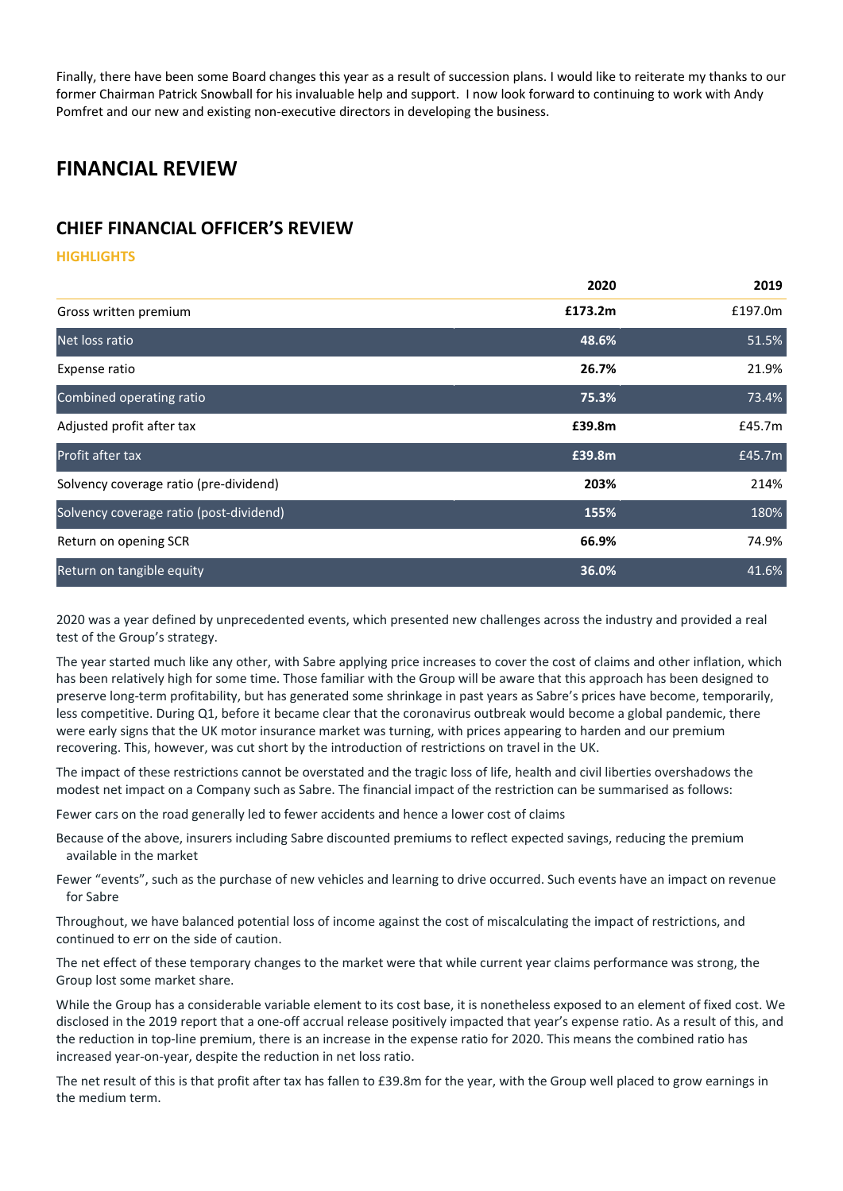Finally, there have been some Board changes this year as a result of succession plans. I would like to reiterate my thanks to our former Chairman Patrick Snowball for his invaluable help and support. I now look forward to continuing to work with Andy Pomfret and our new and existing non-executive directors in developing the business.

# FINANCIAL REVIEW

## CHIEF FINANCIAL OFFICER'S REVIEW

### HIGHLIGHTS

| | 2020 | 2019 |
|---|---|---|
| Gross written premium | **£173.2m** | £197.0m |
| Net loss ratio | **48.6%** | 51.5% |
| Expense ratio | **26.7%** | 21.9% |
| Combined operating ratio | **75.3%** | 73.4% |
| Adjusted profit after tax | **£39.8m** | £45.7m |
| Profit after tax | **£39.8m** | £45.7m |
| Solvency coverage ratio (pre-dividend) | **203%** | 214% |
| Solvency coverage ratio (post-dividend) | **155%** | 180% |
| Return on opening SCR | **66.9%** | 74.9% |
| Return on tangible equity | **36.0%** | 41.6% |

2020 was a year defined by unprecedented events, which presented new challenges across the industry and provided a real test of the Group's strategy.

The year started much like any other, with Sabre applying price increases to cover the cost of claims and other inflation, which has been relatively high for some time. Those familiar with the Group will be aware that this approach has been designed to preserve long-term profitability, but has generated some shrinkage in past years as Sabre's prices have become, temporarily, less competitive. During Q1, before it became clear that the coronavirus outbreak would become a global pandemic, there were early signs that the UK motor insurance market was turning, with prices appearing to harden and our premium recovering. This, however, was cut short by the introduction of restrictions on travel in the UK.

The impact of these restrictions cannot be overstated and the tragic loss of life, health and civil liberties overshadows the modest net impact on a Company such as Sabre. The financial impact of the restriction can be summarised as follows:

Fewer cars on the road generally led to fewer accidents and hence a lower cost of claims

Because of the above, insurers including Sabre discounted premiums to reflect expected savings, reducing the premium available in the market

Fewer "events", such as the purchase of new vehicles and learning to drive occurred. Such events have an impact on revenue for Sabre

Throughout, we have balanced potential loss of income against the cost of miscalculating the impact of restrictions, and continued to err on the side of caution.

The net effect of these temporary changes to the market were that while current year claims performance was strong, the Group lost some market share.

While the Group has a considerable variable element to its cost base, it is nonetheless exposed to an element of fixed cost. We disclosed in the 2019 report that a one-off accrual release positively impacted that year's expense ratio. As a result of this, and the reduction in top-line premium, there is an increase in the expense ratio for 2020. This means the combined ratio has increased year-on-year, despite the reduction in net loss ratio.

The net result of this is that profit after tax has fallen to £39.8m for the year, with the Group well placed to grow earnings in the medium term.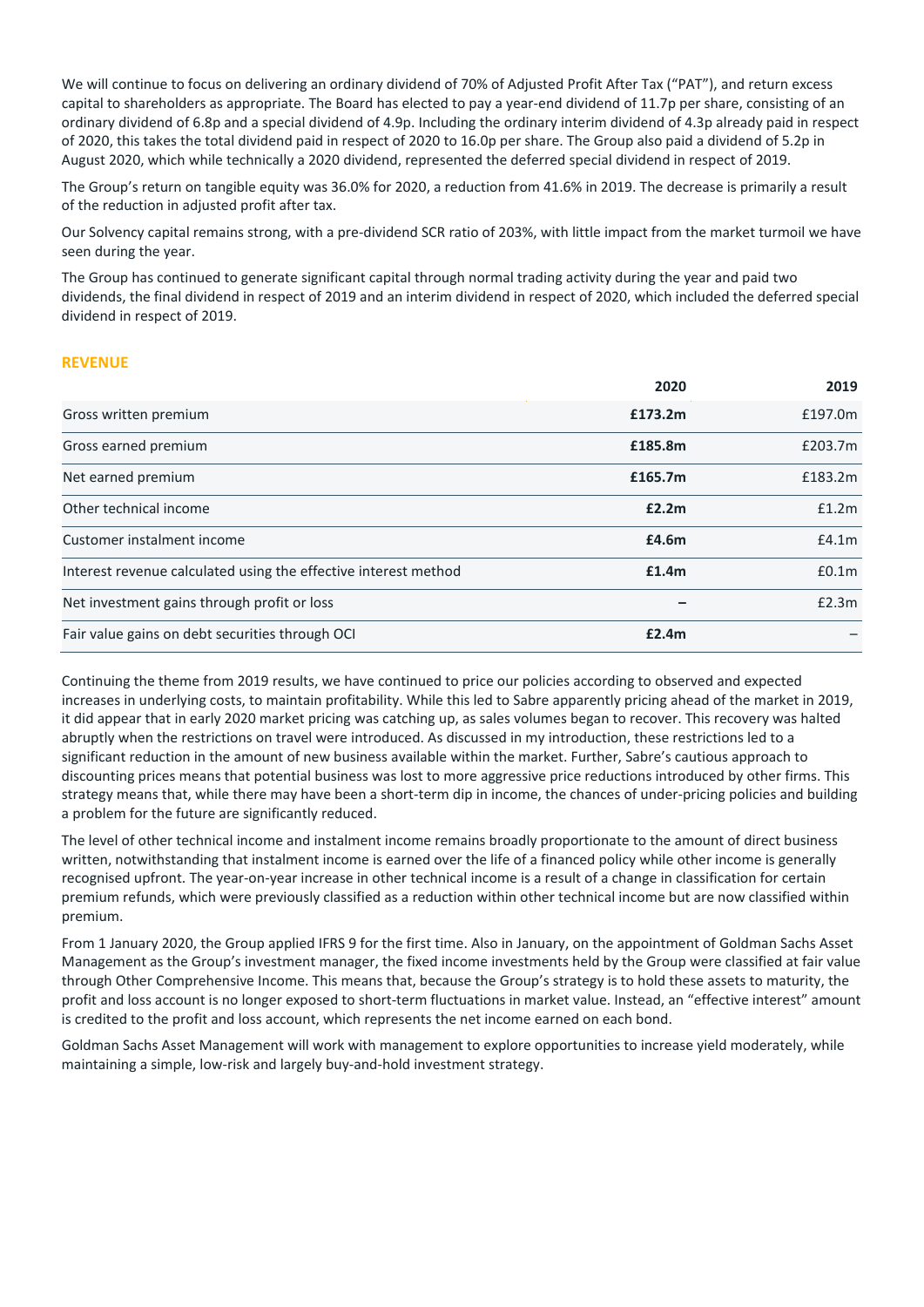We will continue to focus on delivering an ordinary dividend of 70% of Adjusted Profit After Tax ("PAT"), and return excess capital to shareholders as appropriate. The Board has elected to pay a year-end dividend of 11.7p per share, consisting of an ordinary dividend of 6.8p and a special dividend of 4.9p. Including the ordinary interim dividend of 4.3p already paid in respect of 2020, this takes the total dividend paid in respect of 2020 to 16.0p per share. The Group also paid a dividend of 5.2p in August 2020, which while technically a 2020 dividend, represented the deferred special dividend in respect of 2019.

The Group's return on tangible equity was 36.0% for 2020, a reduction from 41.6% in 2019. The decrease is primarily a result of the reduction in adjusted profit after tax.

Our Solvency capital remains strong, with a pre-dividend SCR ratio of 203%, with little impact from the market turmoil we have seen during the year.

The Group has continued to generate significant capital through normal trading activity during the year and paid two dividends, the final dividend in respect of 2019 and an interim dividend in respect of 2020, which included the deferred special dividend in respect of 2019.

## REVENUE

| | 2020 | 2019 |
|---|---|---|
| Gross written premium | **£173.2m** | £197.0m |
| Gross earned premium | **£185.8m** | £203.7m |
| Net earned premium | **£165.7m** | £183.2m |
| Other technical income | **£2.2m** | £1.2m |
| Customer instalment income | **£4.6m** | £4.1m |
| Interest revenue calculated using the effective interest method | **£1.4m** | £0.1m |
| Net investment gains through profit or loss | **–** | £2.3m |
| Fair value gains on debt securities through OCI | **£2.4m** | – |

Continuing the theme from 2019 results, we have continued to price our policies according to observed and expected increases in underlying costs, to maintain profitability. While this led to Sabre apparently pricing ahead of the market in 2019, it did appear that in early 2020 market pricing was catching up, as sales volumes began to recover. This recovery was halted abruptly when the restrictions on travel were introduced. As discussed in my introduction, these restrictions led to a significant reduction in the amount of new business available within the market. Further, Sabre's cautious approach to discounting prices means that potential business was lost to more aggressive price reductions introduced by other firms. This strategy means that, while there may have been a short-term dip in income, the chances of under-pricing policies and building a problem for the future are significantly reduced.

The level of other technical income and instalment income remains broadly proportionate to the amount of direct business written, notwithstanding that instalment income is earned over the life of a financed policy while other income is generally recognised upfront. The year-on-year increase in other technical income is a result of a change in classification for certain premium refunds, which were previously classified as a reduction within other technical income but are now classified within premium.

From 1 January 2020, the Group applied IFRS 9 for the first time. Also in January, on the appointment of Goldman Sachs Asset Management as the Group's investment manager, the fixed income investments held by the Group were classified at fair value through Other Comprehensive Income. This means that, because the Group's strategy is to hold these assets to maturity, the profit and loss account is no longer exposed to short-term fluctuations in market value. Instead, an "effective interest" amount is credited to the profit and loss account, which represents the net income earned on each bond.

Goldman Sachs Asset Management will work with management to explore opportunities to increase yield moderately, while maintaining a simple, low-risk and largely buy-and-hold investment strategy.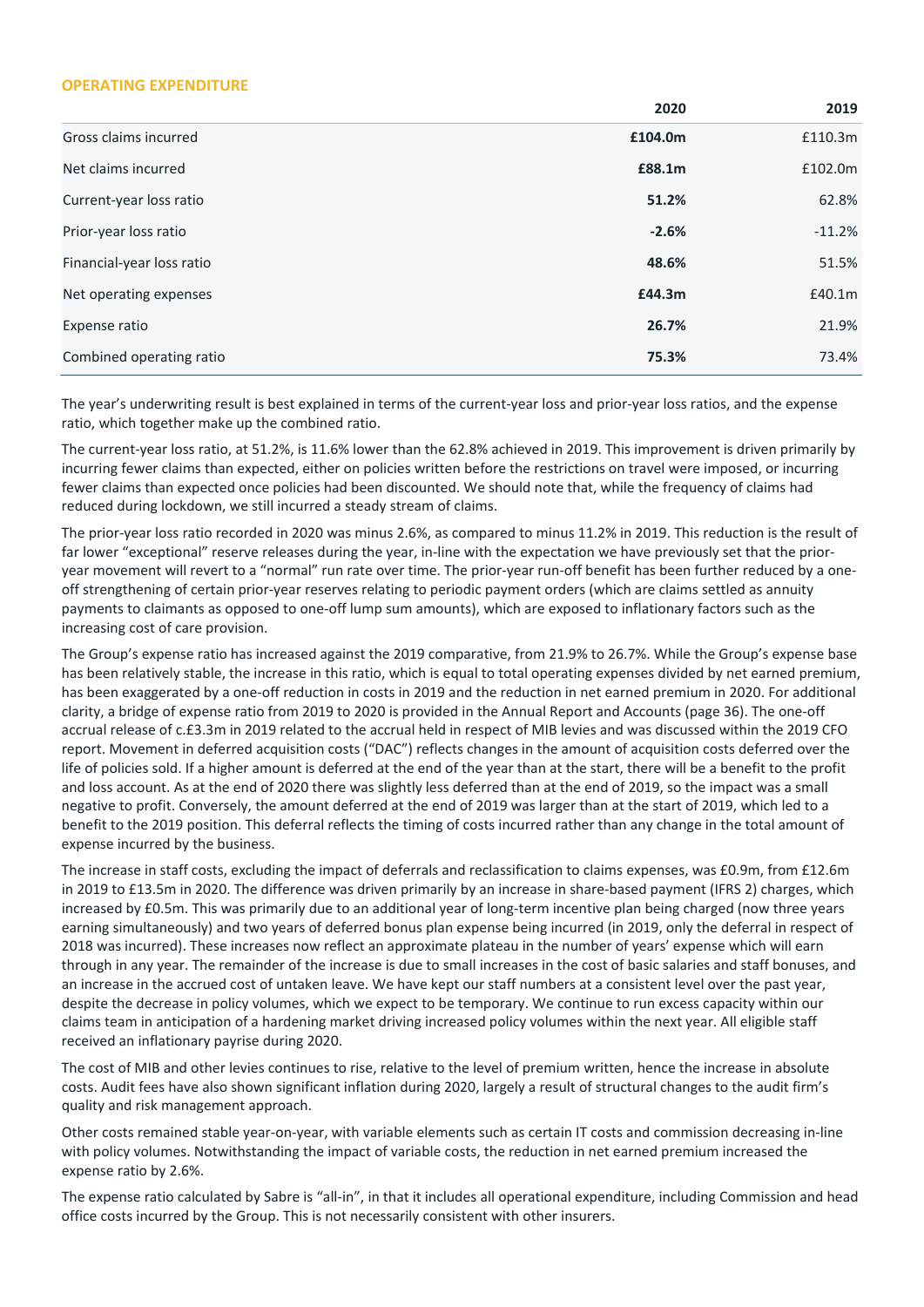## OPERATING EXPENDITURE

| | 2020 | 2019 |
|---|---|---|
| Gross claims incurred | **£104.0m** | £110.3m |
| Net claims incurred | **£88.1m** | £102.0m |
| Current-year loss ratio | **51.2%** | 62.8% |
| Prior-year loss ratio | **-2.6%** | -11.2% |
| Financial-year loss ratio | **48.6%** | 51.5% |
| Net operating expenses | **£44.3m** | £40.1m |
| Expense ratio | **26.7%** | 21.9% |
| Combined operating ratio | **75.3%** | 73.4% |

The year's underwriting result is best explained in terms of the current-year loss and prior-year loss ratios, and the expense ratio, which together make up the combined ratio.

The current-year loss ratio, at 51.2%, is 11.6% lower than the 62.8% achieved in 2019. This improvement is driven primarily by incurring fewer claims than expected, either on policies written before the restrictions on travel were imposed, or incurring fewer claims than expected once policies had been discounted. We should note that, while the frequency of claims had reduced during lockdown, we still incurred a steady stream of claims.

The prior-year loss ratio recorded in 2020 was minus 2.6%, as compared to minus 11.2% in 2019. This reduction is the result of far lower "exceptional" reserve releases during the year, in-line with the expectation we have previously set that the prior-year movement will revert to a "normal" run rate over time. The prior-year run-off benefit has been further reduced by a one-off strengthening of certain prior-year reserves relating to periodic payment orders (which are claims settled as annuity payments to claimants as opposed to one-off lump sum amounts), which are exposed to inflationary factors such as the increasing cost of care provision.

The Group's expense ratio has increased against the 2019 comparative, from 21.9% to 26.7%. While the Group's expense base has been relatively stable, the increase in this ratio, which is equal to total operating expenses divided by net earned premium, has been exaggerated by a one-off reduction in costs in 2019 and the reduction in net earned premium in 2020. For additional clarity, a bridge of expense ratio from 2019 to 2020 is provided in the Annual Report and Accounts (page 36). The one-off accrual release of c.£3.3m in 2019 related to the accrual held in respect of MIB levies and was discussed within the 2019 CFO report. Movement in deferred acquisition costs ("DAC") reflects changes in the amount of acquisition costs deferred over the life of policies sold. If a higher amount is deferred at the end of the year than at the start, there will be a benefit to the profit and loss account. As at the end of 2020 there was slightly less deferred than at the end of 2019, so the impact was a small negative to profit. Conversely, the amount deferred at the end of 2019 was larger than at the start of 2019, which led to a benefit to the 2019 position. This deferral reflects the timing of costs incurred rather than any change in the total amount of expense incurred by the business.

The increase in staff costs, excluding the impact of deferrals and reclassification to claims expenses, was £0.9m, from £12.6m in 2019 to £13.5m in 2020. The difference was driven primarily by an increase in share-based payment (IFRS 2) charges, which increased by £0.5m. This was primarily due to an additional year of long-term incentive plan being charged (now three years earning simultaneously) and two years of deferred bonus plan expense being incurred (in 2019, only the deferral in respect of 2018 was incurred). These increases now reflect an approximate plateau in the number of years' expense which will earn through in any year. The remainder of the increase is due to small increases in the cost of basic salaries and staff bonuses, and an increase in the accrued cost of untaken leave. We have kept our staff numbers at a consistent level over the past year, despite the decrease in policy volumes, which we expect to be temporary. We continue to run excess capacity within our claims team in anticipation of a hardening market driving increased policy volumes within the next year. All eligible staff received an inflationary payrise during 2020.

The cost of MIB and other levies continues to rise, relative to the level of premium written, hence the increase in absolute costs. Audit fees have also shown significant inflation during 2020, largely a result of structural changes to the audit firm's quality and risk management approach.

Other costs remained stable year-on-year, with variable elements such as certain IT costs and commission decreasing in-line with policy volumes. Notwithstanding the impact of variable costs, the reduction in net earned premium increased the expense ratio by 2.6%.

The expense ratio calculated by Sabre is "all-in", in that it includes all operational expenditure, including Commission and head office costs incurred by the Group. This is not necessarily consistent with other insurers.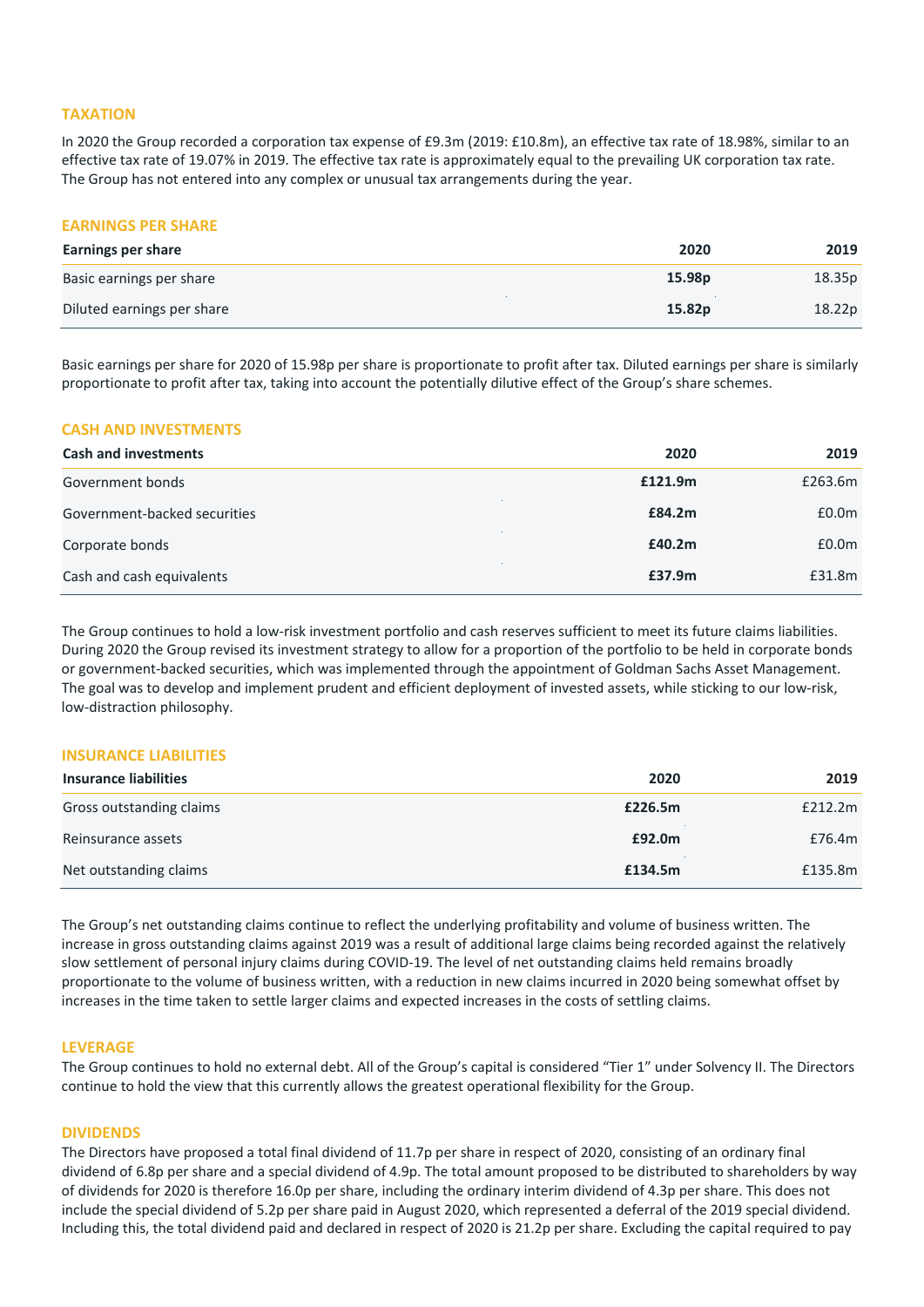## TAXATION

In 2020 the Group recorded a corporation tax expense of £9.3m (2019: £10.8m), an effective tax rate of 18.98%, similar to an effective tax rate of 19.07% in 2019. The effective tax rate is approximately equal to the prevailing UK corporation tax rate. The Group has not entered into any complex or unusual tax arrangements during the year.

## EARNINGS PER SHARE

| Earnings per share | 2020 | 2019 |
|---|---|---|
| Basic earnings per share | **15.98p** | 18.35p |
| Diluted earnings per share | **15.82p** | 18.22p |

Basic earnings per share for 2020 of 15.98p per share is proportionate to profit after tax. Diluted earnings per share is similarly proportionate to profit after tax, taking into account the potentially dilutive effect of the Group's share schemes.

## CASH AND INVESTMENTS

| Cash and investments | 2020 | 2019 |
|---|---|---|
| Government bonds | **£121.9m** | £263.6m |
| Government-backed securities | **£84.2m** | £0.0m |
| Corporate bonds | **£40.2m** | £0.0m |
| Cash and cash equivalents | **£37.9m** | £31.8m |

The Group continues to hold a low-risk investment portfolio and cash reserves sufficient to meet its future claims liabilities. During 2020 the Group revised its investment strategy to allow for a proportion of the portfolio to be held in corporate bonds or government-backed securities, which was implemented through the appointment of Goldman Sachs Asset Management. The goal was to develop and implement prudent and efficient deployment of invested assets, while sticking to our low-risk, low-distraction philosophy.

## INSURANCE LIABILITIES

| Insurance liabilities | 2020 | 2019 |
|---|---|---|
| Gross outstanding claims | **£226.5m** | £212.2m |
| Reinsurance assets | **£92.0m** | £76.4m |
| Net outstanding claims | **£134.5m** | £135.8m |

The Group's net outstanding claims continue to reflect the underlying profitability and volume of business written. The increase in gross outstanding claims against 2019 was a result of additional large claims being recorded against the relatively slow settlement of personal injury claims during COVID-19. The level of net outstanding claims held remains broadly proportionate to the volume of business written, with a reduction in new claims incurred in 2020 being somewhat offset by increases in the time taken to settle larger claims and expected increases in the costs of settling claims.

## LEVERAGE

The Group continues to hold no external debt. All of the Group's capital is considered "Tier 1" under Solvency II. The Directors continue to hold the view that this currently allows the greatest operational flexibility for the Group.

## DIVIDENDS

The Directors have proposed a total final dividend of 11.7p per share in respect of 2020, consisting of an ordinary final dividend of 6.8p per share and a special dividend of 4.9p. The total amount proposed to be distributed to shareholders by way of dividends for 2020 is therefore 16.0p per share, including the ordinary interim dividend of 4.3p per share. This does not include the special dividend of 5.2p per share paid in August 2020, which represented a deferral of the 2019 special dividend. Including this, the total dividend paid and declared in respect of 2020 is 21.2p per share. Excluding the capital required to pay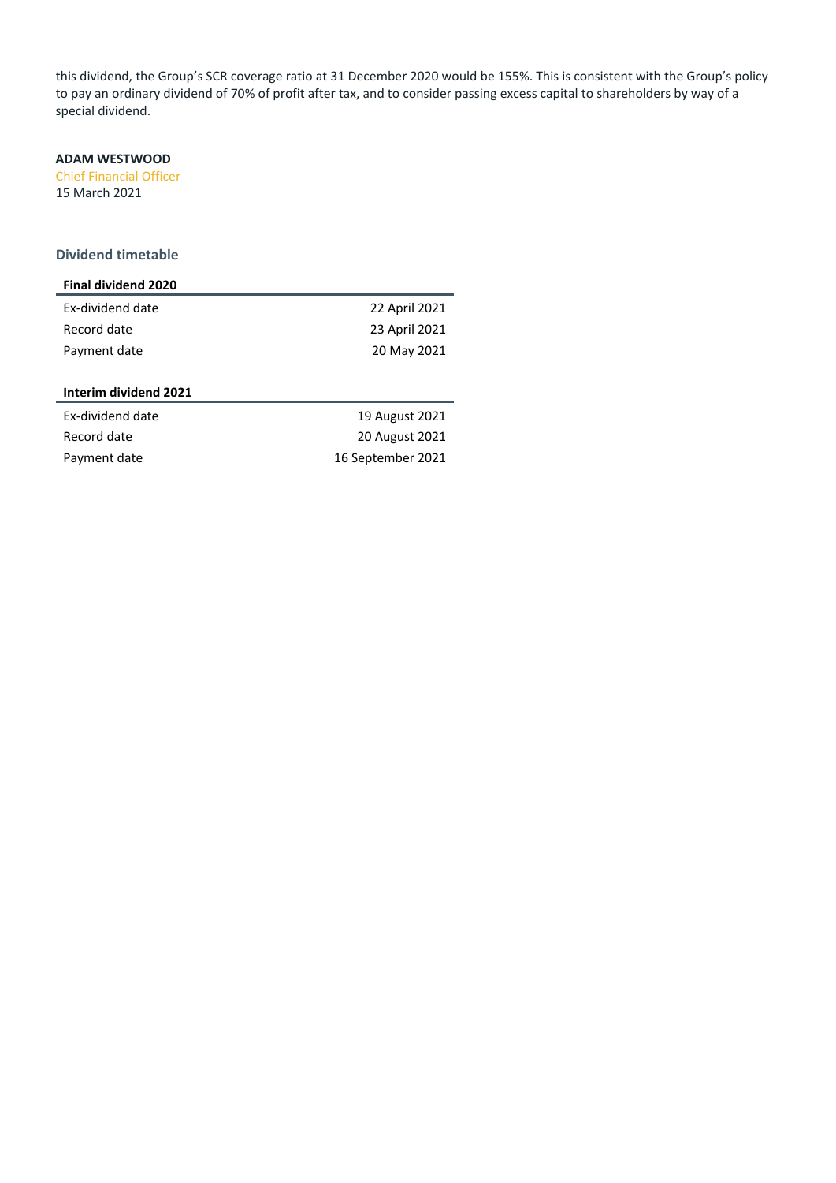this dividend, the Group's SCR coverage ratio at 31 December 2020 would be 155%. This is consistent with the Group's policy to pay an ordinary dividend of 70% of profit after tax, and to consider passing excess capital to shareholders by way of a special dividend.

**ADAM WESTWOOD**
Chief Financial Officer
15 March 2021

### Dividend timetable

| **Final dividend 2020** | |
|---|---|
| Ex-dividend date | 22 April 2021 |
| Record date | 23 April 2021 |
| Payment date | 20 May 2021 |

| **Interim dividend 2021** | |
|---|---|
| Ex-dividend date | 19 August 2021 |
| Record date | 20 August 2021 |
| Payment date | 16 September 2021 |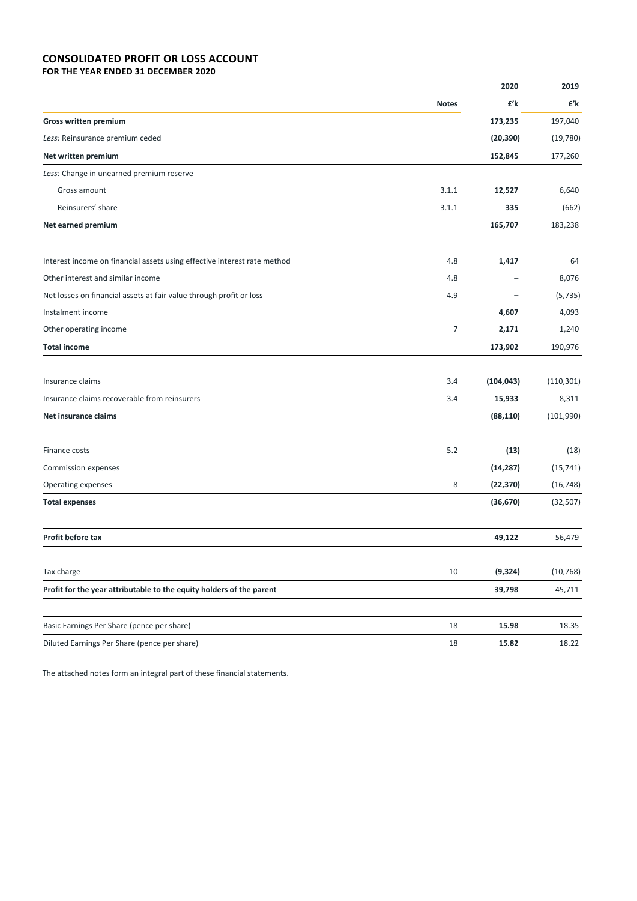# CONSOLIDATED PROFIT OR LOSS ACCOUNT

**FOR THE YEAR ENDED 31 DECEMBER 2020**

| | Notes | 2020<br>£'k | 2019<br>£'k |
|---|---|---|---|
| **Gross written premium** | | **173,235** | 197,040 |
| *Less:* Reinsurance premium ceded | | **(20,390)** | (19,780) |
| **Net written premium** | | **152,845** | 177,260 |
| *Less:* Change in unearned premium reserve | | | |
| Gross amount | 3.1.1 | **12,527** | 6,640 |
| Reinsurers' share | 3.1.1 | **335** | (662) |
| **Net earned premium** | | **165,707** | 183,238 |
| | | | |
| Interest income on financial assets using effective interest rate method | 4.8 | **1,417** | 64 |
| Other interest and similar income | 4.8 | **–** | 8,076 |
| Net losses on financial assets at fair value through profit or loss | 4.9 | **–** | (5,735) |
| Instalment income | | **4,607** | 4,093 |
| Other operating income | 7 | **2,171** | 1,240 |
| **Total income** | | **173,902** | 190,976 |
| | | | |
| Insurance claims | 3.4 | **(104,043)** | (110,301) |
| Insurance claims recoverable from reinsurers | 3.4 | **15,933** | 8,311 |
| **Net insurance claims** | | **(88,110)** | (101,990) |
| | | | |
| Finance costs | 5.2 | **(13)** | (18) |
| Commission expenses | | **(14,287)** | (15,741) |
| Operating expenses | 8 | **(22,370)** | (16,748) |
| **Total expenses** | | **(36,670)** | (32,507) |
| | | | |
| **Profit before tax** | | **49,122** | 56,479 |
| | | | |
| Tax charge | 10 | **(9,324)** | (10,768) |
| **Profit for the year attributable to the equity holders of the parent** | | **39,798** | 45,711 |
| | | | |
| Basic Earnings Per Share (pence per share) | 18 | **15.98** | 18.35 |
| Diluted Earnings Per Share (pence per share) | 18 | **15.82** | 18.22 |

The attached notes form an integral part of these financial statements.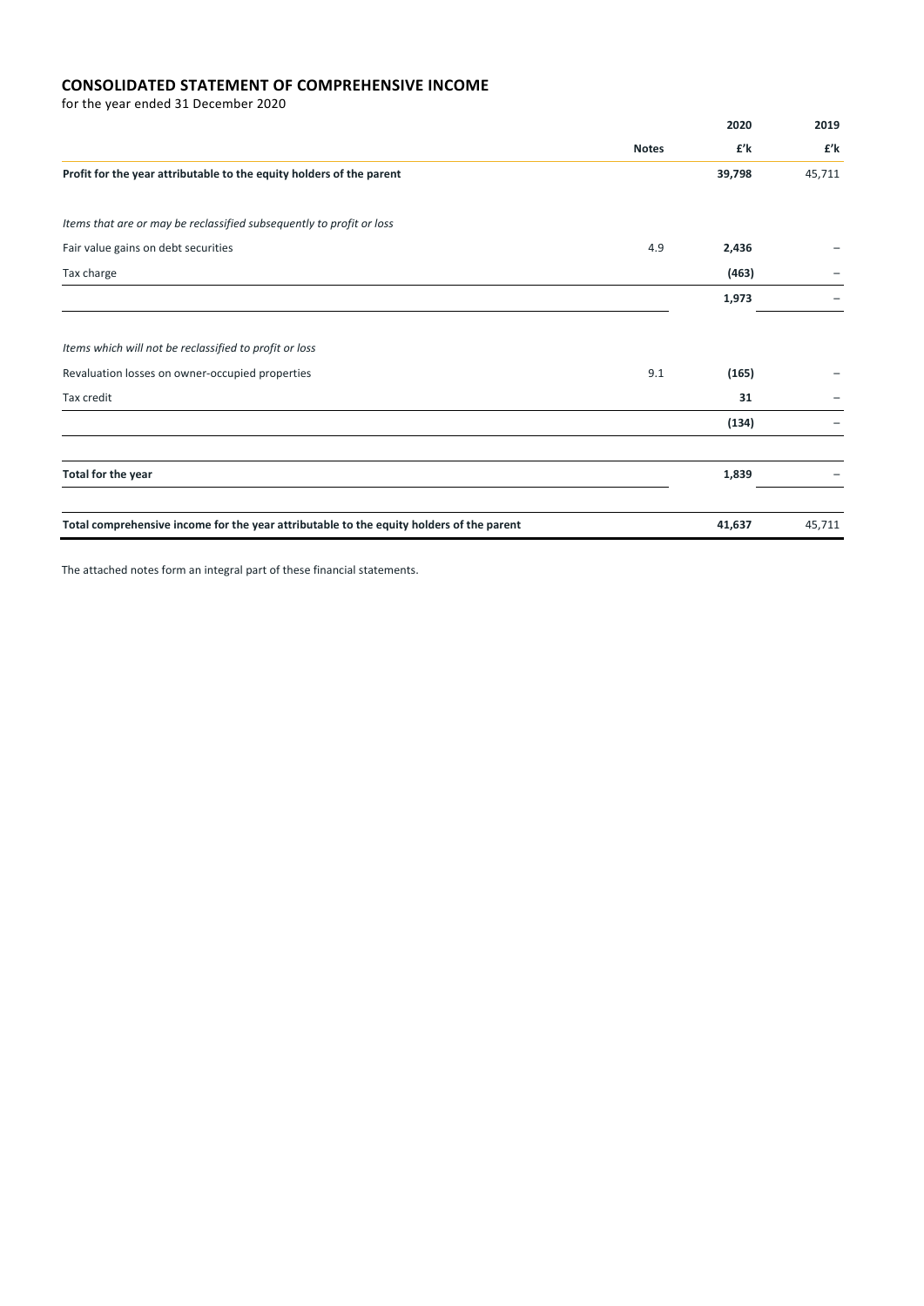## CONSOLIDATED STATEMENT OF COMPREHENSIVE INCOME

for the year ended 31 December 2020

| | Notes | 2020<br>£'k | 2019<br>£'k |
|---|---|---|---|
| **Profit for the year attributable to the equity holders of the parent** | | **39,798** | 45,711 |
| | | | |
| *Items that are or may be reclassified subsequently to profit or loss* | | | |
| Fair value gains on debt securities | 4.9 | **2,436** | – |
| Tax charge | | **(463)** | – |
| | | **1,973** | – |
| | | | |
| *Items which will not be reclassified to profit or loss* | | | |
| Revaluation losses on owner-occupied properties | 9.1 | **(165)** | – |
| Tax credit | | **31** | – |
| | | **(134)** | – |
| | | | |
| **Total for the year** | | **1,839** | – |
| | | | |
| **Total comprehensive income for the year attributable to the equity holders of the parent** | | **41,637** | 45,711 |

The attached notes form an integral part of these financial statements.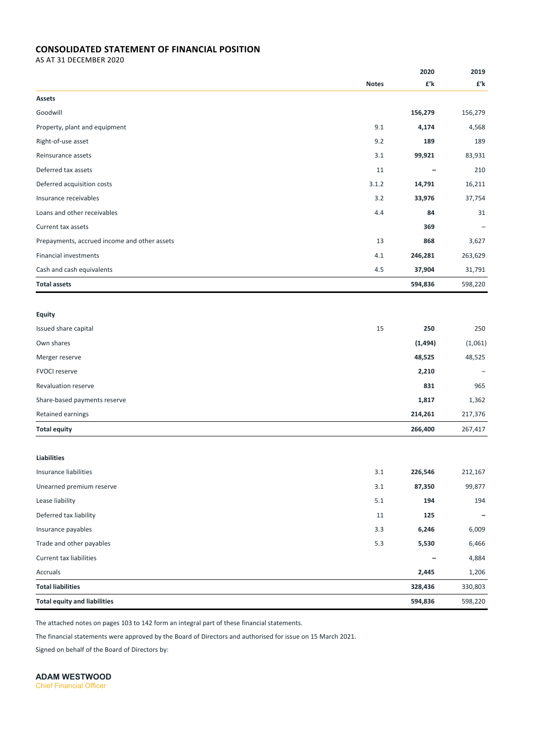## CONSOLIDATED STATEMENT OF FINANCIAL POSITION

AS AT 31 DECEMBER 2020

| | Notes | 2020 £'k | 2019 £'k |
|---|---|---|---|
| **Assets** | | | |
| Goodwill | | **156,279** | 156,279 |
| Property, plant and equipment | 9.1 | **4,174** | 4,568 |
| Right-of-use asset | 9.2 | **189** | 189 |
| Reinsurance assets | 3.1 | **99,921** | 83,931 |
| Deferred tax assets | 11 | **–** | 210 |
| Deferred acquisition costs | 3.1.2 | **14,791** | 16,211 |
| Insurance receivables | 3.2 | **33,976** | 37,754 |
| Loans and other receivables | 4.4 | **84** | 31 |
| Current tax assets | | **369** | – |
| Prepayments, accrued income and other assets | 13 | **868** | 3,627 |
| Financial investments | 4.1 | **246,281** | 263,629 |
| Cash and cash equivalents | 4.5 | **37,904** | 31,791 |
| **Total assets** | | **594,836** | 598,220 |
| | | | |
| **Equity** | | | |
| Issued share capital | 15 | **250** | 250 |
| Own shares | | **(1,494)** | (1,061) |
| Merger reserve | | **48,525** | 48,525 |
| FVOCI reserve | | **2,210** | – |
| Revaluation reserve | | **831** | 965 |
| Share-based payments reserve | | **1,817** | 1,362 |
| Retained earnings | | **214,261** | 217,376 |
| **Total equity** | | **266,400** | 267,417 |
| | | | |
| **Liabilities** | | | |
| Insurance liabilities | 3.1 | **226,546** | 212,167 |
| Unearned premium reserve | 3.1 | **87,350** | 99,877 |
| Lease liability | 5.1 | **194** | 194 |
| Deferred tax liability | 11 | **125** | – |
| Insurance payables | 3.3 | **6,246** | 6,009 |
| Trade and other payables | 5.3 | **5,530** | 6,466 |
| Current tax liabilities | | **–** | 4,884 |
| Accruals | | **2,445** | 1,206 |
| **Total liabilities** | | **328,436** | 330,803 |
| **Total equity and liabilities** | | **594,836** | 598,220 |

The attached notes on pages 103 to 142 form an integral part of these financial statements.

The financial statements were approved by the Board of Directors and authorised for issue on 15 March 2021.

Signed on behalf of the Board of Directors by:

**ADAM WESTWOOD**
Chief Financial Officer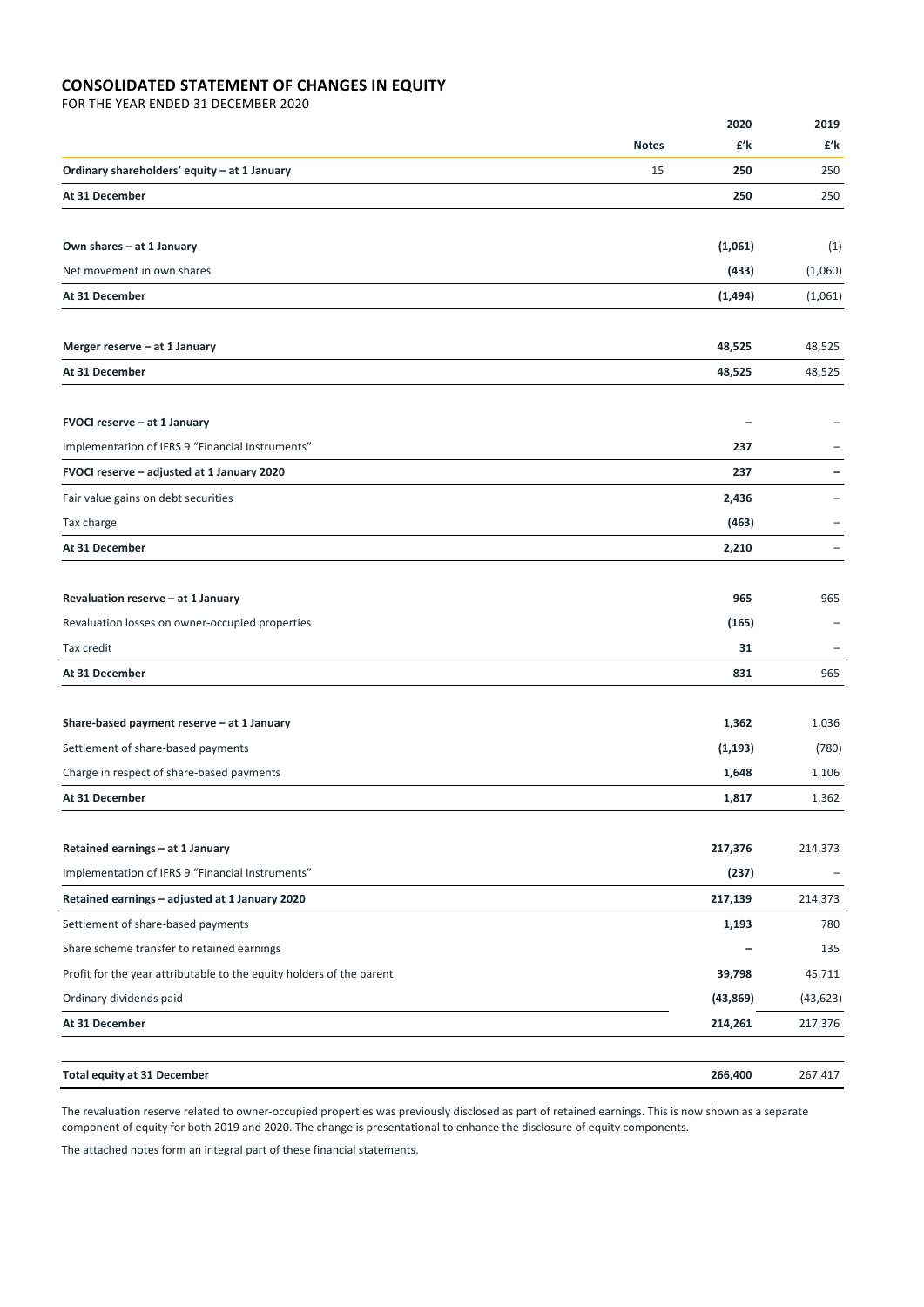## CONSOLIDATED STATEMENT OF CHANGES IN EQUITY

FOR THE YEAR ENDED 31 DECEMBER 2020

| | Notes | 2020 £'k | 2019 £'k |
|---|---|---|---|
| **Ordinary shareholders' equity – at 1 January** | 15 | **250** | 250 |
| **At 31 December** | | **250** | 250 |
| | | | |
| **Own shares – at 1 January** | | **(1,061)** | (1) |
| Net movement in own shares | | **(433)** | (1,060) |
| **At 31 December** | | **(1,494)** | (1,061) |
| | | | |
| **Merger reserve – at 1 January** | | **48,525** | 48,525 |
| **At 31 December** | | **48,525** | 48,525 |
| | | | |
| **FVOCI reserve – at 1 January** | | **–** | – |
| Implementation of IFRS 9 "Financial Instruments" | | **237** | – |
| **FVOCI reserve – adjusted at 1 January 2020** | | **237** | **–** |
| Fair value gains on debt securities | | **2,436** | – |
| Tax charge | | **(463)** | – |
| **At 31 December** | | **2,210** | – |
| | | | |
| **Revaluation reserve – at 1 January** | | **965** | 965 |
| Revaluation losses on owner-occupied properties | | **(165)** | – |
| Tax credit | | **31** | – |
| **At 31 December** | | **831** | 965 |
| | | | |
| **Share-based payment reserve – at 1 January** | | **1,362** | 1,036 |
| Settlement of share-based payments | | **(1,193)** | (780) |
| Charge in respect of share-based payments | | **1,648** | 1,106 |
| **At 31 December** | | **1,817** | 1,362 |
| | | | |
| **Retained earnings – at 1 January** | | **217,376** | 214,373 |
| Implementation of IFRS 9 "Financial Instruments" | | **(237)** | – |
| **Retained earnings – adjusted at 1 January 2020** | | **217,139** | 214,373 |
| Settlement of share-based payments | | **1,193** | 780 |
| Share scheme transfer to retained earnings | | **–** | 135 |
| Profit for the year attributable to the equity holders of the parent | | **39,798** | 45,711 |
| Ordinary dividends paid | | **(43,869)** | (43,623) |
| **At 31 December** | | **214,261** | 217,376 |
| | | | |
| **Total equity at 31 December** | | **266,400** | 267,417 |

The revaluation reserve related to owner-occupied properties was previously disclosed as part of retained earnings. This is now shown as a separate component of equity for both 2019 and 2020. The change is presentational to enhance the disclosure of equity components.

The attached notes form an integral part of these financial statements.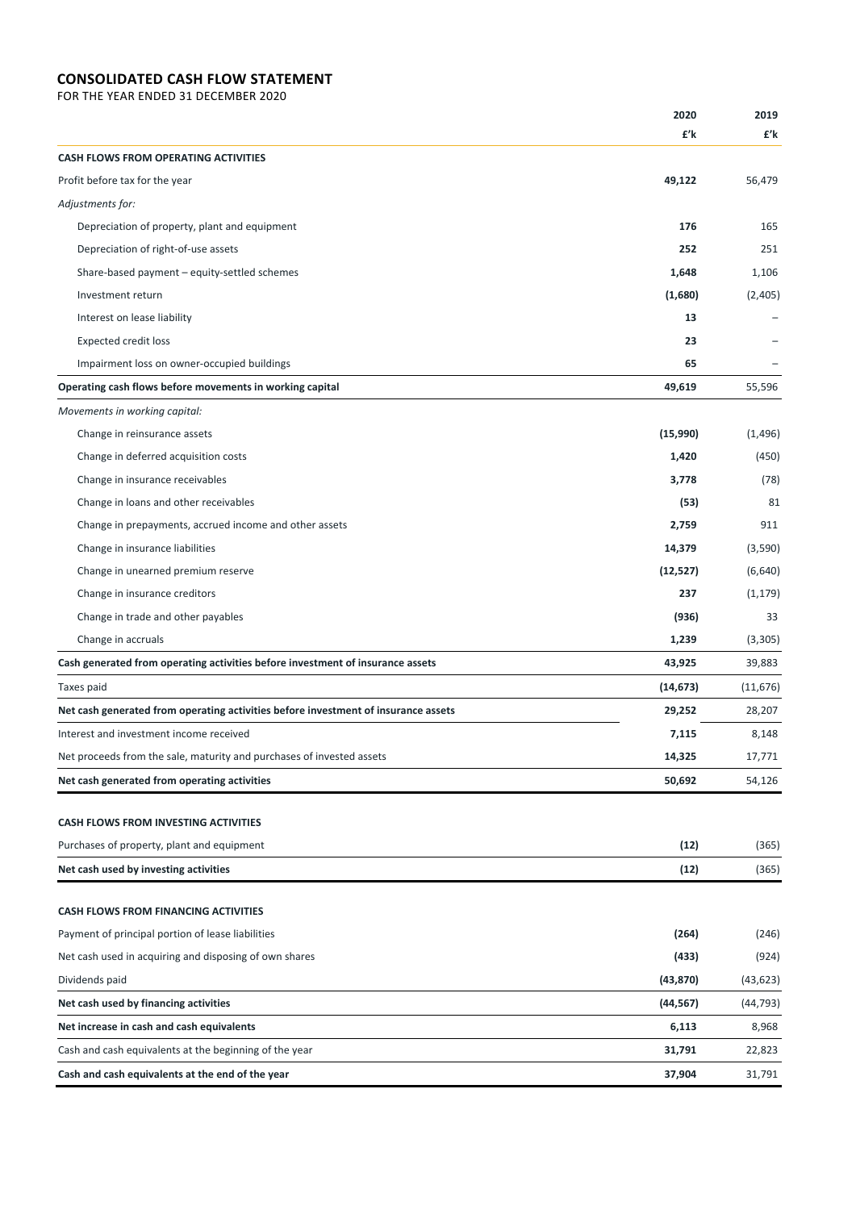# CONSOLIDATED CASH FLOW STATEMENT

FOR THE YEAR ENDED 31 DECEMBER 2020

| | 2020 | 2019 |
|---|---|---|
| | £'k | £'k |
| **CASH FLOWS FROM OPERATING ACTIVITIES** | | |
| Profit before tax for the year | **49,122** | 56,479 |
| *Adjustments for:* | | |
| Depreciation of property, plant and equipment | **176** | 165 |
| Depreciation of right-of-use assets | **252** | 251 |
| Share-based payment – equity-settled schemes | **1,648** | 1,106 |
| Investment return | **(1,680)** | (2,405) |
| Interest on lease liability | **13** | – |
| Expected credit loss | **23** | – |
| Impairment loss on owner-occupied buildings | **65** | – |
| **Operating cash flows before movements in working capital** | **49,619** | 55,596 |
| *Movements in working capital:* | | |
| Change in reinsurance assets | **(15,990)** | (1,496) |
| Change in deferred acquisition costs | **1,420** | (450) |
| Change in insurance receivables | **3,778** | (78) |
| Change in loans and other receivables | **(53)** | 81 |
| Change in prepayments, accrued income and other assets | **2,759** | 911 |
| Change in insurance liabilities | **14,379** | (3,590) |
| Change in unearned premium reserve | **(12,527)** | (6,640) |
| Change in insurance creditors | **237** | (1,179) |
| Change in trade and other payables | **(936)** | 33 |
| Change in accruals | **1,239** | (3,305) |
| **Cash generated from operating activities before investment of insurance assets** | **43,925** | 39,883 |
| Taxes paid | **(14,673)** | (11,676) |
| **Net cash generated from operating activities before investment of insurance assets** | **29,252** | 28,207 |
| Interest and investment income received | **7,115** | 8,148 |
| Net proceeds from the sale, maturity and purchases of invested assets | **14,325** | 17,771 |
| **Net cash generated from operating activities** | **50,692** | 54,126 |
| **CASH FLOWS FROM INVESTING ACTIVITIES** | | |
| Purchases of property, plant and equipment | **(12)** | (365) |
| **Net cash used by investing activities** | **(12)** | (365) |
| **CASH FLOWS FROM FINANCING ACTIVITIES** | | |
| Payment of principal portion of lease liabilities | **(264)** | (246) |
| Net cash used in acquiring and disposing of own shares | **(433)** | (924) |
| Dividends paid | **(43,870)** | (43,623) |
| **Net cash used by financing activities** | **(44,567)** | (44,793) |
| **Net increase in cash and cash equivalents** | **6,113** | 8,968 |
| Cash and cash equivalents at the beginning of the year | **31,791** | 22,823 |
| **Cash and cash equivalents at the end of the year** | **37,904** | 31,791 |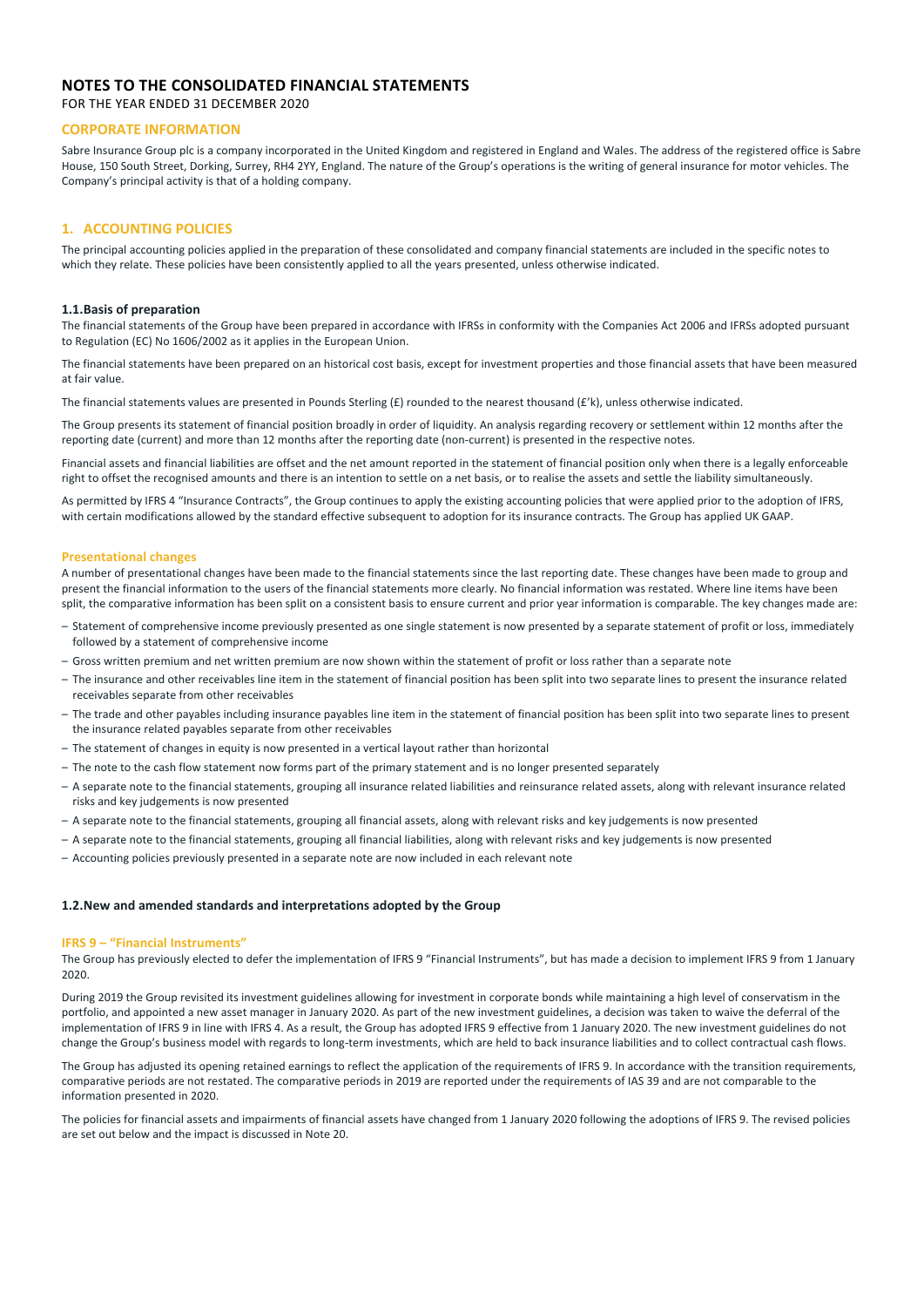# NOTES TO THE CONSOLIDATED FINANCIAL STATEMENTS

FOR THE YEAR ENDED 31 DECEMBER 2020

## CORPORATE INFORMATION

Sabre Insurance Group plc is a company incorporated in the United Kingdom and registered in England and Wales. The address of the registered office is Sabre House, 150 South Street, Dorking, Surrey, RH4 2YY, England. The nature of the Group's operations is the writing of general insurance for motor vehicles. The Company's principal activity is that of a holding company.

## 1. ACCOUNTING POLICIES

The principal accounting policies applied in the preparation of these consolidated and company financial statements are included in the specific notes to which they relate. These policies have been consistently applied to all the years presented, unless otherwise indicated.

### 1.1. Basis of preparation

The financial statements of the Group have been prepared in accordance with IFRSs in conformity with the Companies Act 2006 and IFRSs adopted pursuant to Regulation (EC) No 1606/2002 as it applies in the European Union.

The financial statements have been prepared on an historical cost basis, except for investment properties and those financial assets that have been measured at fair value.

The financial statements values are presented in Pounds Sterling (£) rounded to the nearest thousand (£'k), unless otherwise indicated.

The Group presents its statement of financial position broadly in order of liquidity. An analysis regarding recovery or settlement within 12 months after the reporting date (current) and more than 12 months after the reporting date (non-current) is presented in the respective notes.

Financial assets and financial liabilities are offset and the net amount reported in the statement of financial position only when there is a legally enforceable right to offset the recognised amounts and there is an intention to settle on a net basis, or to realise the assets and settle the liability simultaneously.

As permitted by IFRS 4 "Insurance Contracts", the Group continues to apply the existing accounting policies that were applied prior to the adoption of IFRS, with certain modifications allowed by the standard effective subsequent to adoption for its insurance contracts. The Group has applied UK GAAP.

### Presentational changes

A number of presentational changes have been made to the financial statements since the last reporting date. These changes have been made to group and present the financial information to the users of the financial statements more clearly. No financial information was restated. Where line items have been split, the comparative information has been split on a consistent basis to ensure current and prior year information is comparable. The key changes made are:

- Statement of comprehensive income previously presented as one single statement is now presented by a separate statement of profit or loss, immediately followed by a statement of comprehensive income
- Gross written premium and net written premium are now shown within the statement of profit or loss rather than a separate note
- The insurance and other receivables line item in the statement of financial position has been split into two separate lines to present the insurance related receivables separate from other receivables
- The trade and other payables including insurance payables line item in the statement of financial position has been split into two separate lines to present the insurance related payables separate from other receivables
- The statement of changes in equity is now presented in a vertical layout rather than horizontal
- The note to the cash flow statement now forms part of the primary statement and is no longer presented separately
- A separate note to the financial statements, grouping all insurance related liabilities and reinsurance related assets, along with relevant insurance related risks and key judgements is now presented
- A separate note to the financial statements, grouping all financial assets, along with relevant risks and key judgements is now presented
- A separate note to the financial statements, grouping all financial liabilities, along with relevant risks and key judgements is now presented
- Accounting policies previously presented in a separate note are now included in each relevant note

### 1.2. New and amended standards and interpretations adopted by the Group

#### IFRS 9 – "Financial Instruments"

The Group has previously elected to defer the implementation of IFRS 9 "Financial Instruments", but has made a decision to implement IFRS 9 from 1 January 2020.

During 2019 the Group revisited its investment guidelines allowing for investment in corporate bonds while maintaining a high level of conservatism in the portfolio, and appointed a new asset manager in January 2020. As part of the new investment guidelines, a decision was taken to waive the deferral of the implementation of IFRS 9 in line with IFRS 4. As a result, the Group has adopted IFRS 9 effective from 1 January 2020. The new investment guidelines do not change the Group's business model with regards to long-term investments, which are held to back insurance liabilities and to collect contractual cash flows.

The Group has adjusted its opening retained earnings to reflect the application of the requirements of IFRS 9. In accordance with the transition requirements, comparative periods are not restated. The comparative periods in 2019 are reported under the requirements of IAS 39 and are not comparable to the information presented in 2020.

The policies for financial assets and impairments of financial assets have changed from 1 January 2020 following the adoptions of IFRS 9. The revised policies are set out below and the impact is discussed in Note 20.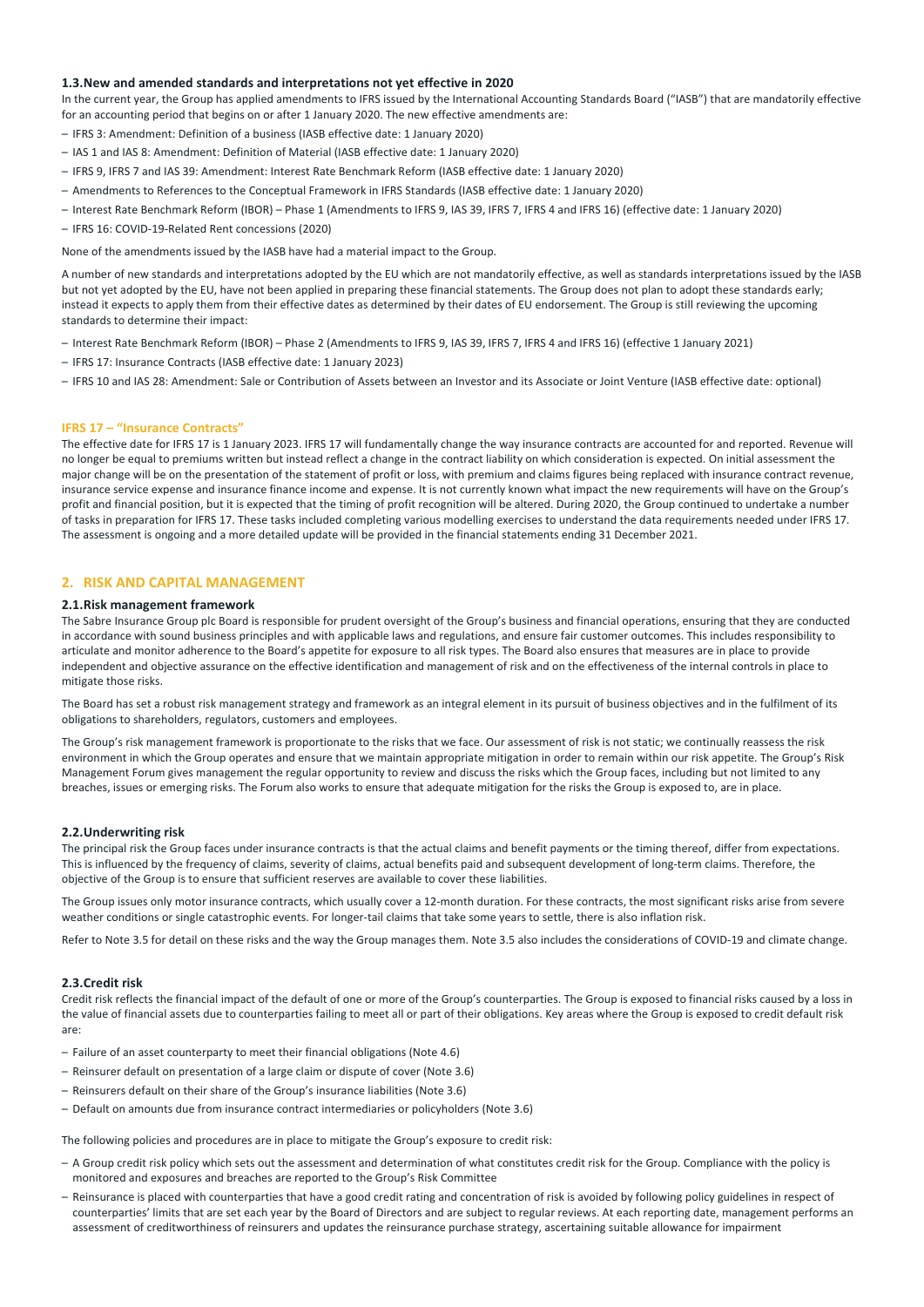### 1.3.New and amended standards and interpretations not yet effective in 2020

In the current year, the Group has applied amendments to IFRS issued by the International Accounting Standards Board ("IASB") that are mandatorily effective for an accounting period that begins on or after 1 January 2020. The new effective amendments are:

- IFRS 3: Amendment: Definition of a business (IASB effective date: 1 January 2020)
- IAS 1 and IAS 8: Amendment: Definition of Material (IASB effective date: 1 January 2020)
- IFRS 9, IFRS 7 and IAS 39: Amendment: Interest Rate Benchmark Reform (IASB effective date: 1 January 2020)
- Amendments to References to the Conceptual Framework in IFRS Standards (IASB effective date: 1 January 2020)
- Interest Rate Benchmark Reform (IBOR) – Phase 1 (Amendments to IFRS 9, IAS 39, IFRS 7, IFRS 4 and IFRS 16) (effective date: 1 January 2020)
- IFRS 16: COVID-19-Related Rent concessions (2020)

None of the amendments issued by the IASB have had a material impact to the Group.

A number of new standards and interpretations adopted by the EU which are not mandatorily effective, as well as standards interpretations issued by the IASB but not yet adopted by the EU, have not been applied in preparing these financial statements. The Group does not plan to adopt these standards early; instead it expects to apply them from their effective dates as determined by their dates of EU endorsement. The Group is still reviewing the upcoming standards to determine their impact:

- Interest Rate Benchmark Reform (IBOR) – Phase 2 (Amendments to IFRS 9, IAS 39, IFRS 7, IFRS 4 and IFRS 16) (effective 1 January 2021)
- IFRS 17: Insurance Contracts (IASB effective date: 1 January 2023)
- IFRS 10 and IAS 28: Amendment: Sale or Contribution of Assets between an Investor and its Associate or Joint Venture (IASB effective date: optional)

#### IFRS 17 – "Insurance Contracts"

The effective date for IFRS 17 is 1 January 2023. IFRS 17 will fundamentally change the way insurance contracts are accounted for and reported. Revenue will no longer be equal to premiums written but instead reflect a change in the contract liability on which consideration is expected. On initial assessment the major change will be on the presentation of the statement of profit or loss, with premium and claims figures being replaced with insurance contract revenue, insurance service expense and insurance finance income and expense. It is not currently known what impact the new requirements will have on the Group's profit and financial position, but it is expected that the timing of profit recognition will be altered. During 2020, the Group continued to undertake a number of tasks in preparation for IFRS 17. These tasks included completing various modelling exercises to understand the data requirements needed under IFRS 17. The assessment is ongoing and a more detailed update will be provided in the financial statements ending 31 December 2021.

## 2. RISK AND CAPITAL MANAGEMENT

### 2.1.Risk management framework

The Sabre Insurance Group plc Board is responsible for prudent oversight of the Group's business and financial operations, ensuring that they are conducted in accordance with sound business principles and with applicable laws and regulations, and ensure fair customer outcomes. This includes responsibility to articulate and monitor adherence to the Board's appetite for exposure to all risk types. The Board also ensures that measures are in place to provide independent and objective assurance on the effective identification and management of risk and on the effectiveness of the internal controls in place to mitigate those risks.

The Board has set a robust risk management strategy and framework as an integral element in its pursuit of business objectives and in the fulfilment of its obligations to shareholders, regulators, customers and employees.

The Group's risk management framework is proportionate to the risks that we face. Our assessment of risk is not static; we continually reassess the risk environment in which the Group operates and ensure that we maintain appropriate mitigation in order to remain within our risk appetite. The Group's Risk Management Forum gives management the regular opportunity to review and discuss the risks which the Group faces, including but not limited to any breaches, issues or emerging risks. The Forum also works to ensure that adequate mitigation for the risks the Group is exposed to, are in place.

### 2.2.Underwriting risk

The principal risk the Group faces under insurance contracts is that the actual claims and benefit payments or the timing thereof, differ from expectations. This is influenced by the frequency of claims, severity of claims, actual benefits paid and subsequent development of long-term claims. Therefore, the objective of the Group is to ensure that sufficient reserves are available to cover these liabilities.

The Group issues only motor insurance contracts, which usually cover a 12-month duration. For these contracts, the most significant risks arise from severe weather conditions or single catastrophic events. For longer-tail claims that take some years to settle, there is also inflation risk.

Refer to Note 3.5 for detail on these risks and the way the Group manages them. Note 3.5 also includes the considerations of COVID-19 and climate change.

### 2.3.Credit risk

Credit risk reflects the financial impact of the default of one or more of the Group's counterparties. The Group is exposed to financial risks caused by a loss in the value of financial assets due to counterparties failing to meet all or part of their obligations. Key areas where the Group is exposed to credit default risk are:

- Failure of an asset counterparty to meet their financial obligations (Note 4.6)
- Reinsurer default on presentation of a large claim or dispute of cover (Note 3.6)
- Reinsurers default on their share of the Group's insurance liabilities (Note 3.6)
- Default on amounts due from insurance contract intermediaries or policyholders (Note 3.6)

The following policies and procedures are in place to mitigate the Group's exposure to credit risk:

- A Group credit risk policy which sets out the assessment and determination of what constitutes credit risk for the Group. Compliance with the policy is monitored and exposures and breaches are reported to the Group's Risk Committee
- Reinsurance is placed with counterparties that have a good credit rating and concentration of risk is avoided by following policy guidelines in respect of counterparties' limits that are set each year by the Board of Directors and are subject to regular reviews. At each reporting date, management performs an assessment of creditworthiness of reinsurers and updates the reinsurance purchase strategy, ascertaining suitable allowance for impairment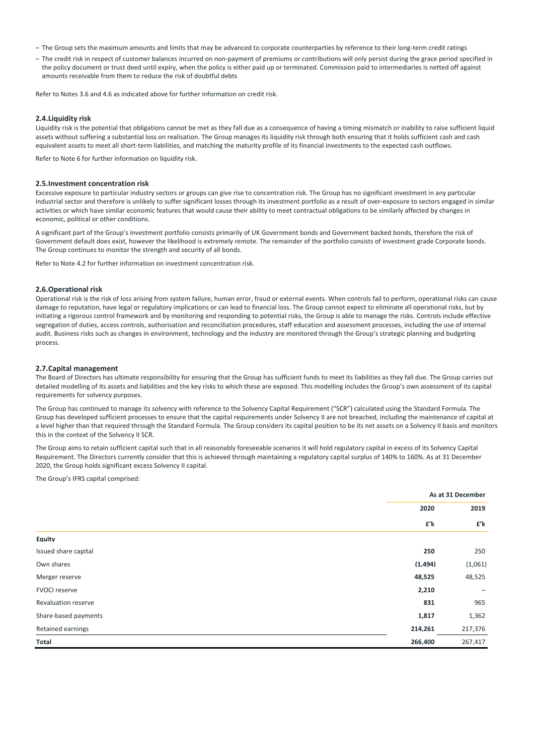- The Group sets the maximum amounts and limits that may be advanced to corporate counterparties by reference to their long-term credit ratings
- The credit risk in respect of customer balances incurred on non-payment of premiums or contributions will only persist during the grace period specified in the policy document or trust deed until expiry, when the policy is either paid up or terminated. Commission paid to intermediaries is netted off against amounts receivable from them to reduce the risk of doubtful debts

Refer to Notes 3.6 and 4.6 as indicated above for further information on credit risk.

### 2.4. Liquidity risk

Liquidity risk is the potential that obligations cannot be met as they fall due as a consequence of having a timing mismatch or inability to raise sufficient liquid assets without suffering a substantial loss on realisation. The Group manages its liquidity risk through both ensuring that it holds sufficient cash and cash equivalent assets to meet all short-term liabilities, and matching the maturity profile of its financial investments to the expected cash outflows.

Refer to Note 6 for further information on liquidity risk.

### 2.5. Investment concentration risk

Excessive exposure to particular industry sectors or groups can give rise to concentration risk. The Group has no significant investment in any particular industrial sector and therefore is unlikely to suffer significant losses through its investment portfolio as a result of over-exposure to sectors engaged in similar activities or which have similar economic features that would cause their ability to meet contractual obligations to be similarly affected by changes in economic, political or other conditions.

A significant part of the Group's investment portfolio consists primarily of UK Government bonds and Government backed bonds, therefore the risk of Government default does exist, however the likelihood is extremely remote. The remainder of the portfolio consists of investment grade Corporate bonds. The Group continues to monitor the strength and security of all bonds.

Refer to Note 4.2 for further information on investment concentration risk.

### 2.6. Operational risk

Operational risk is the risk of loss arising from system failure, human error, fraud or external events. When controls fail to perform, operational risks can cause damage to reputation, have legal or regulatory implications or can lead to financial loss. The Group cannot expect to eliminate all operational risks, but by initiating a rigorous control framework and by monitoring and responding to potential risks, the Group is able to manage the risks. Controls include effective segregation of duties, access controls, authorisation and reconciliation procedures, staff education and assessment processes, including the use of internal audit. Business risks such as changes in environment, technology and the industry are monitored through the Group's strategic planning and budgeting process.

### 2.7. Capital management

The Board of Directors has ultimate responsibility for ensuring that the Group has sufficient funds to meet its liabilities as they fall due. The Group carries out detailed modelling of its assets and liabilities and the key risks to which these are exposed. This modelling includes the Group's own assessment of its capital requirements for solvency purposes.

The Group has continued to manage its solvency with reference to the Solvency Capital Requirement ("SCR") calculated using the Standard Formula. The Group has developed sufficient processes to ensure that the capital requirements under Solvency II are not breached, including the maintenance of capital at a level higher than that required through the Standard Formula. The Group considers its capital position to be its net assets on a Solvency II basis and monitors this in the context of the Solvency II SCR.

The Group aims to retain sufficient capital such that in all reasonably foreseeable scenarios it will hold regulatory capital in excess of its Solvency Capital Requirement. The Directors currently consider that this is achieved through maintaining a regulatory capital surplus of 140% to 160%. As at 31 December 2020, the Group holds significant excess Solvency II capital.

The Group's IFRS capital comprised:

| | As at 31 December | |
|---|---|---|
| | **2020** | **2019** |
| | **£'k** | **£'k** |
| **Equity** | | |
| Issued share capital | **250** | 250 |
| Own shares | **(1,494)** | (1,061) |
| Merger reserve | **48,525** | 48,525 |
| FVOCI reserve | **2,210** | – |
| Revaluation reserve | **831** | 965 |
| Share-based payments | **1,817** | 1,362 |
| Retained earnings | **214,261** | 217,376 |
| **Total** | **266,400** | 267,417 |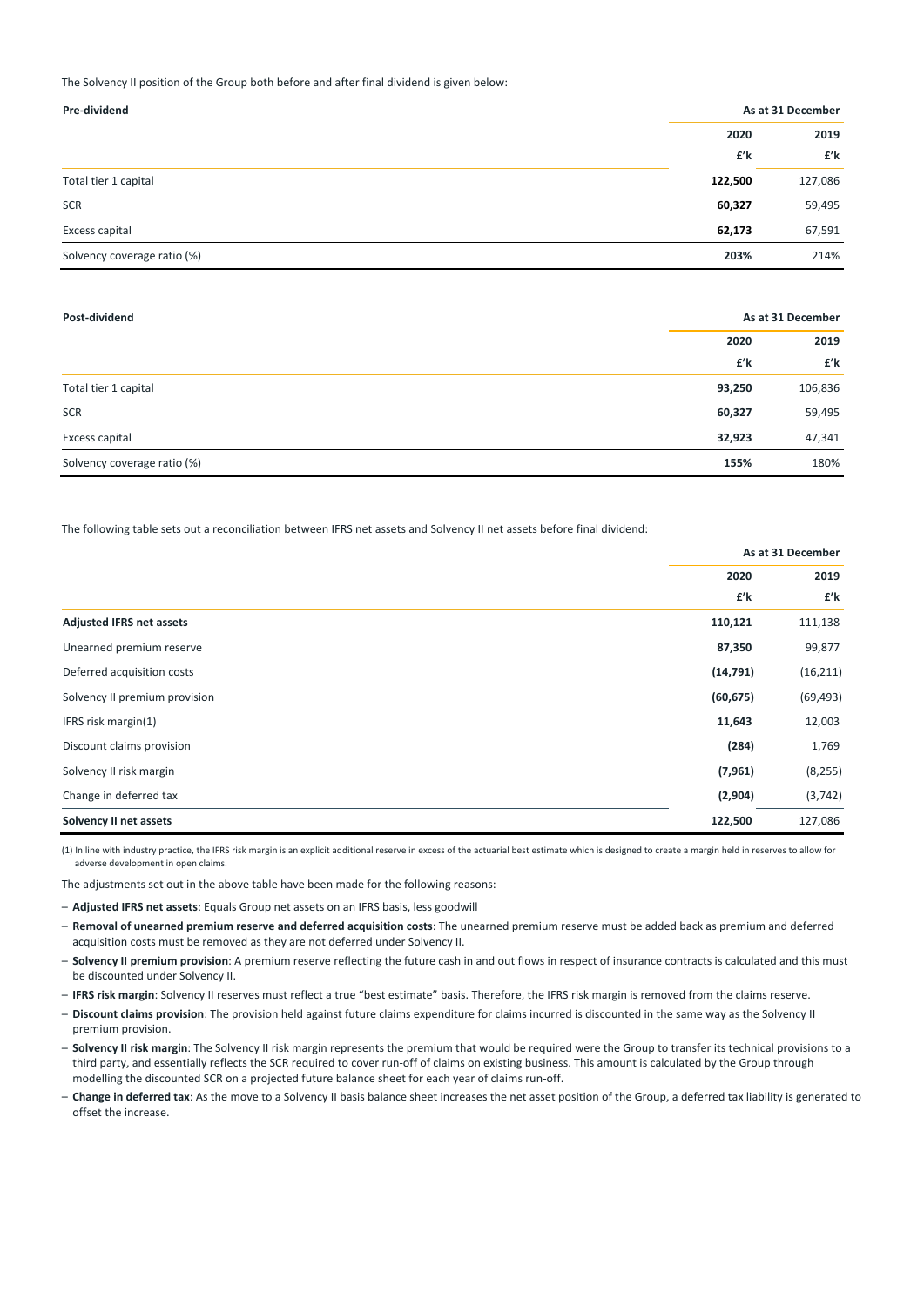The Solvency II position of the Group both before and after final dividend is given below:

| **Pre-dividend** | **As at 31 December** | |
|---|---|---|
| | **2020** | **2019** |
| | **£'k** | **£'k** |
| Total tier 1 capital | **122,500** | 127,086 |
| SCR | **60,327** | 59,495 |
| Excess capital | **62,173** | 67,591 |
| Solvency coverage ratio (%) | **203%** | 214% |

| **Post-dividend** | **As at 31 December** | |
|---|---|---|
| | **2020** | **2019** |
| | **£'k** | **£'k** |
| Total tier 1 capital | **93,250** | 106,836 |
| SCR | **60,327** | 59,495 |
| Excess capital | **32,923** | 47,341 |
| Solvency coverage ratio (%) | **155%** | 180% |

The following table sets out a reconciliation between IFRS net assets and Solvency II net assets before final dividend:

| | **As at 31 December** | |
|---|---|---|
| | **2020** | **2019** |
| | **£'k** | **£'k** |
| **Adjusted IFRS net assets** | **110,121** | 111,138 |
| Unearned premium reserve | **87,350** | 99,877 |
| Deferred acquisition costs | **(14,791)** | (16,211) |
| Solvency II premium provision | **(60,675)** | (69,493) |
| IFRS risk margin(1) | **11,643** | 12,003 |
| Discount claims provision | **(284)** | 1,769 |
| Solvency II risk margin | **(7,961)** | (8,255) |
| Change in deferred tax | **(2,904)** | (3,742) |
| **Solvency II net assets** | **122,500** | 127,086 |

(1) In line with industry practice, the IFRS risk margin is an explicit additional reserve in excess of the actuarial best estimate which is designed to create a margin held in reserves to allow for adverse development in open claims.

The adjustments set out in the above table have been made for the following reasons:

- **Adjusted IFRS net assets**: Equals Group net assets on an IFRS basis, less goodwill
- **Removal of unearned premium reserve and deferred acquisition costs**: The unearned premium reserve must be added back as premium and deferred acquisition costs must be removed as they are not deferred under Solvency II.
- **Solvency II premium provision**: A premium reserve reflecting the future cash in and out flows in respect of insurance contracts is calculated and this must be discounted under Solvency II.
- **IFRS risk margin**: Solvency II reserves must reflect a true "best estimate" basis. Therefore, the IFRS risk margin is removed from the claims reserve.
- **Discount claims provision**: The provision held against future claims expenditure for claims incurred is discounted in the same way as the Solvency II premium provision.
- **Solvency II risk margin**: The Solvency II risk margin represents the premium that would be required were the Group to transfer its technical provisions to a third party, and essentially reflects the SCR required to cover run-off of claims on existing business. This amount is calculated by the Group through modelling the discounted SCR on a projected future balance sheet for each year of claims run-off.
- **Change in deferred tax**: As the move to a Solvency II basis balance sheet increases the net asset position of the Group, a deferred tax liability is generated to offset the increase.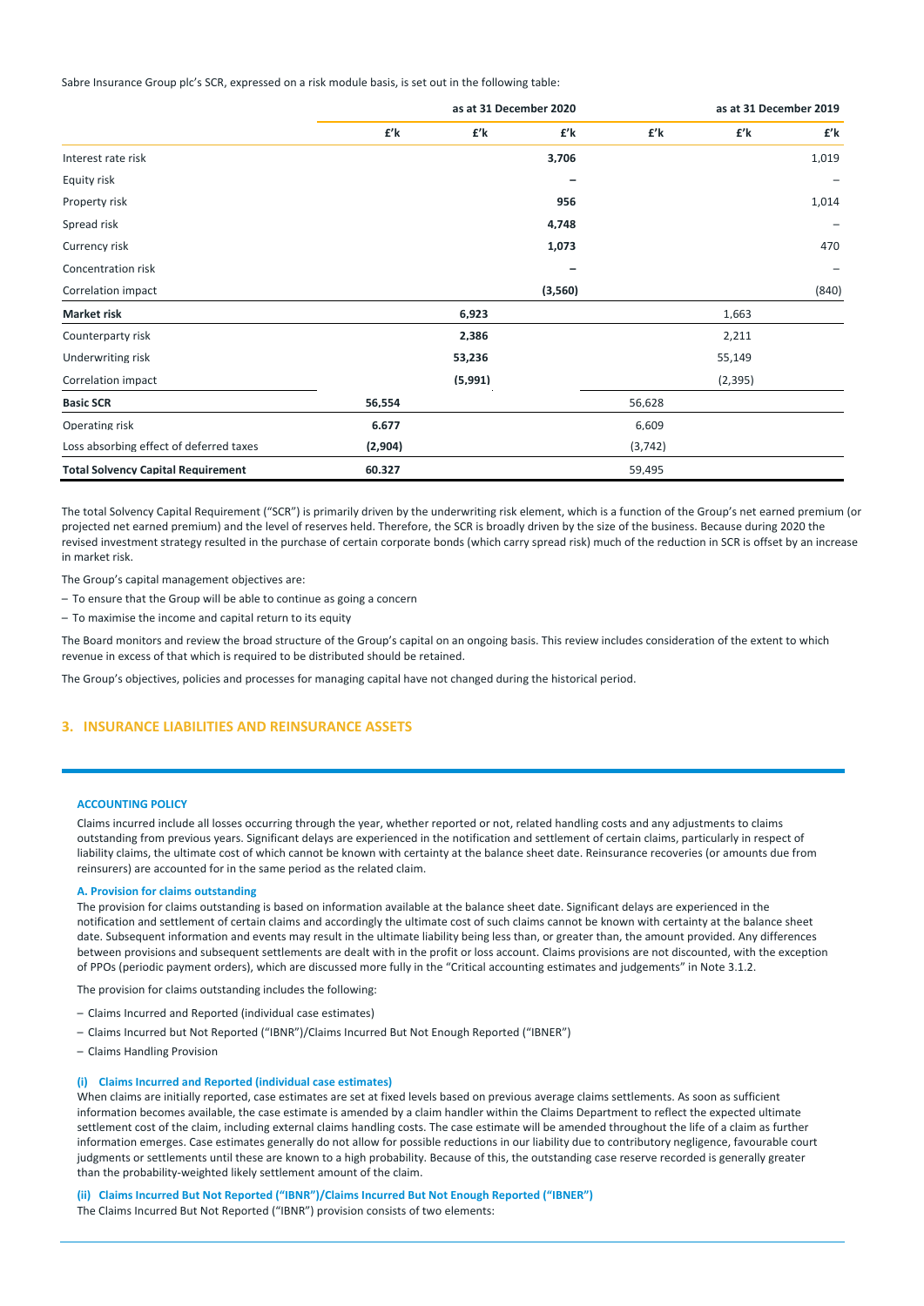Sabre Insurance Group plc's SCR, expressed on a risk module basis, is set out in the following table:

| | as at 31 December 2020 | | | as at 31 December 2019 | | |
|---|---|---|---|---|---|---|
| | £'k | £'k | £'k | £'k | £'k | £'k |
| Interest rate risk | | | **3,706** | | | 1,019 |
| Equity risk | | | **–** | | | – |
| Property risk | | | **956** | | | 1,014 |
| Spread risk | | | **4,748** | | | – |
| Currency risk | | | **1,073** | | | 470 |
| Concentration risk | | | **–** | | | – |
| Correlation impact | | | **(3,560)** | | | (840) |
| **Market risk** | | **6,923** | | | 1,663 | |
| Counterparty risk | | **2,386** | | | 2,211 | |
| Underwriting risk | | **53,236** | | | 55,149 | |
| Correlation impact | | **(5,991)** | | | (2,395) | |
| **Basic SCR** | **56,554** | | | 56,628 | | |
| Operating risk | **6.677** | | | 6,609 | | |
| Loss absorbing effect of deferred taxes | **(2,904)** | | | (3,742) | | |
| **Total Solvency Capital Requirement** | **60.327** | | | 59,495 | | |

The total Solvency Capital Requirement ("SCR") is primarily driven by the underwriting risk element, which is a function of the Group's net earned premium (or projected net earned premium) and the level of reserves held. Therefore, the SCR is broadly driven by the size of the business. Because during 2020 the revised investment strategy resulted in the purchase of certain corporate bonds (which carry spread risk) much of the reduction in SCR is offset by an increase in market risk.

The Group's capital management objectives are:

- To ensure that the Group will be able to continue as going a concern
- To maximise the income and capital return to its equity

The Board monitors and review the broad structure of the Group's capital on an ongoing basis. This review includes consideration of the extent to which revenue in excess of that which is required to be distributed should be retained.

The Group's objectives, policies and processes for managing capital have not changed during the historical period.

## 3. INSURANCE LIABILITIES AND REINSURANCE ASSETS

### ACCOUNTING POLICY

Claims incurred include all losses occurring through the year, whether reported or not, related handling costs and any adjustments to claims outstanding from previous years. Significant delays are experienced in the notification and settlement of certain claims, particularly in respect of liability claims, the ultimate cost of which cannot be known with certainty at the balance sheet date. Reinsurance recoveries (or amounts due from reinsurers) are accounted for in the same period as the related claim.

#### A. Provision for claims outstanding

The provision for claims outstanding is based on information available at the balance sheet date. Significant delays are experienced in the notification and settlement of certain claims and accordingly the ultimate cost of such claims cannot be known with certainty at the balance sheet date. Subsequent information and events may result in the ultimate liability being less than, or greater than, the amount provided. Any differences between provisions and subsequent settlements are dealt with in the profit or loss account. Claims provisions are not discounted, with the exception of PPOs (periodic payment orders), which are discussed more fully in the "Critical accounting estimates and judgements" in Note 3.1.2.

The provision for claims outstanding includes the following:

- Claims Incurred and Reported (individual case estimates)
- Claims Incurred but Not Reported ("IBNR")/Claims Incurred But Not Enough Reported ("IBNER")
- Claims Handling Provision

#### (i) Claims Incurred and Reported (individual case estimates)

When claims are initially reported, case estimates are set at fixed levels based on previous average claims settlements. As soon as sufficient information becomes available, the case estimate is amended by a claim handler within the Claims Department to reflect the expected ultimate settlement cost of the claim, including external claims handling costs. The case estimate will be amended throughout the life of a claim as further information emerges. Case estimates generally do not allow for possible reductions in our liability due to contributory negligence, favourable court judgments or settlements until these are known to a high probability. Because of this, the outstanding case reserve recorded is generally greater than the probability-weighted likely settlement amount of the claim.

#### (ii) Claims Incurred But Not Reported ("IBNR")/Claims Incurred But Not Enough Reported ("IBNER")

The Claims Incurred But Not Reported ("IBNR") provision consists of two elements: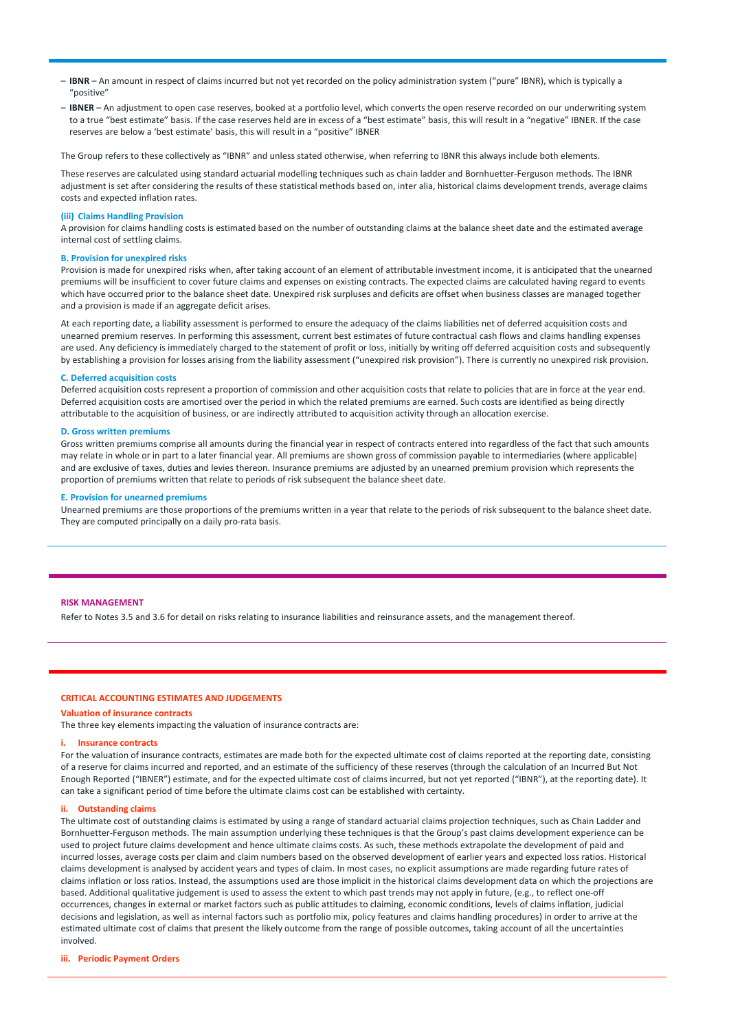- **IBNR** – An amount in respect of claims incurred but not yet recorded on the policy administration system ("pure" IBNR), which is typically a "positive"
- **IBNER** – An adjustment to open case reserves, booked at a portfolio level, which converts the open reserve recorded on our underwriting system to a true "best estimate" basis. If the case reserves held are in excess of a "best estimate" basis, this will result in a "negative" IBNER. If the case reserves are below a 'best estimate' basis, this will result in a "positive" IBNER

The Group refers to these collectively as "IBNR" and unless stated otherwise, when referring to IBNR this always include both elements.

These reserves are calculated using standard actuarial modelling techniques such as chain ladder and Bornhuetter-Ferguson methods. The IBNR adjustment is set after considering the results of these statistical methods based on, inter alia, historical claims development trends, average claims costs and expected inflation rates.

#### (iii) Claims Handling Provision

A provision for claims handling costs is estimated based on the number of outstanding claims at the balance sheet date and the estimated average internal cost of settling claims.

#### B. Provision for unexpired risks

Provision is made for unexpired risks when, after taking account of an element of attributable investment income, it is anticipated that the unearned premiums will be insufficient to cover future claims and expenses on existing contracts. The expected claims are calculated having regard to events which have occurred prior to the balance sheet date. Unexpired risk surpluses and deficits are offset when business classes are managed together and a provision is made if an aggregate deficit arises.

At each reporting date, a liability assessment is performed to ensure the adequacy of the claims liabilities net of deferred acquisition costs and unearned premium reserves. In performing this assessment, current best estimates of future contractual cash flows and claims handling expenses are used. Any deficiency is immediately charged to the statement of profit or loss, initially by writing off deferred acquisition costs and subsequently by establishing a provision for losses arising from the liability assessment ("unexpired risk provision"). There is currently no unexpired risk provision.

#### C. Deferred acquisition costs

Deferred acquisition costs represent a proportion of commission and other acquisition costs that relate to policies that are in force at the year end. Deferred acquisition costs are amortised over the period in which the related premiums are earned. Such costs are identified as being directly attributable to the acquisition of business, or are indirectly attributed to acquisition activity through an allocation exercise.

#### D. Gross written premiums

Gross written premiums comprise all amounts during the financial year in respect of contracts entered into regardless of the fact that such amounts may relate in whole or in part to a later financial year. All premiums are shown gross of commission payable to intermediaries (where applicable) and are exclusive of taxes, duties and levies thereon. Insurance premiums are adjusted by an unearned premium provision which represents the proportion of premiums written that relate to periods of risk subsequent the balance sheet date.

#### E. Provision for unearned premiums

Unearned premiums are those proportions of the premiums written in a year that relate to the periods of risk subsequent to the balance sheet date. They are computed principally on a daily pro-rata basis.

## RISK MANAGEMENT

Refer to Notes 3.5 and 3.6 for detail on risks relating to insurance liabilities and reinsurance assets, and the management thereof.

## CRITICAL ACCOUNTING ESTIMATES AND JUDGEMENTS

### Valuation of insurance contracts

The three key elements impacting the valuation of insurance contracts are:

#### i. Insurance contracts

For the valuation of insurance contracts, estimates are made both for the expected ultimate cost of claims reported at the reporting date, consisting of a reserve for claims incurred and reported, and an estimate of the sufficiency of these reserves (through the calculation of an Incurred But Not Enough Reported ("IBNER") estimate, and for the expected ultimate cost of claims incurred, but not yet reported ("IBNR"), at the reporting date). It can take a significant period of time before the ultimate claims cost can be established with certainty.

#### ii. Outstanding claims

The ultimate cost of outstanding claims is estimated by using a range of standard actuarial claims projection techniques, such as Chain Ladder and Bornhuetter-Ferguson methods. The main assumption underlying these techniques is that the Group's past claims development experience can be used to project future claims development and hence ultimate claims costs. As such, these methods extrapolate the development of paid and incurred losses, average costs per claim and claim numbers based on the observed development of earlier years and expected loss ratios. Historical claims development is analysed by accident years and types of claim. In most cases, no explicit assumptions are made regarding future rates of claims inflation or loss ratios. Instead, the assumptions used are those implicit in the historical claims development data on which the projections are based. Additional qualitative judgement is used to assess the extent to which past trends may not apply in future, (e.g., to reflect one-off occurrences, changes in external or market factors such as public attitudes to claiming, economic conditions, levels of claims inflation, judicial decisions and legislation, as well as internal factors such as portfolio mix, policy features and claims handling procedures) in order to arrive at the estimated ultimate cost of claims that present the likely outcome from the range of possible outcomes, taking account of all the uncertainties involved.

#### iii. Periodic Payment Orders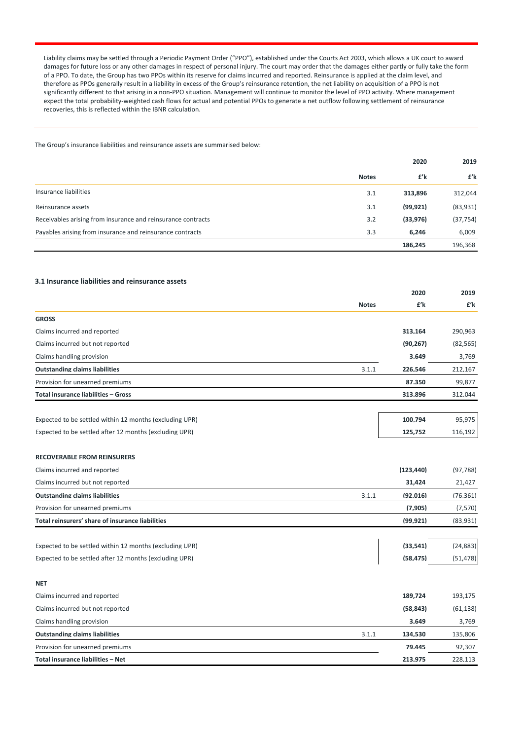Liability claims may be settled through a Periodic Payment Order ("PPO"), established under the Courts Act 2003, which allows a UK court to award damages for future loss or any other damages in respect of personal injury. The court may order that the damages either partly or fully take the form of a PPO. To date, the Group has two PPOs within its reserve for claims incurred and reported. Reinsurance is applied at the claim level, and therefore as PPOs generally result in a liability in excess of the Group's reinsurance retention, the net liability on acquisition of a PPO is not significantly different to that arising in a non-PPO situation. Management will continue to monitor the level of PPO activity. Where management expect the total probability-weighted cash flows for actual and potential PPOs to generate a net outflow following settlement of reinsurance recoveries, this is reflected within the IBNR calculation.

The Group's insurance liabilities and reinsurance assets are summarised below:

| | Notes | 2020 £'k | 2019 £'k |
|---|---|---|---|
| Insurance liabilities | 3.1 | **313,896** | 312,044 |
| Reinsurance assets | 3.1 | **(99,921)** | (83,931) |
| Receivables arising from insurance and reinsurance contracts | 3.2 | **(33,976)** | (37,754) |
| Payables arising from insurance and reinsurance contracts | 3.3 | **6,246** | 6,009 |
| | | **186,245** | 196,368 |

### 3.1 Insurance liabilities and reinsurance assets

| | Notes | 2020 £'k | 2019 £'k |
|---|---|---|---|
| **GROSS** | | | |
| Claims incurred and reported | | **313,164** | 290,963 |
| Claims incurred but not reported | | **(90,267)** | (82,565) |
| Claims handling provision | | **3,649** | 3,769 |
| **Outstanding claims liabilities** | 3.1.1 | **226,546** | 212,167 |
| Provision for unearned premiums | | **87,350** | 99,877 |
| **Total insurance liabilities – Gross** | | **313,896** | 312,044 |
| | | | |
| Expected to be settled within 12 months (excluding UPR) | | **100,794** | 95,975 |
| Expected to be settled after 12 months (excluding UPR) | | **125,752** | 116,192 |
| | | | |
| **RECOVERABLE FROM REINSURERS** | | | |
| Claims incurred and reported | | **(123,440)** | (97,788) |
| Claims incurred but not reported | | **31,424** | 21,427 |
| **Outstanding claims liabilities** | 3.1.1 | **(92,016)** | (76,361) |
| Provision for unearned premiums | | **(7,905)** | (7,570) |
| **Total reinsurers' share of insurance liabilities** | | **(99,921)** | (83,931) |
| | | | |
| Expected to be settled within 12 months (excluding UPR) | | **(33,541)** | (24,883) |
| Expected to be settled after 12 months (excluding UPR) | | **(58,475)** | (51,478) |
| | | | |
| **NET** | | | |
| Claims incurred and reported | | **189,724** | 193,175 |
| Claims incurred but not reported | | **(58,843)** | (61,138) |
| Claims handling provision | | **3,649** | 3,769 |
| **Outstanding claims liabilities** | 3.1.1 | **134,530** | 135,806 |
| Provision for unearned premiums | | **79,445** | 92,307 |
| **Total insurance liabilities – Net** | | **213,975** | 228,113 |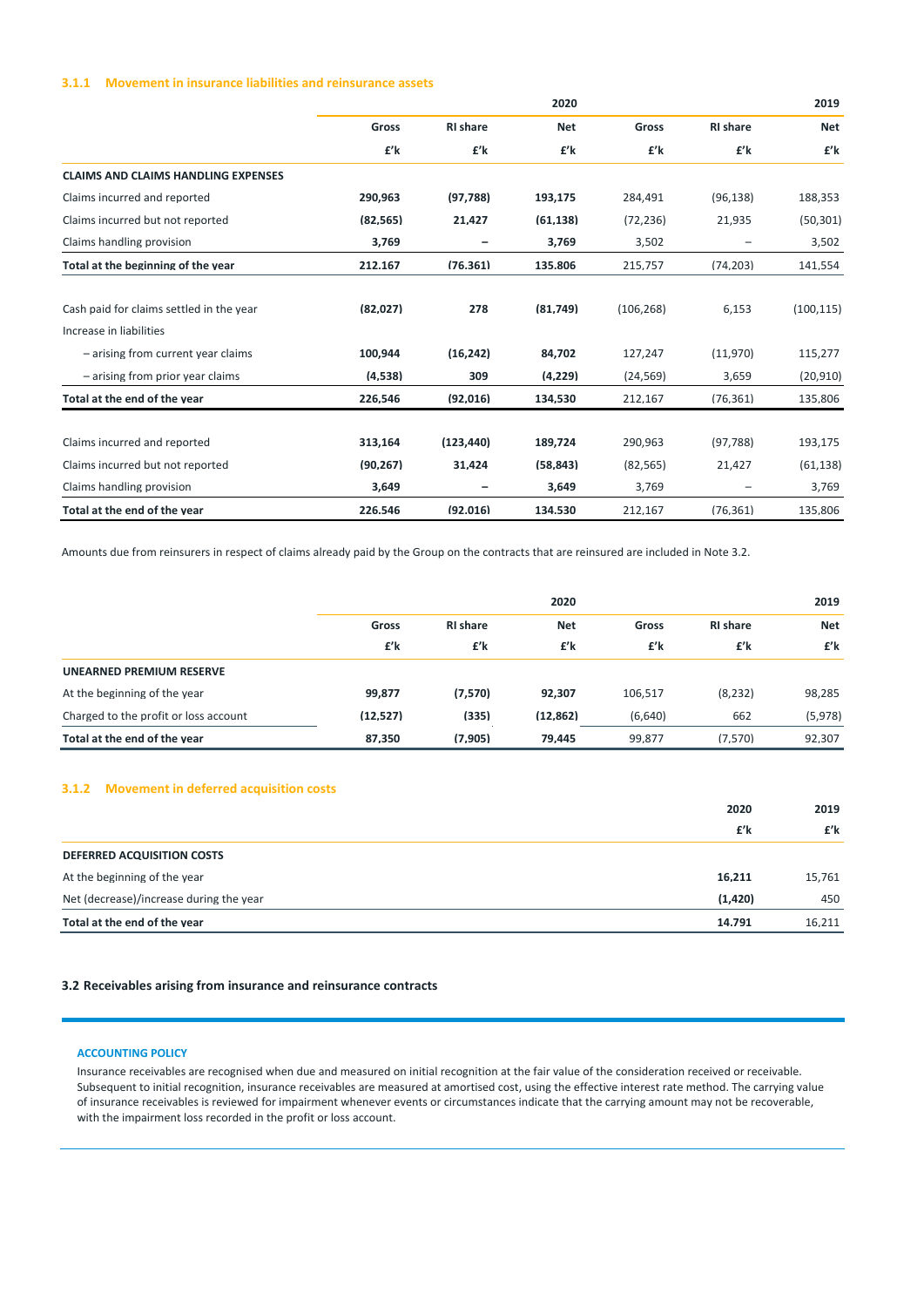### 3.1.1 Movement in insurance liabilities and reinsurance assets

| | 2020 | | | 2019 | | |
|---|---|---|---|---|---|---|
| | Gross | RI share | Net | Gross | RI share | Net |
| | £'k | £'k | £'k | £'k | £'k | £'k |
| **CLAIMS AND CLAIMS HANDLING EXPENSES** | | | | | | |
| Claims incurred and reported | **290,963** | **(97,788)** | **193,175** | 284,491 | (96,138) | 188,353 |
| Claims incurred but not reported | **(82,565)** | **21,427** | **(61,138)** | (72,236) | 21,935 | (50,301) |
| Claims handling provision | **3,769** | **–** | **3,769** | 3,502 | – | 3,502 |
| **Total at the beginning of the year** | **212,167** | **(76,361)** | **135,806** | 215,757 | (74,203) | 141,554 |
| Cash paid for claims settled in the year | **(82,027)** | **278** | **(81,749)** | (106,268) | 6,153 | (100,115) |
| Increase in liabilities | | | | | | |
| – arising from current year claims | **100,944** | **(16,242)** | **84,702** | 127,247 | (11,970) | 115,277 |
| – arising from prior year claims | **(4,538)** | **309** | **(4,229)** | (24,569) | 3,659 | (20,910) |
| **Total at the end of the year** | **226,546** | **(92,016)** | **134,530** | 212,167 | (76,361) | 135,806 |
| Claims incurred and reported | **313,164** | **(123,440)** | **189,724** | 290,963 | (97,788) | 193,175 |
| Claims incurred but not reported | **(90,267)** | **31,424** | **(58,843)** | (82,565) | 21,427 | (61,138) |
| Claims handling provision | **3,649** | **–** | **3,649** | 3,769 | – | 3,769 |
| **Total at the end of the year** | **226,546** | **(92,016)** | **134,530** | 212,167 | (76,361) | 135,806 |

Amounts due from reinsurers in respect of claims already paid by the Group on the contracts that are reinsured are included in Note 3.2.

| | 2020 | | | 2019 | | |
|---|---|---|---|---|---|---|
| | Gross | RI share | Net | Gross | RI share | Net |
| | £'k | £'k | £'k | £'k | £'k | £'k |
| **UNEARNED PREMIUM RESERVE** | | | | | | |
| At the beginning of the year | **99,877** | **(7,570)** | **92,307** | 106,517 | (8,232) | 98,285 |
| Charged to the profit or loss account | **(12,527)** | **(335)** | **(12,862)** | (6,640) | 662 | (5,978) |
| **Total at the end of the year** | **87,350** | **(7,905)** | **79,445** | 99,877 | (7,570) | 92,307 |

### 3.1.2 Movement in deferred acquisition costs

| | 2020 | 2019 |
|---|---|---|
| | £'k | £'k |
| **DEFERRED ACQUISITION COSTS** | | |
| At the beginning of the year | **16,211** | 15,761 |
| Net (decrease)/increase during the year | **(1,420)** | 450 |
| **Total at the end of the year** | **14,791** | 16,211 |

### 3.2 Receivables arising from insurance and reinsurance contracts

#### ACCOUNTING POLICY

Insurance receivables are recognised when due and measured on initial recognition at the fair value of the consideration received or receivable. Subsequent to initial recognition, insurance receivables are measured at amortised cost, using the effective interest rate method. The carrying value of insurance receivables is reviewed for impairment whenever events or circumstances indicate that the carrying amount may not be recoverable, with the impairment loss recorded in the profit or loss account.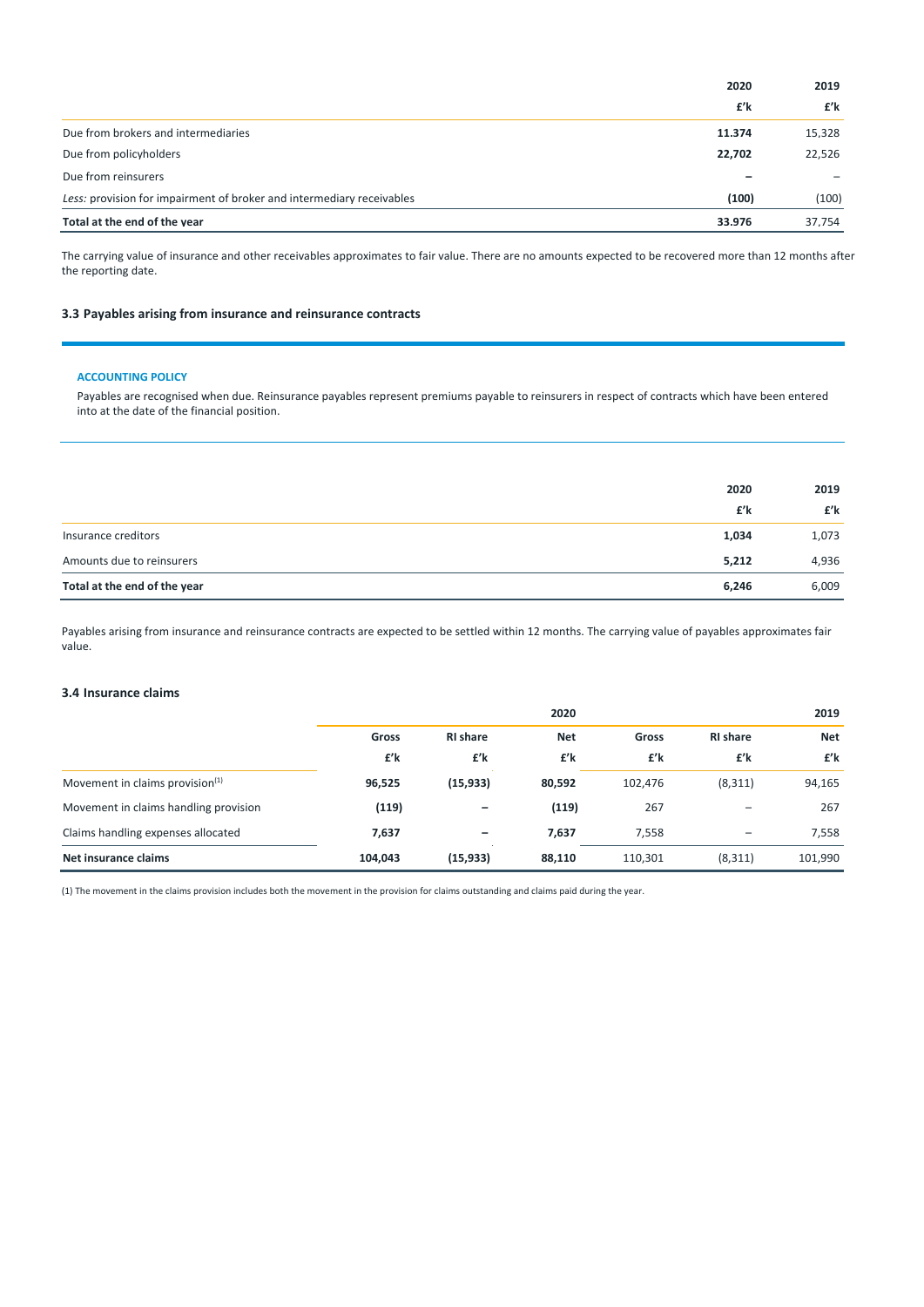| | 2020 | 2019 |
|---|---|---|
| | £'k | £'k |
| Due from brokers and intermediaries | **11.374** | 15,328 |
| Due from policyholders | **22,702** | 22,526 |
| Due from reinsurers | **–** | – |
| *Less:* provision for impairment of broker and intermediary receivables | **(100)** | (100) |
| **Total at the end of the year** | **33.976** | 37,754 |

The carrying value of insurance and other receivables approximates to fair value. There are no amounts expected to be recovered more than 12 months after the reporting date.

### 3.3 Payables arising from insurance and reinsurance contracts

**ACCOUNTING POLICY**

Payables are recognised when due. Reinsurance payables represent premiums payable to reinsurers in respect of contracts which have been entered into at the date of the financial position.

| | 2020 | 2019 |
|---|---|---|
| | £'k | £'k |
| Insurance creditors | **1,034** | 1,073 |
| Amounts due to reinsurers | **5,212** | 4,936 |
| **Total at the end of the year** | **6,246** | 6,009 |

Payables arising from insurance and reinsurance contracts are expected to be settled within 12 months. The carrying value of payables approximates fair value.

### 3.4 Insurance claims

| | | | 2020 | | | 2019 |
|---|---|---|---|---|---|---|
| | Gross | RI share | Net | Gross | RI share | Net |
| | £'k | £'k | £'k | £'k | £'k | £'k |
| Movement in claims provision[1] | **96,525** | **(15,933)** | **80,592** | 102,476 | (8,311) | 94,165 |
| Movement in claims handling provision | **(119)** | **–** | **(119)** | 267 | – | 267 |
| Claims handling expenses allocated | **7,637** | **–** | **7,637** | 7,558 | – | 7,558 |
| **Net insurance claims** | **104,043** | **(15,933)** | **88,110** | 110,301 | (8,311) | 101,990 |

(1) The movement in the claims provision includes both the movement in the provision for claims outstanding and claims paid during the year.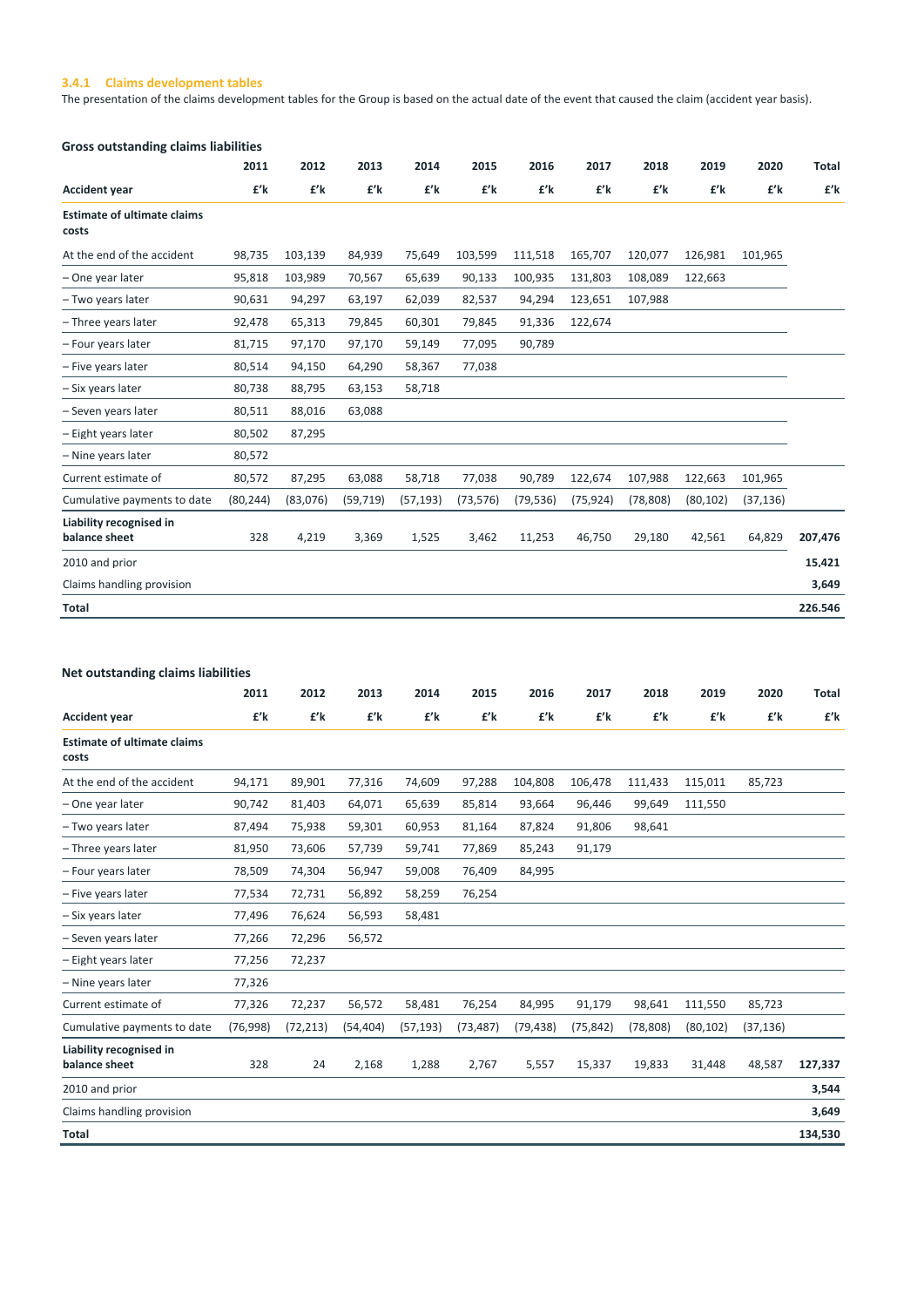### 3.4.1 Claims development tables

The presentation of the claims development tables for the Group is based on the actual date of the event that caused the claim (accident year basis).

**Gross outstanding claims liabilities**

| | 2011 | 2012 | 2013 | 2014 | 2015 | 2016 | 2017 | 2018 | 2019 | 2020 | Total |
|---|---|---|---|---|---|---|---|---|---|---|---|
| **Accident year** | **£'k** | **£'k** | **£'k** | **£'k** | **£'k** | **£'k** | **£'k** | **£'k** | **£'k** | **£'k** | **£'k** |
| **Estimate of ultimate claims costs** | | | | | | | | | | | |
| At the end of the accident | 98,735 | 103,139 | 84,939 | 75,649 | 103,599 | 111,518 | 165,707 | 120,077 | 126,981 | 101,965 | |
| – One year later | 95,818 | 103,989 | 70,567 | 65,639 | 90,133 | 100,935 | 131,803 | 108,089 | 122,663 | | |
| – Two years later | 90,631 | 94,297 | 63,197 | 62,039 | 82,537 | 94,294 | 123,651 | 107,988 | | | |
| – Three years later | 92,478 | 65,313 | 79,845 | 60,301 | 79,845 | 91,336 | 122,674 | | | | |
| – Four years later | 81,715 | 97,170 | 97,170 | 59,149 | 77,095 | 90,789 | | | | | |
| – Five years later | 80,514 | 94,150 | 64,290 | 58,367 | 77,038 | | | | | | |
| – Six years later | 80,738 | 88,795 | 63,153 | 58,718 | | | | | | | |
| – Seven years later | 80,511 | 88,016 | 63,088 | | | | | | | | |
| – Eight years later | 80,502 | 87,295 | | | | | | | | | |
| – Nine years later | 80,572 | | | | | | | | | | |
| Current estimate of | 80,572 | 87,295 | 63,088 | 58,718 | 77,038 | 90,789 | 122,674 | 107,988 | 122,663 | 101,965 | |
| Cumulative payments to date | (80,244) | (83,076) | (59,719) | (57,193) | (73,576) | (79,536) | (75,924) | (78,808) | (80,102) | (37,136) | |
| **Liability recognised in balance sheet** | 328 | 4,219 | 3,369 | 1,525 | 3,462 | 11,253 | 46,750 | 29,180 | 42,561 | 64,829 | **207,476** |
| 2010 and prior | | | | | | | | | | | **15,421** |
| Claims handling provision | | | | | | | | | | | **3,649** |
| **Total** | | | | | | | | | | | **226.546** |

**Net outstanding claims liabilities**

| | 2011 | 2012 | 2013 | 2014 | 2015 | 2016 | 2017 | 2018 | 2019 | 2020 | Total |
|---|---|---|---|---|---|---|---|---|---|---|---|
| **Accident year** | **£'k** | **£'k** | **£'k** | **£'k** | **£'k** | **£'k** | **£'k** | **£'k** | **£'k** | **£'k** | **£'k** |
| **Estimate of ultimate claims costs** | | | | | | | | | | | |
| At the end of the accident | 94,171 | 89,901 | 77,316 | 74,609 | 97,288 | 104,808 | 106,478 | 111,433 | 115,011 | 85,723 | |
| – One year later | 90,742 | 81,403 | 64,071 | 65,639 | 85,814 | 93,664 | 96,446 | 99,649 | 111,550 | | |
| – Two years later | 87,494 | 75,938 | 59,301 | 60,953 | 81,164 | 87,824 | 91,806 | 98,641 | | | |
| – Three years later | 81,950 | 73,606 | 57,739 | 59,741 | 77,869 | 85,243 | 91,179 | | | | |
| – Four years later | 78,509 | 74,304 | 56,947 | 59,008 | 76,409 | 84,995 | | | | | |
| – Five years later | 77,534 | 72,731 | 56,892 | 58,259 | 76,254 | | | | | | |
| – Six years later | 77,496 | 76,624 | 56,593 | 58,481 | | | | | | | |
| – Seven years later | 77,266 | 72,296 | 56,572 | | | | | | | | |
| – Eight years later | 77,256 | 72,237 | | | | | | | | | |
| – Nine years later | 77,326 | | | | | | | | | | |
| Current estimate of | 77,326 | 72,237 | 56,572 | 58,481 | 76,254 | 84,995 | 91,179 | 98,641 | 111,550 | 85,723 | |
| Cumulative payments to date | (76,998) | (72,213) | (54,404) | (57,193) | (73,487) | (79,438) | (75,842) | (78,808) | (80,102) | (37,136) | |
| **Liability recognised in balance sheet** | 328 | 24 | 2,168 | 1,288 | 2,767 | 5,557 | 15,337 | 19,833 | 31,448 | 48,587 | **127,337** |
| 2010 and prior | | | | | | | | | | | **3,544** |
| Claims handling provision | | | | | | | | | | | **3,649** |
| **Total** | | | | | | | | | | | **134,530** |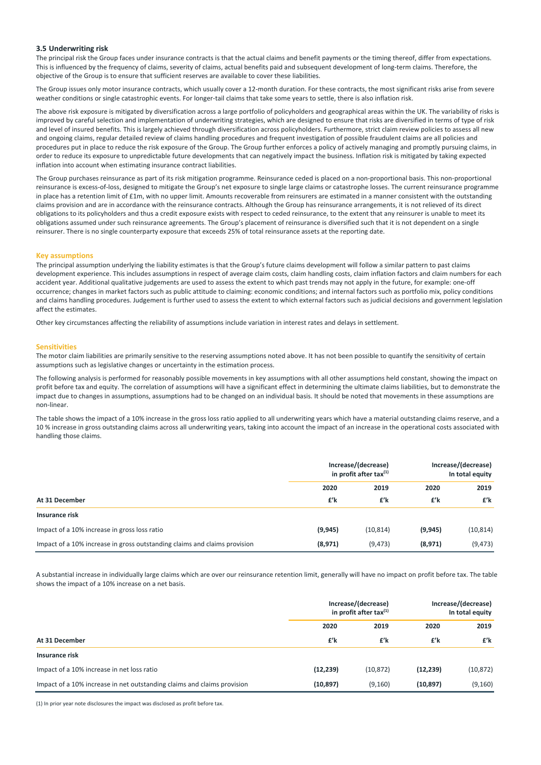### 3.5 Underwriting risk

The principal risk the Group faces under insurance contracts is that the actual claims and benefit payments or the timing thereof, differ from expectations. This is influenced by the frequency of claims, severity of claims, actual benefits paid and subsequent development of long-term claims. Therefore, the objective of the Group is to ensure that sufficient reserves are available to cover these liabilities.

The Group issues only motor insurance contracts, which usually cover a 12-month duration. For these contracts, the most significant risks arise from severe weather conditions or single catastrophic events. For longer-tail claims that take some years to settle, there is also inflation risk.

The above risk exposure is mitigated by diversification across a large portfolio of policyholders and geographical areas within the UK. The variability of risks is improved by careful selection and implementation of underwriting strategies, which are designed to ensure that risks are diversified in terms of type of risk and level of insured benefits. This is largely achieved through diversification across policyholders. Furthermore, strict claim review policies to assess all new and ongoing claims, regular detailed review of claims handling procedures and frequent investigation of possible fraudulent claims are all policies and procedures put in place to reduce the risk exposure of the Group. The Group further enforces a policy of actively managing and promptly pursuing claims, in order to reduce its exposure to unpredictable future developments that can negatively impact the business. Inflation risk is mitigated by taking expected inflation into account when estimating insurance contract liabilities.

The Group purchases reinsurance as part of its risk mitigation programme. Reinsurance ceded is placed on a non-proportional basis. This non-proportional reinsurance is excess-of-loss, designed to mitigate the Group's net exposure to single large claims or catastrophe losses. The current reinsurance programme in place has a retention limit of £1m, with no upper limit. Amounts recoverable from reinsurers are estimated in a manner consistent with the outstanding claims provision and are in accordance with the reinsurance contracts. Although the Group has reinsurance arrangements, it is not relieved of its direct obligations to its policyholders and thus a credit exposure exists with respect to ceded reinsurance, to the extent that any reinsurer is unable to meet its obligations assumed under such reinsurance agreements. The Group's placement of reinsurance is diversified such that it is not dependent on a single reinsurer. There is no single counterparty exposure that exceeds 25% of total reinsurance assets at the reporting date.

#### Key assumptions

The principal assumption underlying the liability estimates is that the Group's future claims development will follow a similar pattern to past claims development experience. This includes assumptions in respect of average claim costs, claim handling costs, claim inflation factors and claim numbers for each accident year. Additional qualitative judgements are used to assess the extent to which past trends may not apply in the future, for example: one-off occurrence; changes in market factors such as public attitude to claiming: economic conditions; and internal factors such as portfolio mix, policy conditions and claims handling procedures. Judgement is further used to assess the extent to which external factors such as judicial decisions and government legislation affect the estimates.

Other key circumstances affecting the reliability of assumptions include variation in interest rates and delays in settlement.

#### Sensitivities

The motor claim liabilities are primarily sensitive to the reserving assumptions noted above. It has not been possible to quantify the sensitivity of certain assumptions such as legislative changes or uncertainty in the estimation process.

The following analysis is performed for reasonably possible movements in key assumptions with all other assumptions held constant, showing the impact on profit before tax and equity. The correlation of assumptions will have a significant effect in determining the ultimate claims liabilities, but to demonstrate the impact due to changes in assumptions, assumptions had to be changed on an individual basis. It should be noted that movements in these assumptions are non-linear.

The table shows the impact of a 10% increase in the gross loss ratio applied to all underwriting years which have a material outstanding claims reserve, and a 10 % increase in gross outstanding claims across all underwriting years, taking into account the impact of an increase in the operational costs associated with handling those claims.

| | Increase/(decrease) in profit after tax[1] | | Increase/(decrease) In total equity | |
|---|---|---|---|---|
| | 2020 | 2019 | 2020 | 2019 |
| **At 31 December** | £'k | £'k | £'k | £'k |
| **Insurance risk** | | | | |
| Impact of a 10% increase in gross loss ratio | **(9,945)** | (10,814) | **(9,945)** | (10,814) |
| Impact of a 10% increase in gross outstanding claims and claims provision | **(8,971)** | (9,473) | **(8,971)** | (9,473) |

A substantial increase in individually large claims which are over our reinsurance retention limit, generally will have no impact on profit before tax. The table shows the impact of a 10% increase on a net basis.

| | Increase/(decrease) in profit after tax[1] | | Increase/(decrease) In total equity | |
|---|---|---|---|---|
| | 2020 | 2019 | 2020 | 2019 |
| **At 31 December** | £'k | £'k | £'k | £'k |
| **Insurance risk** | | | | |
| Impact of a 10% increase in net loss ratio | **(12,239)** | (10,872) | **(12,239)** | (10,872) |
| Impact of a 10% increase in net outstanding claims and claims provision | **(10,897)** | (9,160) | **(10,897)** | (9,160) |

(1) In prior year note disclosures the impact was disclosed as profit before tax.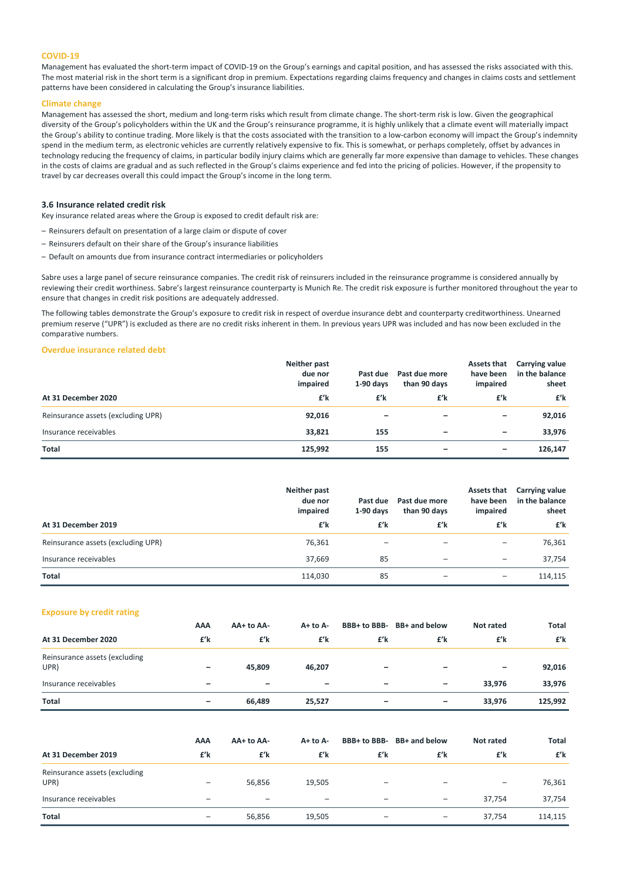### COVID-19

Management has evaluated the short-term impact of COVID-19 on the Group's earnings and capital position, and has assessed the risks associated with this. The most material risk in the short term is a significant drop in premium. Expectations regarding claims frequency and changes in claims costs and settlement patterns have been considered in calculating the Group's insurance liabilities.

### Climate change

Management has assessed the short, medium and long-term risks which result from climate change. The short-term risk is low. Given the geographical diversity of the Group's policyholders within the UK and the Group's reinsurance programme, it is highly unlikely that a climate event will materially impact the Group's ability to continue trading. More likely is that the costs associated with the transition to a low-carbon economy will impact the Group's indemnity spend in the medium term, as electronic vehicles are currently relatively expensive to fix. This is somewhat, or perhaps completely, offset by advances in technology reducing the frequency of claims, in particular bodily injury claims which are generally far more expensive than damage to vehicles. These changes in the costs of claims are gradual and as such reflected in the Group's claims experience and fed into the pricing of policies. However, if the propensity to travel by car decreases overall this could impact the Group's income in the long term.

## 3.6 Insurance related credit risk

Key insurance related areas where the Group is exposed to credit default risk are:

- Reinsurers default on presentation of a large claim or dispute of cover
- Reinsurers default on their share of the Group's insurance liabilities
- Default on amounts due from insurance contract intermediaries or policyholders

Sabre uses a large panel of secure reinsurance companies. The credit risk of reinsurers included in the reinsurance programme is considered annually by reviewing their credit worthiness. Sabre's largest reinsurance counterparty is Munich Re. The credit risk exposure is further monitored throughout the year to ensure that changes in credit risk positions are adequately addressed.

The following tables demonstrate the Group's exposure to credit risk in respect of overdue insurance debt and counterparty creditworthiness. Unearned premium reserve ("UPR") is excluded as there are no credit risks inherent in them. In previous years UPR was included and has now been excluded in the comparative numbers.

### Overdue insurance related debt

| At 31 December 2020 | Neither past due nor impaired £'k | Past due 1-90 days £'k | Past due more than 90 days £'k | Assets that have been impaired £'k | Carrying value in the balance sheet £'k |
|---|---|---|---|---|---|
| Reinsurance assets (excluding UPR) | **92,016** | **–** | **–** | **–** | **92,016** |
| Insurance receivables | **33,821** | **155** | **–** | **–** | **33,976** |
| **Total** | **125,992** | **155** | **–** | **–** | **126,147** |

| At 31 December 2019 | Neither past due nor impaired £'k | Past due 1-90 days £'k | Past due more than 90 days £'k | Assets that have been impaired £'k | Carrying value in the balance sheet £'k |
|---|---|---|---|---|---|
| Reinsurance assets (excluding UPR) | 76,361 | – | – | – | 76,361 |
| Insurance receivables | 37,669 | 85 | – | – | 37,754 |
| **Total** | 114,030 | 85 | – | – | 114,115 |

### Exposure by credit rating

| At 31 December 2020 | AAA £'k | AA+ to AA- £'k | A+ to A- £'k | BBB+ to BBB- £'k | BB+ and below £'k | Not rated £'k | Total £'k |
|---|---|---|---|---|---|---|---|
| Reinsurance assets (excluding UPR) | **–** | **45,809** | **46,207** | **–** | **–** | **–** | **92,016** |
| Insurance receivables | **–** | **–** | **–** | **–** | **–** | **33,976** | **33,976** |
| **Total** | **–** | **66,489** | **25,527** | **–** | **–** | **33,976** | **125,992** |

| At 31 December 2019 | AAA £'k | AA+ to AA- £'k | A+ to A- £'k | BBB+ to BBB- £'k | BB+ and below £'k | Not rated £'k | Total £'k |
|---|---|---|---|---|---|---|---|
| Reinsurance assets (excluding UPR) | – | 56,856 | 19,505 | – | – | – | 76,361 |
| Insurance receivables | – | – | – | – | – | 37,754 | 37,754 |
| **Total** | – | 56,856 | 19,505 | – | – | 37,754 | 114,115 |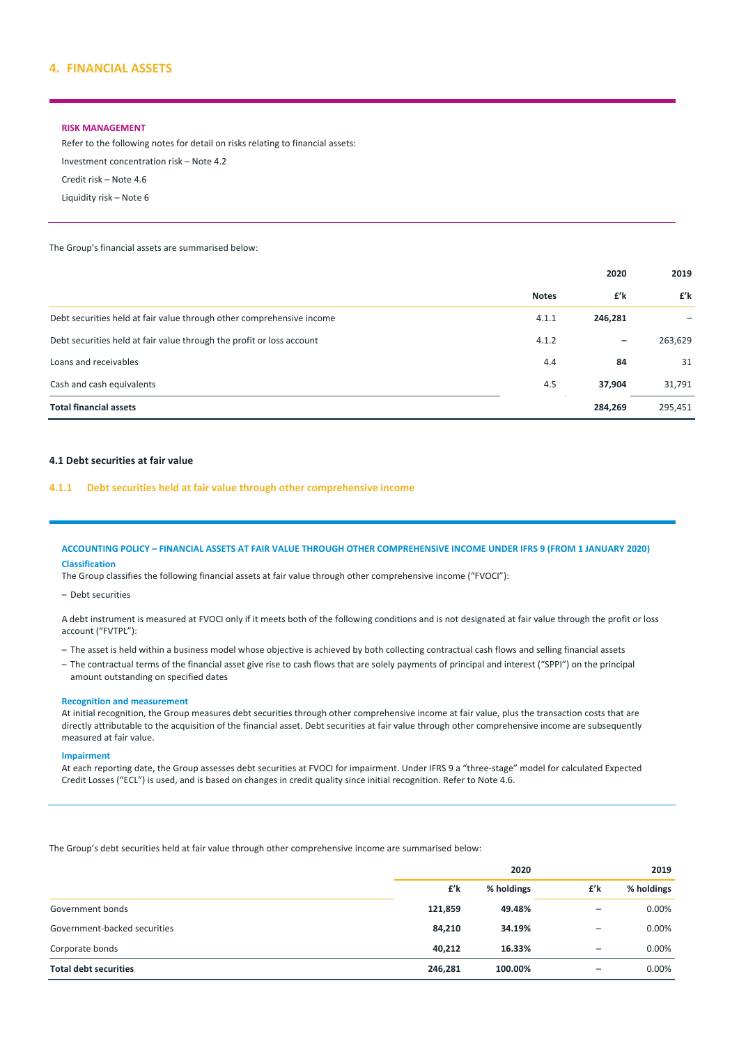## 4. FINANCIAL ASSETS

**RISK MANAGEMENT**

Refer to the following notes for detail on risks relating to financial assets:

Investment concentration risk – Note 4.2

Credit risk – Note 4.6

Liquidity risk – Note 6

The Group's financial assets are summarised below:

| | | 2020 | 2019 |
|---|---|---|---|
| | **Notes** | **£'k** | **£'k** |
| Debt securities held at fair value through other comprehensive income | 4.1.1 | **246,281** | – |
| Debt securities held at fair value through the profit or loss account | 4.1.2 | **–** | 263,629 |
| Loans and receivables | 4.4 | **84** | 31 |
| Cash and cash equivalents | 4.5 | **37,904** | 31,791 |
| **Total financial assets** | | **284,269** | 295,451 |

### 4.1 Debt securities at fair value

#### 4.1.1 Debt securities held at fair value through other comprehensive income

**ACCOUNTING POLICY – FINANCIAL ASSETS AT FAIR VALUE THROUGH OTHER COMPREHENSIVE INCOME UNDER IFRS 9 (FROM 1 JANUARY 2020)**

**Classification**

The Group classifies the following financial assets at fair value through other comprehensive income ("FVOCI"):

- Debt securities

A debt instrument is measured at FVOCI only if it meets both of the following conditions and is not designated at fair value through the profit or loss account ("FVTPL"):

- The asset is held within a business model whose objective is achieved by both collecting contractual cash flows and selling financial assets
- The contractual terms of the financial asset give rise to cash flows that are solely payments of principal and interest ("SPPI") on the principal amount outstanding on specified dates

**Recognition and measurement**

At initial recognition, the Group measures debt securities through other comprehensive income at fair value, plus the transaction costs that are directly attributable to the acquisition of the financial asset. Debt securities at fair value through other comprehensive income are subsequently measured at fair value.

**Impairment**

At each reporting date, the Group assesses debt securities at FVOCI for impairment. Under IFRS 9 a "three-stage" model for calculated Expected Credit Losses ("ECL") is used, and is based on changes in credit quality since initial recognition. Refer to Note 4.6.

The Group's debt securities held at fair value through other comprehensive income are summarised below:

| | 2020 | | 2019 | |
|---|---|---|---|---|
| | **£'k** | **% holdings** | **£'k** | **% holdings** |
| Government bonds | **121,859** | **49.48%** | – | 0.00% |
| Government-backed securities | **84,210** | **34.19%** | – | 0.00% |
| Corporate bonds | **40,212** | **16.33%** | – | 0.00% |
| **Total debt securities** | **246,281** | **100.00%** | – | 0.00% |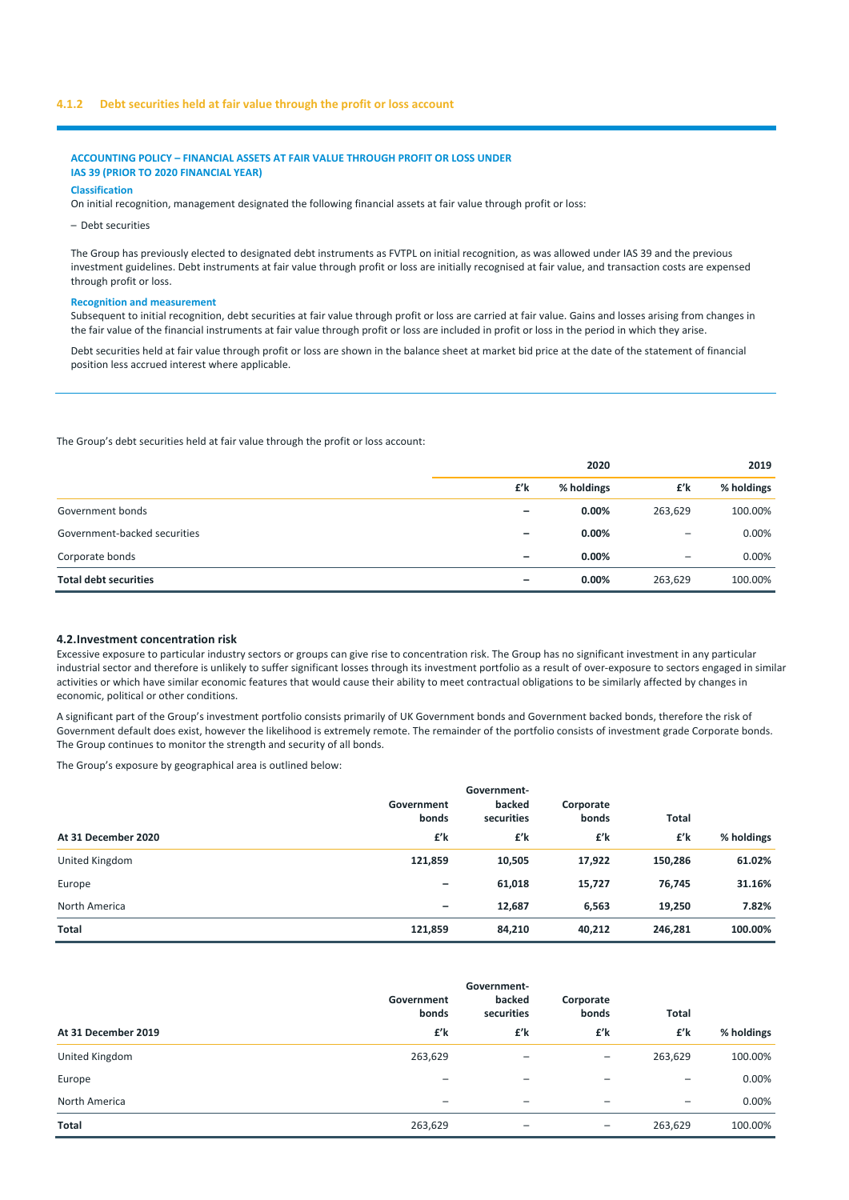### 4.1.2 Debt securities held at fair value through the profit or loss account

**ACCOUNTING POLICY – FINANCIAL ASSETS AT FAIR VALUE THROUGH PROFIT OR LOSS UNDER IAS 39 (PRIOR TO 2020 FINANCIAL YEAR)**

**Classification**

On initial recognition, management designated the following financial assets at fair value through profit or loss:

- Debt securities

The Group has previously elected to designated debt instruments as FVTPL on initial recognition, as was allowed under IAS 39 and the previous investment guidelines. Debt instruments at fair value through profit or loss are initially recognised at fair value, and transaction costs are expensed through profit or loss.

**Recognition and measurement**

Subsequent to initial recognition, debt securities at fair value through profit or loss are carried at fair value. Gains and losses arising from changes in the fair value of the financial instruments at fair value through profit or loss are included in profit or loss in the period in which they arise.

Debt securities held at fair value through profit or loss are shown in the balance sheet at market bid price at the date of the statement of financial position less accrued interest where applicable.

The Group's debt securities held at fair value through the profit or loss account:

| | 2020 | | 2019 | |
|---|---|---|---|---|
| | £'k | % holdings | £'k | % holdings |
| Government bonds | – | **0.00%** | 263,629 | 100.00% |
| Government-backed securities | – | **0.00%** | – | 0.00% |
| Corporate bonds | – | **0.00%** | – | 0.00% |
| **Total debt securities** | – | **0.00%** | 263,629 | 100.00% |

### 4.2. Investment concentration risk

Excessive exposure to particular industry sectors or groups can give rise to concentration risk. The Group has no significant investment in any particular industrial sector and therefore is unlikely to suffer significant losses through its investment portfolio as a result of over-exposure to sectors engaged in similar activities or which have similar economic features that would cause their ability to meet contractual obligations to be similarly affected by changes in economic, political or other conditions.

A significant part of the Group's investment portfolio consists primarily of UK Government bonds and Government backed bonds, therefore the risk of Government default does exist, however the likelihood is extremely remote. The remainder of the portfolio consists of investment grade Corporate bonds. The Group continues to monitor the strength and security of all bonds.

The Group's exposure by geographical area is outlined below:

| At 31 December 2020 | Government bonds £'k | Government-backed securities £'k | Corporate bonds £'k | Total £'k | % holdings |
|---|---|---|---|---|---|
| United Kingdom | **121,859** | **10,505** | **17,922** | **150,286** | **61.02%** |
| Europe | – | **61,018** | **15,727** | **76,745** | **31.16%** |
| North America | – | **12,687** | **6,563** | **19,250** | **7.82%** |
| **Total** | **121,859** | **84,210** | **40,212** | **246,281** | **100.00%** |

| At 31 December 2019 | Government bonds £'k | Government-backed securities £'k | Corporate bonds £'k | Total £'k | % holdings |
|---|---|---|---|---|---|
| United Kingdom | 263,629 | – | – | 263,629 | 100.00% |
| Europe | – | – | – | – | 0.00% |
| North America | – | – | – | – | 0.00% |
| **Total** | 263,629 | – | – | 263,629 | 100.00% |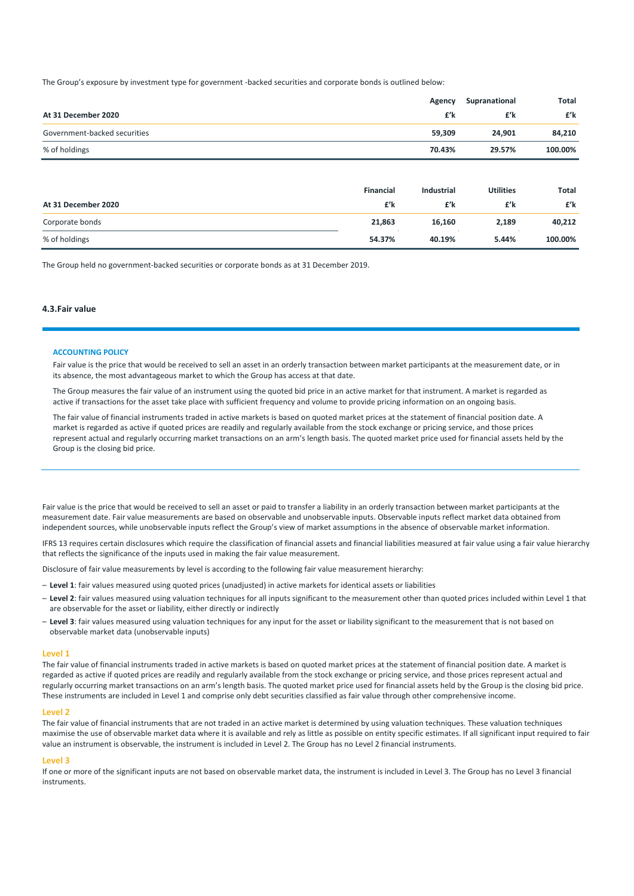The Group's exposure by investment type for government -backed securities and corporate bonds is outlined below:

| At 31 December 2020 | Agency £'k | Supranational £'k | Total £'k |
|---|---|---|---|
| Government-backed securities | 59,309 | 24,901 | 84,210 |
| % of holdings | 70.43% | 29.57% | 100.00% |

| At 31 December 2020 | Financial £'k | Industrial £'k | Utilities £'k | Total £'k |
|---|---|---|---|---|
| Corporate bonds | 21,863 | 16,160 | 2,189 | 40,212 |
| % of holdings | 54.37% | 40.19% | 5.44% | 100.00% |

The Group held no government-backed securities or corporate bonds as at 31 December 2019.

### 4.3. Fair value

**ACCOUNTING POLICY**

Fair value is the price that would be received to sell an asset in an orderly transaction between market participants at the measurement date, or in its absence, the most advantageous market to which the Group has access at that date.

The Group measures the fair value of an instrument using the quoted bid price in an active market for that instrument. A market is regarded as active if transactions for the asset take place with sufficient frequency and volume to provide pricing information on an ongoing basis.

The fair value of financial instruments traded in active markets is based on quoted market prices at the statement of financial position date. A market is regarded as active if quoted prices are readily and regularly available from the stock exchange or pricing service, and those prices represent actual and regularly occurring market transactions on an arm's length basis. The quoted market price used for financial assets held by the Group is the closing bid price.

Fair value is the price that would be received to sell an asset or paid to transfer a liability in an orderly transaction between market participants at the measurement date. Fair value measurements are based on observable and unobservable inputs. Observable inputs reflect market data obtained from independent sources, while unobservable inputs reflect the Group's view of market assumptions in the absence of observable market information.

IFRS 13 requires certain disclosures which require the classification of financial assets and financial liabilities measured at fair value using a fair value hierarchy that reflects the significance of the inputs used in making the fair value measurement.

Disclosure of fair value measurements by level is according to the following fair value measurement hierarchy:

- **Level 1**: fair values measured using quoted prices (unadjusted) in active markets for identical assets or liabilities
- **Level 2**: fair values measured using valuation techniques for all inputs significant to the measurement other than quoted prices included within Level 1 that are observable for the asset or liability, either directly or indirectly
- **Level 3**: fair values measured using valuation techniques for any input for the asset or liability significant to the measurement that is not based on observable market data (unobservable inputs)

#### Level 1

The fair value of financial instruments traded in active markets is based on quoted market prices at the statement of financial position date. A market is regarded as active if quoted prices are readily and regularly available from the stock exchange or pricing service, and those prices represent actual and regularly occurring market transactions on an arm's length basis. The quoted market price used for financial assets held by the Group is the closing bid price. These instruments are included in Level 1 and comprise only debt securities classified as fair value through other comprehensive income.

#### Level 2

The fair value of financial instruments that are not traded in an active market is determined by using valuation techniques. These valuation techniques maximise the use of observable market data where it is available and rely as little as possible on entity specific estimates. If all significant input required to fair value an instrument is observable, the instrument is included in Level 2. The Group has no Level 2 financial instruments.

#### Level 3

If one or more of the significant inputs are not based on observable market data, the instrument is included in Level 3. The Group has no Level 3 financial instruments.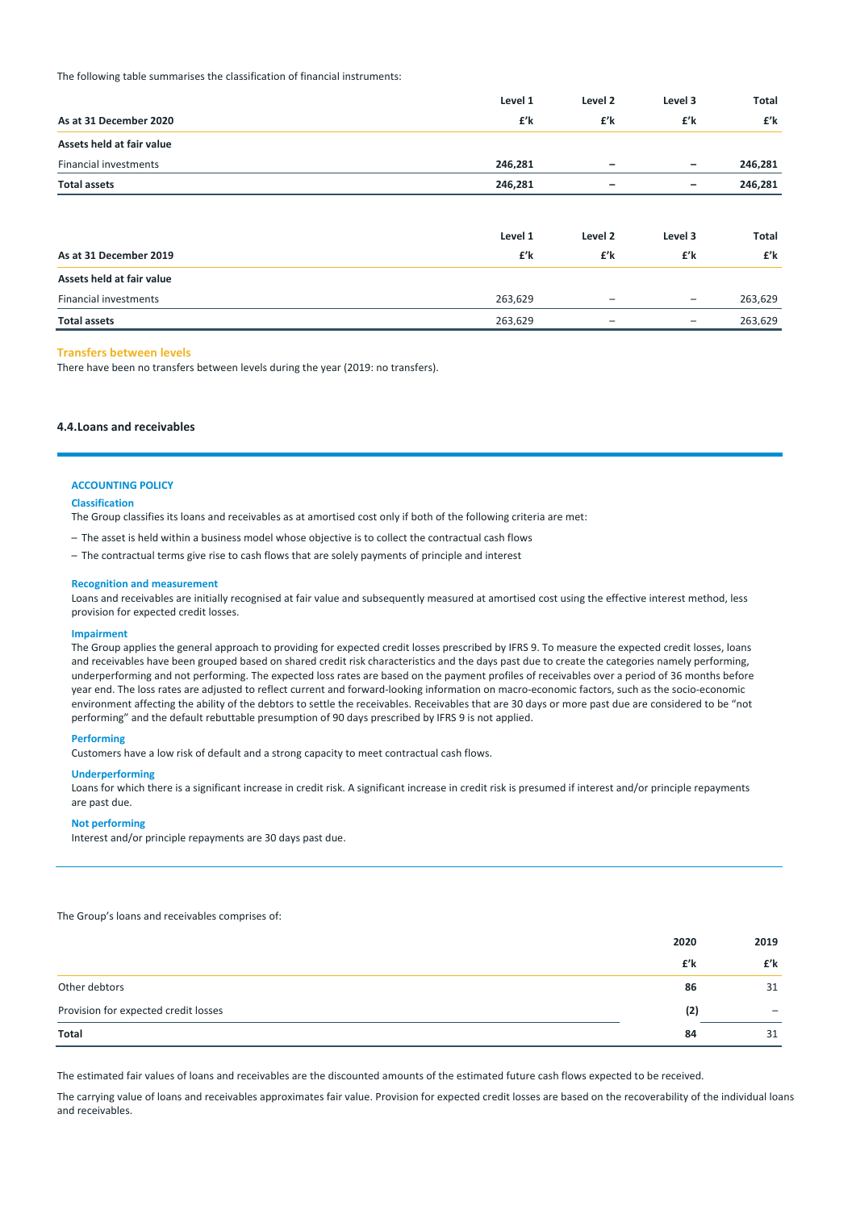The following table summarises the classification of financial instruments:

| As at 31 December 2020 | Level 1 £'k | Level 2 £'k | Level 3 £'k | Total £'k |
|---|---|---|---|---|
| **Assets held at fair value** | | | | |
| Financial investments | **246,281** | **–** | **–** | **246,281** |
| **Total assets** | **246,281** | **–** | **–** | **246,281** |

| As at 31 December 2019 | Level 1 £'k | Level 2 £'k | Level 3 £'k | Total £'k |
|---|---|---|---|---|
| **Assets held at fair value** | | | | |
| Financial investments | 263,629 | – | – | 263,629 |
| **Total assets** | 263,629 | – | – | 263,629 |

### Transfers between levels

There have been no transfers between levels during the year (2019: no transfers).

## 4.4. Loans and receivables

### ACCOUNTING POLICY

#### Classification

The Group classifies its loans and receivables as at amortised cost only if both of the following criteria are met:

- The asset is held within a business model whose objective is to collect the contractual cash flows
- The contractual terms give rise to cash flows that are solely payments of principle and interest

#### Recognition and measurement

Loans and receivables are initially recognised at fair value and subsequently measured at amortised cost using the effective interest method, less provision for expected credit losses.

#### Impairment

The Group applies the general approach to providing for expected credit losses prescribed by IFRS 9. To measure the expected credit losses, loans and receivables have been grouped based on shared credit risk characteristics and the days past due to create the categories namely performing, underperforming and not performing. The expected loss rates are based on the payment profiles of receivables over a period of 36 months before year end. The loss rates are adjusted to reflect current and forward-looking information on macro-economic factors, such as the socio-economic environment affecting the ability of the debtors to settle the receivables. Receivables that are 30 days or more past due are considered to be "not performing" and the default rebuttable presumption of 90 days prescribed by IFRS 9 is not applied.

#### Performing

Customers have a low risk of default and a strong capacity to meet contractual cash flows.

#### Underperforming

Loans for which there is a significant increase in credit risk. A significant increase in credit risk is presumed if interest and/or principle repayments are past due.

#### Not performing

Interest and/or principle repayments are 30 days past due.

The Group's loans and receivables comprises of:

| | 2020 £'k | 2019 £'k |
|---|---|---|
| Other debtors | **86** | 31 |
| Provision for expected credit losses | **(2)** | – |
| **Total** | **84** | 31 |

The estimated fair values of loans and receivables are the discounted amounts of the estimated future cash flows expected to be received.

The carrying value of loans and receivables approximates fair value. Provision for expected credit losses are based on the recoverability of the individual loans and receivables.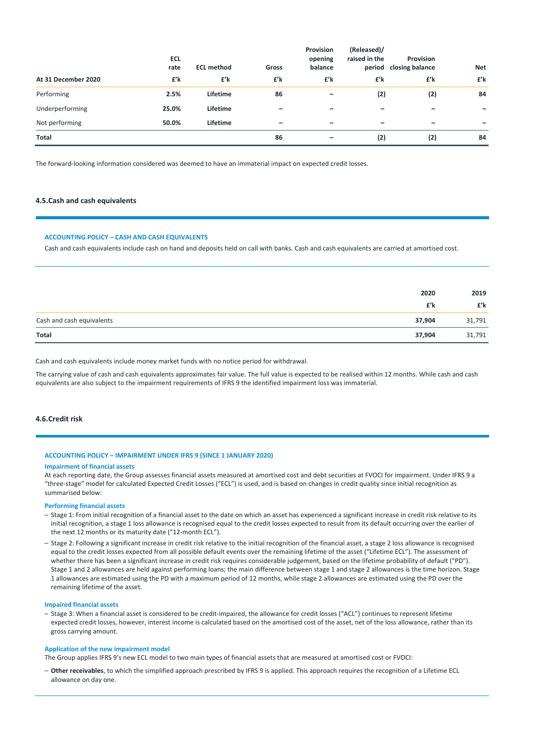| At 31 December 2020 | ECL rate £'k | ECL method £'k | Gross £'k | Provision opening balance £'k | (Released)/ raised in the period £'k | Provision closing balance £'k | Net £'k |
|---|---|---|---|---|---|---|---|
| Performing | **2.5%** | **Lifetime** | **86** | **–** | **(2)** | **(2)** | **84** |
| Underperforming | **25.0%** | **Lifetime** | **–** | **–** | **–** | **–** | **–** |
| Not performing | **50.0%** | **Lifetime** | **–** | **–** | **–** | **–** | **–** |
| **Total** | | | **86** | **–** | **(2)** | **(2)** | **84** |

The forward-looking information considered was deemed to have an immaterial impact on expected credit losses.

## 4.5.Cash and cash equivalents

**ACCOUNTING POLICY – CASH AND CASH EQUIVALENTS**

Cash and cash equivalents include cash on hand and deposits held on call with banks. Cash and cash equivalents are carried at amortised cost.

| | 2020 £'k | 2019 £'k |
|---|---|---|
| Cash and cash equivalents | **37,904** | 31,791 |
| **Total** | **37,904** | 31,791 |

Cash and cash equivalents include money market funds with no notice period for withdrawal.

The carrying value of cash and cash equivalents approximates fair value. The full value is expected to be realised within 12 months. While cash and cash equivalents are also subject to the impairment requirements of IFRS 9 the identified impairment loss was immaterial.

## 4.6.Credit risk

**ACCOUNTING POLICY – IMPAIRMENT UNDER IFRS 9 (SINCE 1 JANUARY 2020)**

**Impairment of financial assets**

At each reporting date, the Group assesses financial assets measured at amortised cost and debt securities at FVOCI for impairment. Under IFRS 9 a "three-stage" model for calculated Expected Credit Losses ("ECL") is used, and is based on changes in credit quality since initial recognition as summarised below:

**Performing financial assets**

- Stage 1: From initial recognition of a financial asset to the date on which an asset has experienced a significant increase in credit risk relative to its initial recognition, a stage 1 loss allowance is recognised equal to the credit losses expected to result from its default occurring over the earlier of the next 12 months or its maturity date ("12-month ECL").
- Stage 2: Following a significant increase in credit risk relative to the initial recognition of the financial asset, a stage 2 loss allowance is recognised equal to the credit losses expected from all possible default events over the remaining lifetime of the asset ("Lifetime ECL"). The assessment of whether there has been a significant increase in credit risk requires considerable judgement, based on the lifetime probability of default ("PD"). Stage 1 and 2 allowances are held against performing loans; the main difference between stage 1 and stage 2 allowances is the time horizon. Stage 1 allowances are estimated using the PD with a maximum period of 12 months, while stage 2 allowances are estimated using the PD over the remaining lifetime of the asset.

**Impaired financial assets**

- Stage 3: When a financial asset is considered to be credit-impaired, the allowance for credit losses ("ACL") continues to represent lifetime expected credit losses, however, interest income is calculated based on the amortised cost of the asset, net of the loss allowance, rather than its gross carrying amount.

**Application of the new impairment model**

The Group applies IFRS 9's new ECL model to two main types of financial assets that are measured at amortised cost or FVOCI:

- **Other receivables**, to which the simplified approach prescribed by IFRS 9 is applied. This approach requires the recognition of a Lifetime ECL allowance on day one.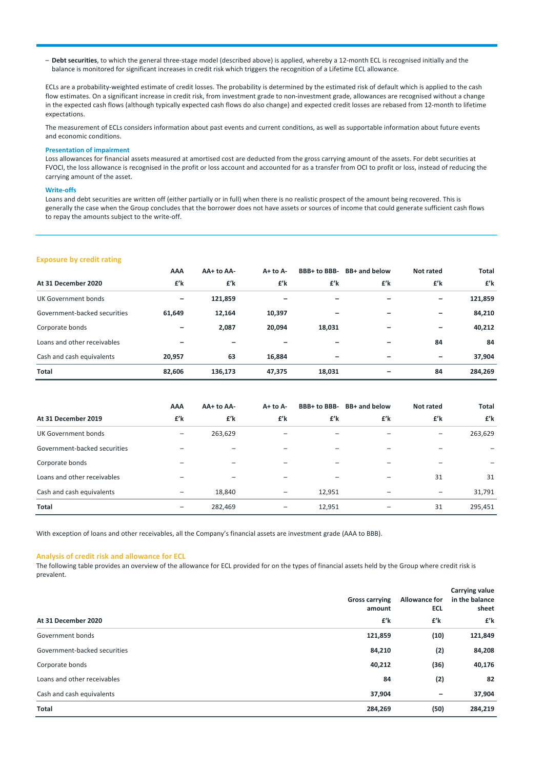– **Debt securities**, to which the general three-stage model (described above) is applied, whereby a 12-month ECL is recognised initially and the balance is monitored for significant increases in credit risk which triggers the recognition of a Lifetime ECL allowance.

ECLs are a probability-weighted estimate of credit losses. The probability is determined by the estimated risk of default which is applied to the cash flow estimates. On a significant increase in credit risk, from investment grade to non-investment grade, allowances are recognised without a change in the expected cash flows (although typically expected cash flows do also change) and expected credit losses are rebased from 12-month to lifetime expectations.

The measurement of ECLs considers information about past events and current conditions, as well as supportable information about future events and economic conditions.

#### Presentation of impairment

Loss allowances for financial assets measured at amortised cost are deducted from the gross carrying amount of the assets. For debt securities at FVOCI, the loss allowance is recognised in the profit or loss account and accounted for as a transfer from OCI to profit or loss, instead of reducing the carrying amount of the asset.

#### Write-offs

Loans and debt securities are written off (either partially or in full) when there is no realistic prospect of the amount being recovered. This is generally the case when the Group concludes that the borrower does not have assets or sources of income that could generate sufficient cash flows to repay the amounts subject to the write-off.

### Exposure by credit rating

| At 31 December 2020 | AAA £'k | AA+ to AA- £'k | A+ to A- £'k | BBB+ to BBB- £'k | BB+ and below £'k | Not rated £'k | Total £'k |
|---|---|---|---|---|---|---|---|
| UK Government bonds | – | **121,859** | – | – | – | – | **121,859** |
| Government-backed securities | **61,649** | **12,164** | **10,397** | – | – | – | **84,210** |
| Corporate bonds | – | **2,087** | **20,094** | **18,031** | – | – | **40,212** |
| Loans and other receivables | – | – | – | – | – | **84** | **84** |
| Cash and cash equivalents | **20,957** | **63** | **16,884** | – | – | – | **37,904** |
| **Total** | **82,606** | **136,173** | **47,375** | **18,031** | – | **84** | **284,269** |

| At 31 December 2019 | AAA £'k | AA+ to AA- £'k | A+ to A- £'k | BBB+ to BBB- £'k | BB+ and below £'k | Not rated £'k | Total £'k |
|---|---|---|---|---|---|---|---|
| UK Government bonds | – | 263,629 | – | – | – | – | 263,629 |
| Government-backed securities | – | – | – | – | – | – | – |
| Corporate bonds | – | – | – | – | – | – | – |
| Loans and other receivables | – | – | – | – | – | 31 | 31 |
| Cash and cash equivalents | – | 18,840 | – | 12,951 | – | – | 31,791 |
| **Total** | – | 282,469 | – | 12,951 | – | 31 | 295,451 |

With exception of loans and other receivables, all the Company's financial assets are investment grade (AAA to BBB).

### Analysis of credit risk and allowance for ECL

The following table provides an overview of the allowance for ECL provided for on the types of financial assets held by the Group where credit risk is prevalent.

| At 31 December 2020 | Gross carrying amount £'k | Allowance for ECL £'k | Carrying value in the balance sheet £'k |
|---|---|---|---|
| Government bonds | **121,859** | **(10)** | **121,849** |
| Government-backed securities | **84,210** | **(2)** | **84,208** |
| Corporate bonds | **40,212** | **(36)** | **40,176** |
| Loans and other receivables | **84** | **(2)** | **82** |
| Cash and cash equivalents | **37,904** | – | **37,904** |
| **Total** | **284,269** | **(50)** | **284,219** |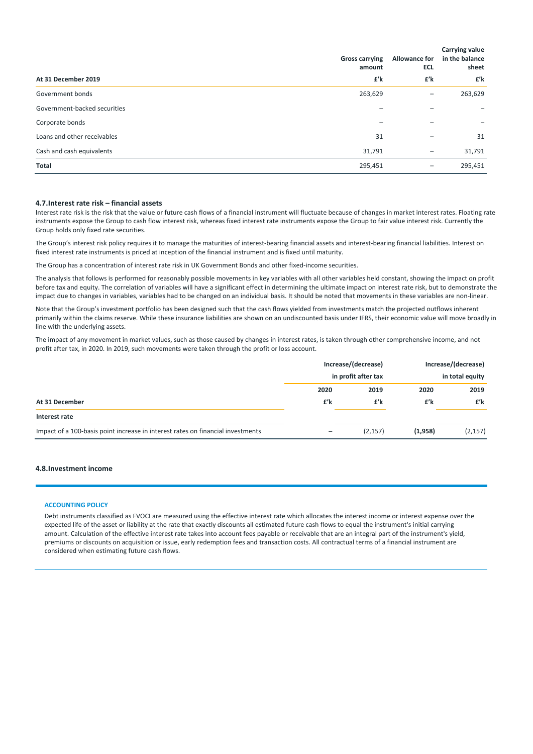| At 31 December 2019 | Gross carrying amount £'k | Allowance for ECL £'k | Carrying value in the balance sheet £'k |
|---|---|---|---|
| Government bonds | 263,629 | – | 263,629 |
| Government-backed securities | – | – | – |
| Corporate bonds | – | – | – |
| Loans and other receivables | 31 | – | 31 |
| Cash and cash equivalents | 31,791 | – | 31,791 |
| **Total** | 295,451 | – | 295,451 |

### 4.7. Interest rate risk – financial assets

Interest rate risk is the risk that the value or future cash flows of a financial instrument will fluctuate because of changes in market interest rates. Floating rate instruments expose the Group to cash flow interest risk, whereas fixed interest rate instruments expose the Group to fair value interest risk. Currently the Group holds only fixed rate securities.

The Group's interest risk policy requires it to manage the maturities of interest-bearing financial assets and interest-bearing financial liabilities. Interest on fixed interest rate instruments is priced at inception of the financial instrument and is fixed until maturity.

The Group has a concentration of interest rate risk in UK Government Bonds and other fixed-income securities.

The analysis that follows is performed for reasonably possible movements in key variables with all other variables held constant, showing the impact on profit before tax and equity. The correlation of variables will have a significant effect in determining the ultimate impact on interest rate risk, but to demonstrate the impact due to changes in variables, variables had to be changed on an individual basis. It should be noted that movements in these variables are non-linear.

Note that the Group's investment portfolio has been designed such that the cash flows yielded from investments match the projected outflows inherent primarily within the claims reserve. While these insurance liabilities are shown on an undiscounted basis under IFRS, their economic value will move broadly in line with the underlying assets.

The impact of any movement in market values, such as those caused by changes in interest rates, is taken through other comprehensive income, and not profit after tax, in 2020. In 2019, such movements were taken through the profit or loss account.

| | Increase/(decrease) in profit after tax | | Increase/(decrease) in total equity | |
|---|---|---|---|---|
| | 2020 | 2019 | 2020 | 2019 |
| **At 31 December** | £'k | £'k | £'k | £'k |
| **Interest rate** | | | | |
| Impact of a 100-basis point increase in interest rates on financial investments | – | (2,157) | **(1,958)** | (2,157) |

### 4.8. Investment income

**ACCOUNTING POLICY**

Debt instruments classified as FVOCI are measured using the effective interest rate which allocates the interest income or interest expense over the expected life of the asset or liability at the rate that exactly discounts all estimated future cash flows to equal the instrument's initial carrying amount. Calculation of the effective interest rate takes into account fees payable or receivable that are an integral part of the instrument's yield, premiums or discounts on acquisition or issue, early redemption fees and transaction costs. All contractual terms of a financial instrument are considered when estimating future cash flows.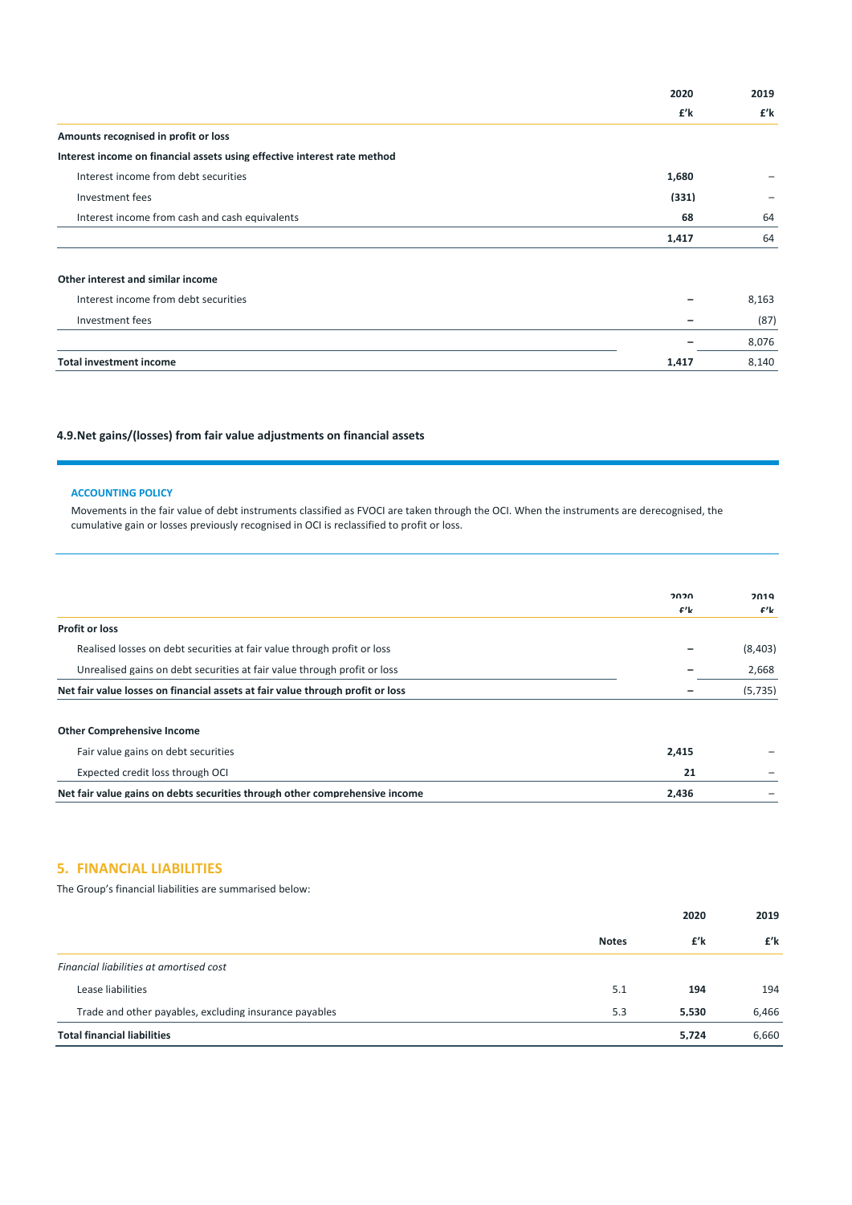| | 2020 | 2019 |
|---|---|---|
| | £'k | £'k |
| **Amounts recognised in profit or loss** | | |
| **Interest income on financial assets using effective interest rate method** | | |
| Interest income from debt securities | **1,680** | – |
| Investment fees | **(331)** | – |
| Interest income from cash and cash equivalents | **68** | 64 |
| | **1,417** | 64 |
| **Other interest and similar income** | | |
| Interest income from debt securities | – | 8,163 |
| Investment fees | – | (87) |
| | – | 8,076 |
| **Total investment income** | **1,417** | 8,140 |

### 4.9. Net gains/(losses) from fair value adjustments on financial assets

**ACCOUNTING POLICY**

Movements in the fair value of debt instruments classified as FVOCI are taken through the OCI. When the instruments are derecognised, the cumulative gain or losses previously recognised in OCI is reclassified to profit or loss.

| | 2020 £'k | 2019 £'k |
|---|---|---|
| **Profit or loss** | | |
| Realised losses on debt securities at fair value through profit or loss | – | (8,403) |
| Unrealised gains on debt securities at fair value through profit or loss | – | 2,668 |
| **Net fair value losses on financial assets at fair value through profit or loss** | – | (5,735) |
| **Other Comprehensive Income** | | |
| Fair value gains on debt securities | **2,415** | – |
| Expected credit loss through OCI | **21** | – |
| **Net fair value gains on debts securities through other comprehensive income** | **2,436** | – |

## 5. FINANCIAL LIABILITIES

The Group's financial liabilities are summarised below:

| | Notes | 2020 £'k | 2019 £'k |
|---|---|---|---|
| *Financial liabilities at amortised cost* | | | |
| Lease liabilities | 5.1 | **194** | 194 |
| Trade and other payables, excluding insurance payables | 5.3 | **5,530** | 6,466 |
| **Total financial liabilities** | | **5,724** | 6,660 |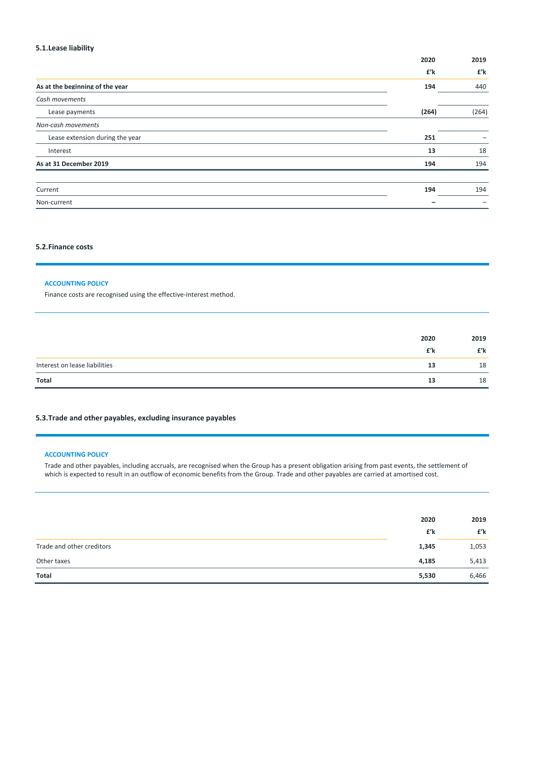### 5.1. Lease liability

| | 2020 | 2019 |
|---|---|---|
| | £'k | £'k |
| **As at the beginning of the year** | **194** | 440 |
| *Cash movements* | | |
| Lease payments | **(264)** | (264) |
| *Non-cash movements* | | |
| Lease extension during the year | **251** | – |
| Interest | **13** | 18 |
| **As at 31 December 2019** | **194** | 194 |

| | 2020 | 2019 |
|---|---|---|
| Current | **194** | 194 |
| Non-current | **–** | – |

### 5.2. Finance costs

**ACCOUNTING POLICY**

Finance costs are recognised using the effective-interest method.

| | 2020 | 2019 |
|---|---|---|
| | £'k | £'k |
| Interest on lease liabilities | **13** | 18 |
| **Total** | **13** | 18 |

### 5.3. Trade and other payables, excluding insurance payables

**ACCOUNTING POLICY**

Trade and other payables, including accruals, are recognised when the Group has a present obligation arising from past events, the settlement of which is expected to result in an outflow of economic benefits from the Group. Trade and other payables are carried at amortised cost.

| | 2020 | 2019 |
|---|---|---|
| | £'k | £'k |
| Trade and other creditors | **1,345** | 1,053 |
| Other taxes | **4,185** | 5,413 |
| **Total** | **5,530** | 6,466 |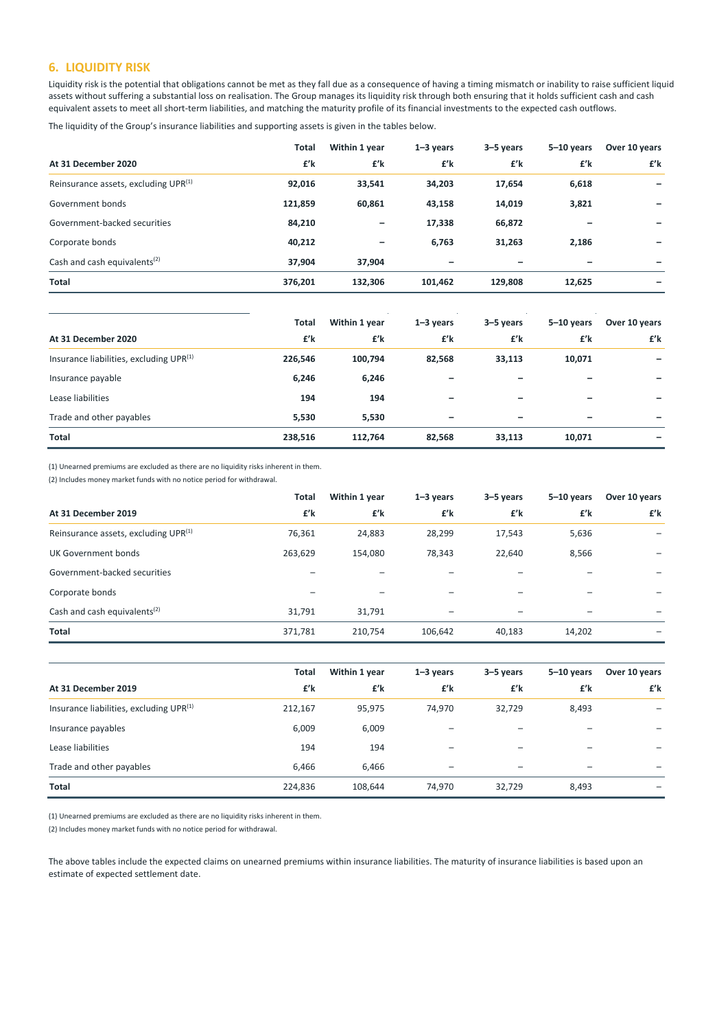## 6. LIQUIDITY RISK

Liquidity risk is the potential that obligations cannot be met as they fall due as a consequence of having a timing mismatch or inability to raise sufficient liquid assets without suffering a substantial loss on realisation. The Group manages its liquidity risk through both ensuring that it holds sufficient cash and cash equivalent assets to meet all short-term liabilities, and matching the maturity profile of its financial investments to the expected cash outflows.

The liquidity of the Group's insurance liabilities and supporting assets is given in the tables below.

| At 31 December 2020 | Total £'k | Within 1 year £'k | 1–3 years £'k | 3–5 years £'k | 5–10 years £'k | Over 10 years £'k |
|---|---|---|---|---|---|---|
| Reinsurance assets, excluding UPR(1) | **92,016** | **33,541** | **34,203** | **17,654** | **6,618** | **–** |
| Government bonds | **121,859** | **60,861** | **43,158** | **14,019** | **3,821** | **–** |
| Government-backed securities | **84,210** | **–** | **17,338** | **66,872** | **–** | **–** |
| Corporate bonds | **40,212** | **–** | **6,763** | **31,263** | **2,186** | **–** |
| Cash and cash equivalents(2) | **37,904** | **37,904** | **–** | **–** | **–** | **–** |
| **Total** | **376,201** | **132,306** | **101,462** | **129,808** | **12,625** | **–** |

| At 31 December 2020 | Total £'k | Within 1 year £'k | 1–3 years £'k | 3–5 years £'k | 5–10 years £'k | Over 10 years £'k |
|---|---|---|---|---|---|---|
| Insurance liabilities, excluding UPR(1) | **226,546** | **100,794** | **82,568** | **33,113** | **10,071** | **–** |
| Insurance payable | **6,246** | **6,246** | **–** | **–** | **–** | **–** |
| Lease liabilities | **194** | **194** | **–** | **–** | **–** | **–** |
| Trade and other payables | **5,530** | **5,530** | **–** | **–** | **–** | **–** |
| **Total** | **238,516** | **112,764** | **82,568** | **33,113** | **10,071** | **–** |

(1) Unearned premiums are excluded as there are no liquidity risks inherent in them.
(2) Includes money market funds with no notice period for withdrawal.

| At 31 December 2019 | Total £'k | Within 1 year £'k | 1–3 years £'k | 3–5 years £'k | 5–10 years £'k | Over 10 years £'k |
|---|---|---|---|---|---|---|
| Reinsurance assets, excluding UPR(1) | 76,361 | 24,883 | 28,299 | 17,543 | 5,636 | – |
| UK Government bonds | 263,629 | 154,080 | 78,343 | 22,640 | 8,566 | – |
| Government-backed securities | – | – | – | – | – | – |
| Corporate bonds | – | – | – | – | – | – |
| Cash and cash equivalents(2) | 31,791 | 31,791 | – | – | – | – |
| **Total** | 371,781 | 210,754 | 106,642 | 40,183 | 14,202 | – |

| At 31 December 2019 | Total £'k | Within 1 year £'k | 1–3 years £'k | 3–5 years £'k | 5–10 years £'k | Over 10 years £'k |
|---|---|---|---|---|---|---|
| Insurance liabilities, excluding UPR(1) | 212,167 | 95,975 | 74,970 | 32,729 | 8,493 | – |
| Insurance payables | 6,009 | 6,009 | – | – | – | – |
| Lease liabilities | 194 | 194 | – | – | – | – |
| Trade and other payables | 6,466 | 6,466 | – | – | – | – |
| **Total** | 224,836 | 108,644 | 74,970 | 32,729 | 8,493 | – |

(1) Unearned premiums are excluded as there are no liquidity risks inherent in them.
(2) Includes money market funds with no notice period for withdrawal.

The above tables include the expected claims on unearned premiums within insurance liabilities. The maturity of insurance liabilities is based upon an estimate of expected settlement date.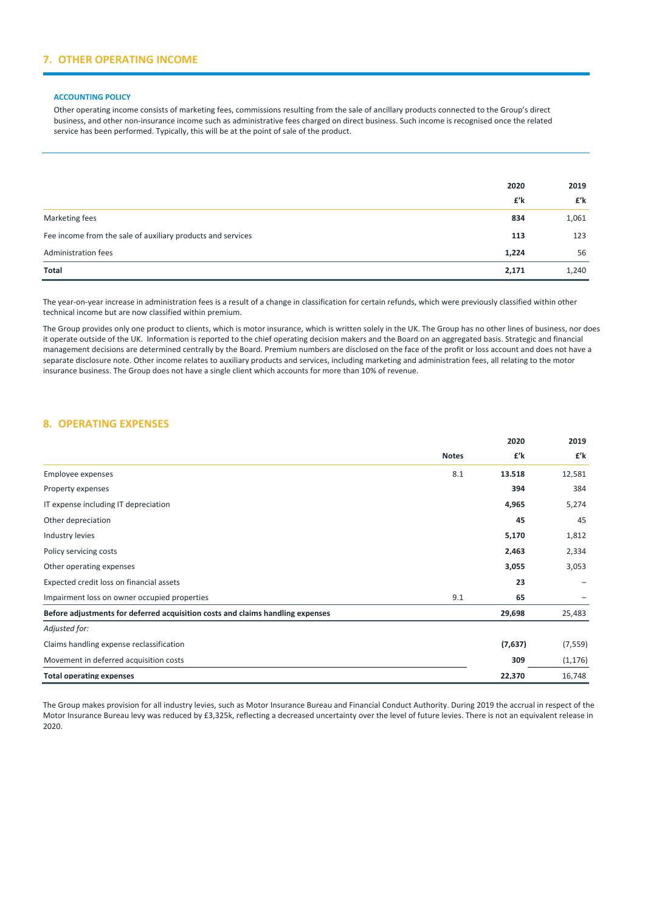## 7. OTHER OPERATING INCOME

**ACCOUNTING POLICY**

Other operating income consists of marketing fees, commissions resulting from the sale of ancillary products connected to the Group's direct business, and other non-insurance income such as administrative fees charged on direct business. Such income is recognised once the related service has been performed. Typically, this will be at the point of sale of the product.

| | 2020<br>£'k | 2019<br>£'k |
|---|---|---|
| Marketing fees | **834** | 1,061 |
| Fee income from the sale of auxiliary products and services | **113** | 123 |
| Administration fees | **1,224** | 56 |
| **Total** | **2,171** | 1,240 |

The year-on-year increase in administration fees is a result of a change in classification for certain refunds, which were previously classified within other technical income but are now classified within premium.

The Group provides only one product to clients, which is motor insurance, which is written solely in the UK. The Group has no other lines of business, nor does it operate outside of the UK. Information is reported to the chief operating decision makers and the Board on an aggregated basis. Strategic and financial management decisions are determined centrally by the Board. Premium numbers are disclosed on the face of the profit or loss account and does not have a separate disclosure note. Other income relates to auxiliary products and services, including marketing and administration fees, all relating to the motor insurance business. The Group does not have a single client which accounts for more than 10% of revenue.

## 8. OPERATING EXPENSES

| | Notes | 2020<br>£'k | 2019<br>£'k |
|---|---|---|---|
| Employee expenses | 8.1 | **13.518** | 12,581 |
| Property expenses | | **394** | 384 |
| IT expense including IT depreciation | | **4,965** | 5,274 |
| Other depreciation | | **45** | 45 |
| Industry levies | | **5,170** | 1,812 |
| Policy servicing costs | | **2,463** | 2,334 |
| Other operating expenses | | **3,055** | 3,053 |
| Expected credit loss on financial assets | | **23** | – |
| Impairment loss on owner occupied properties | 9.1 | **65** | – |
| **Before adjustments for deferred acquisition costs and claims handling expenses** | | **29,698** | 25,483 |
| *Adjusted for:* | | | |
| Claims handling expense reclassification | | **(7,637)** | (7,559) |
| Movement in deferred acquisition costs | | **309** | (1,176) |
| **Total operating expenses** | | **22,370** | 16,748 |

The Group makes provision for all industry levies, such as Motor Insurance Bureau and Financial Conduct Authority. During 2019 the accrual in respect of the Motor Insurance Bureau levy was reduced by £3,325k, reflecting a decreased uncertainty over the level of future levies. There is not an equivalent release in 2020.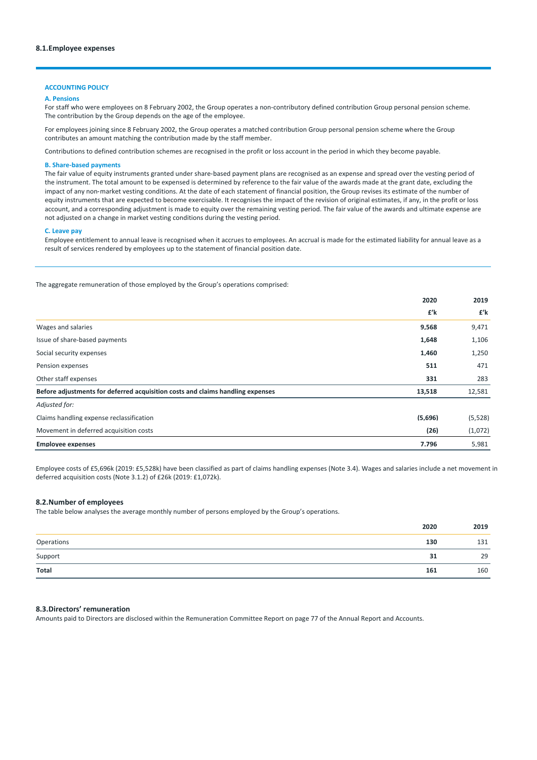### 8.1. Employee expenses

**ACCOUNTING POLICY**

**A. Pensions**

For staff who were employees on 8 February 2002, the Group operates a non-contributory defined contribution Group personal pension scheme. The contribution by the Group depends on the age of the employee.

For employees joining since 8 February 2002, the Group operates a matched contribution Group personal pension scheme where the Group contributes an amount matching the contribution made by the staff member.

Contributions to defined contribution schemes are recognised in the profit or loss account in the period in which they become payable.

**B. Share-based payments**

The fair value of equity instruments granted under share-based payment plans are recognised as an expense and spread over the vesting period of the instrument. The total amount to be expensed is determined by reference to the fair value of the awards made at the grant date, excluding the impact of any non-market vesting conditions. At the date of each statement of financial position, the Group revises its estimate of the number of equity instruments that are expected to become exercisable. It recognises the impact of the revision of original estimates, if any, in the profit or loss account, and a corresponding adjustment is made to equity over the remaining vesting period. The fair value of the awards and ultimate expense are not adjusted on a change in market vesting conditions during the vesting period.

**C. Leave pay**

Employee entitlement to annual leave is recognised when it accrues to employees. An accrual is made for the estimated liability for annual leave as a result of services rendered by employees up to the statement of financial position date.

The aggregate remuneration of those employed by the Group's operations comprised:

| | 2020 | 2019 |
|---|---|---|
| | £'k | £'k |
| Wages and salaries | **9,568** | 9,471 |
| Issue of share-based payments | **1,648** | 1,106 |
| Social security expenses | **1,460** | 1,250 |
| Pension expenses | **511** | 471 |
| Other staff expenses | **331** | 283 |
| **Before adjustments for deferred acquisition costs and claims handling expenses** | **13,518** | 12,581 |
| *Adjusted for:* | | |
| Claims handling expense reclassification | **(5,696)** | (5,528) |
| Movement in deferred acquisition costs | **(26)** | (1,072) |
| **Employee expenses** | **7,796** | 5,981 |

Employee costs of £5,696k (2019: £5,528k) have been classified as part of claims handling expenses (Note 3.4). Wages and salaries include a net movement in deferred acquisition costs (Note 3.1.2) of £26k (2019: £1,072k).

### 8.2. Number of employees

The table below analyses the average monthly number of persons employed by the Group's operations.

| | 2020 | 2019 |
|---|---|---|
| Operations | **130** | 131 |
| Support | **31** | 29 |
| **Total** | **161** | 160 |

### 8.3. Directors' remuneration

Amounts paid to Directors are disclosed within the Remuneration Committee Report on page 77 of the Annual Report and Accounts.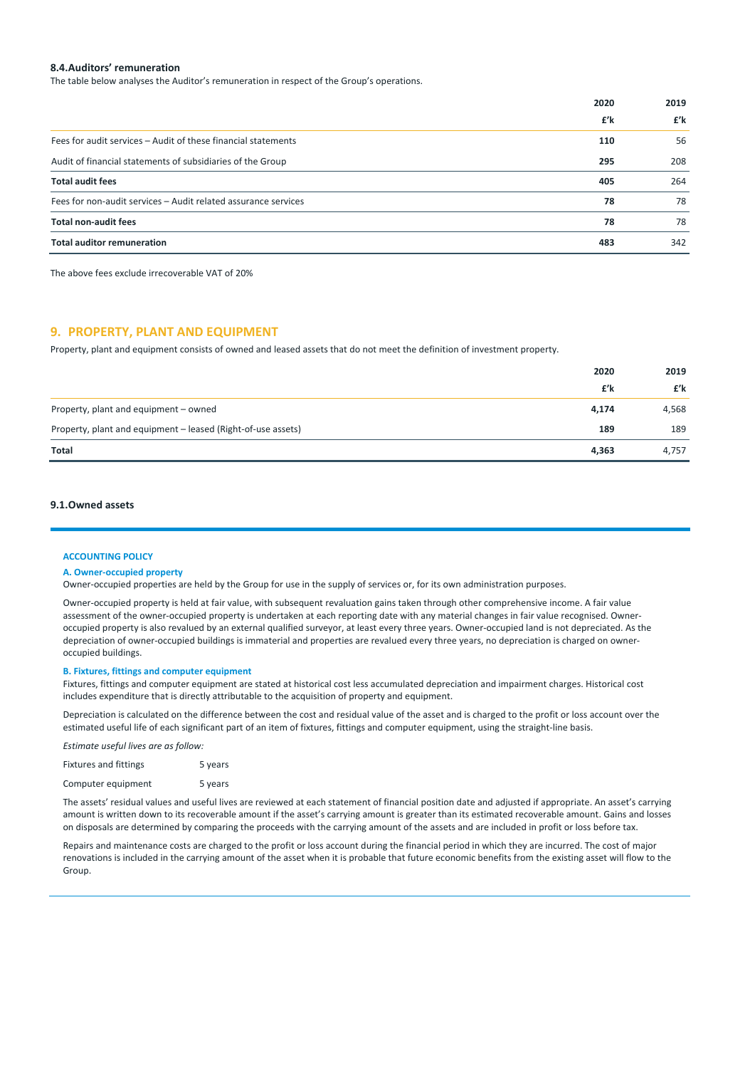### 8.4. Auditors' remuneration

The table below analyses the Auditor's remuneration in respect of the Group's operations.

| | 2020 | 2019 |
|---|---|---|
| | £'k | £'k |
| Fees for audit services – Audit of these financial statements | **110** | 56 |
| Audit of financial statements of subsidiaries of the Group | **295** | 208 |
| **Total audit fees** | **405** | 264 |
| Fees for non-audit services – Audit related assurance services | **78** | 78 |
| **Total non-audit fees** | **78** | 78 |
| **Total auditor remuneration** | **483** | 342 |

The above fees exclude irrecoverable VAT of 20%

## 9. PROPERTY, PLANT AND EQUIPMENT

Property, plant and equipment consists of owned and leased assets that do not meet the definition of investment property.

| | 2020 | 2019 |
|---|---|---|
| | £'k | £'k |
| Property, plant and equipment – owned | **4,174** | 4,568 |
| Property, plant and equipment – leased (Right-of-use assets) | **189** | 189 |
| **Total** | **4,363** | 4,757 |

### 9.1. Owned assets

**ACCOUNTING POLICY**

**A. Owner-occupied property**

Owner-occupied properties are held by the Group for use in the supply of services or, for its own administration purposes.

Owner-occupied property is held at fair value, with subsequent revaluation gains taken through other comprehensive income. A fair value assessment of the owner-occupied property is undertaken at each reporting date with any material changes in fair value recognised. Owner-occupied property is also revalued by an external qualified surveyor, at least every three years. Owner-occupied land is not depreciated. As the depreciation of owner-occupied buildings is immaterial and properties are revalued every three years, no depreciation is charged on owner-occupied buildings.

**B. Fixtures, fittings and computer equipment**

Fixtures, fittings and computer equipment are stated at historical cost less accumulated depreciation and impairment charges. Historical cost includes expenditure that is directly attributable to the acquisition of property and equipment.

Depreciation is calculated on the difference between the cost and residual value of the asset and is charged to the profit or loss account over the estimated useful life of each significant part of an item of fixtures, fittings and computer equipment, using the straight-line basis.

*Estimate useful lives are as follow:*

| | |
|---|---|
| Fixtures and fittings | 5 years |
| Computer equipment | 5 years |

The assets' residual values and useful lives are reviewed at each statement of financial position date and adjusted if appropriate. An asset's carrying amount is written down to its recoverable amount if the asset's carrying amount is greater than its estimated recoverable amount. Gains and losses on disposals are determined by comparing the proceeds with the carrying amount of the assets and are included in profit or loss before tax.

Repairs and maintenance costs are charged to the profit or loss account during the financial period in which they are incurred. The cost of major renovations is included in the carrying amount of the asset when it is probable that future economic benefits from the existing asset will flow to the Group.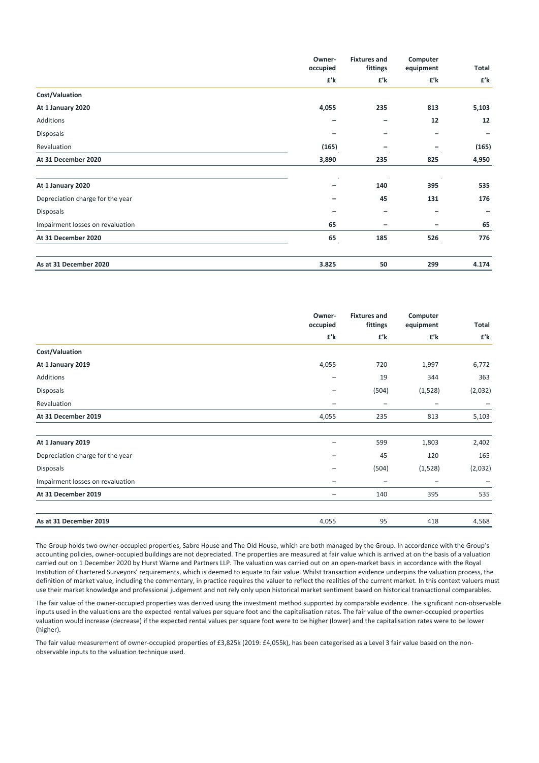| | Owner-occupied | Fixtures and fittings | Computer equipment | Total |
|---|---|---|---|---|
| | £'k | £'k | £'k | £'k |
| **Cost/Valuation** | | | | |
| **At 1 January 2020** | **4,055** | **235** | **813** | **5,103** |
| Additions | **–** | **–** | **12** | **12** |
| Disposals | **–** | **–** | **–** | **–** |
| Revaluation | **(165)** | **–** | **–** | **(165)** |
| **At 31 December 2020** | **3,890** | **235** | **825** | **4,950** |
| | | | | |
| **At 1 January 2020** | **–** | **140** | **395** | **535** |
| Depreciation charge for the year | **–** | **45** | **131** | **176** |
| Disposals | **–** | **–** | **–** | **–** |
| Impairment losses on revaluation | **65** | **–** | **–** | **65** |
| **At 31 December 2020** | **65** | **185** | **526** | **776** |
| | | | | |
| **As at 31 December 2020** | **3.825** | **50** | **299** | **4.174** |

| | Owner-occupied | Fixtures and fittings | Computer equipment | Total |
|---|---|---|---|---|
| | £'k | £'k | £'k | £'k |
| **Cost/Valuation** | | | | |
| **At 1 January 2019** | 4,055 | 720 | 1,997 | 6,772 |
| Additions | – | 19 | 344 | 363 |
| Disposals | – | (504) | (1,528) | (2,032) |
| Revaluation | – | – | – | – |
| **At 31 December 2019** | 4,055 | 235 | 813 | 5,103 |
| | | | | |
| **At 1 January 2019** | – | 599 | 1,803 | 2,402 |
| Depreciation charge for the year | – | 45 | 120 | 165 |
| Disposals | – | (504) | (1,528) | (2,032) |
| Impairment losses on revaluation | – | – | – | – |
| **At 31 December 2019** | – | 140 | 395 | 535 |
| | | | | |
| **As at 31 December 2019** | 4,055 | 95 | 418 | 4,568 |

The Group holds two owner-occupied properties, Sabre House and The Old House, which are both managed by the Group. In accordance with the Group's accounting policies, owner-occupied buildings are not depreciated. The properties are measured at fair value which is arrived at on the basis of a valuation carried out on 1 December 2020 by Hurst Warne and Partners LLP. The valuation was carried out on an open-market basis in accordance with the Royal Institution of Chartered Surveyors' requirements, which is deemed to equate to fair value. Whilst transaction evidence underpins the valuation process, the definition of market value, including the commentary, in practice requires the valuer to reflect the realities of the current market. In this context valuers must use their market knowledge and professional judgement and not rely only upon historical market sentiment based on historical transactional comparables.

The fair value of the owner-occupied properties was derived using the investment method supported by comparable evidence. The significant non-observable inputs used in the valuations are the expected rental values per square foot and the capitalisation rates. The fair value of the owner-occupied properties valuation would increase (decrease) if the expected rental values per square foot were to be higher (lower) and the capitalisation rates were to be lower (higher).

The fair value measurement of owner-occupied properties of £3,825k (2019: £4,055k), has been categorised as a Level 3 fair value based on the non-observable inputs to the valuation technique used.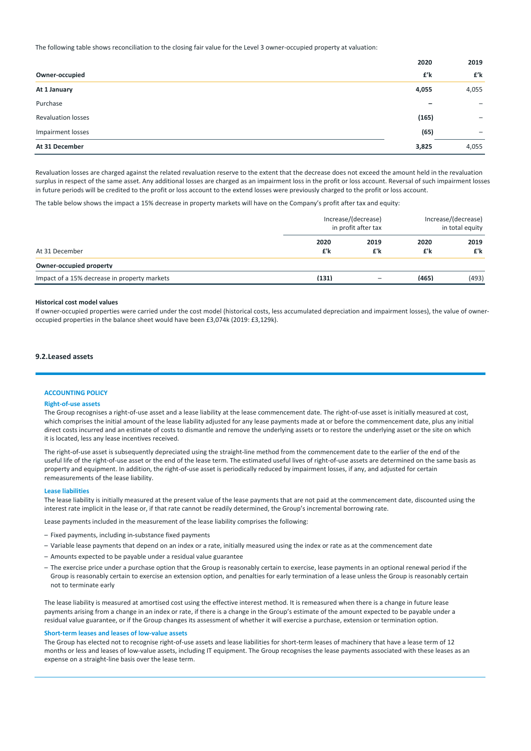The following table shows reconciliation to the closing fair value for the Level 3 owner-occupied property at valuation:

| | 2020 | 2019 |
|---|---|---|
| **Owner-occupied** | **£'k** | **£'k** |
| **At 1 January** | **4,055** | 4,055 |
| Purchase | **–** | – |
| Revaluation losses | **(165)** | – |
| Impairment losses | **(65)** | – |
| **At 31 December** | **3,825** | 4,055 |

Revaluation losses are charged against the related revaluation reserve to the extent that the decrease does not exceed the amount held in the revaluation surplus in respect of the same asset. Any additional losses are charged as an impairment loss in the profit or loss account. Reversal of such impairment losses in future periods will be credited to the profit or loss account to the extend losses were previously charged to the profit or loss account.

The table below shows the impact a 15% decrease in property markets will have on the Company's profit after tax and equity:

| | Increase/(decrease) in profit after tax | | Increase/(decrease) in total equity | |
|---|---|---|---|---|
| At 31 December | **2020 £'k** | **2019 £'k** | **2020 £'k** | **2019 £'k** |
| **Owner-occupied property** | | | | |
| Impact of a 15% decrease in property markets | **(131)** | – | **(465)** | (493) |

**Historical cost model values**

If owner-occupied properties were carried under the cost model (historical costs, less accumulated depreciation and impairment losses), the value of owner-occupied properties in the balance sheet would have been £3,074k (2019: £3,129k).

### 9.2. Leased assets

**ACCOUNTING POLICY**

**Right-of-use assets**

The Group recognises a right-of-use asset and a lease liability at the lease commencement date. The right-of-use asset is initially measured at cost, which comprises the initial amount of the lease liability adjusted for any lease payments made at or before the commencement date, plus any initial direct costs incurred and an estimate of costs to dismantle and remove the underlying assets or to restore the underlying asset or the site on which it is located, less any lease incentives received.

The right-of-use asset is subsequently depreciated using the straight-line method from the commencement date to the earlier of the end of the useful life of the right-of-use asset or the end of the lease term. The estimated useful lives of right-of-use assets are determined on the same basis as property and equipment. In addition, the right-of-use asset is periodically reduced by impairment losses, if any, and adjusted for certain remeasurements of the lease liability.

**Lease liabilities**

The lease liability is initially measured at the present value of the lease payments that are not paid at the commencement date, discounted using the interest rate implicit in the lease or, if that rate cannot be readily determined, the Group's incremental borrowing rate.

Lease payments included in the measurement of the lease liability comprises the following:

- Fixed payments, including in-substance fixed payments
- Variable lease payments that depend on an index or a rate, initially measured using the index or rate as at the commencement date
- Amounts expected to be payable under a residual value guarantee
- The exercise price under a purchase option that the Group is reasonably certain to exercise, lease payments in an optional renewal period if the Group is reasonably certain to exercise an extension option, and penalties for early termination of a lease unless the Group is reasonably certain not to terminate early

The lease liability is measured at amortised cost using the effective interest method. It is remeasured when there is a change in future lease payments arising from a change in an index or rate, if there is a change in the Group's estimate of the amount expected to be payable under a residual value guarantee, or if the Group changes its assessment of whether it will exercise a purchase, extension or termination option.

**Short-term leases and leases of low-value assets**

The Group has elected not to recognise right-of-use assets and lease liabilities for short-term leases of machinery that have a lease term of 12 months or less and leases of low-value assets, including IT equipment. The Group recognises the lease payments associated with these leases as an expense on a straight-line basis over the lease term.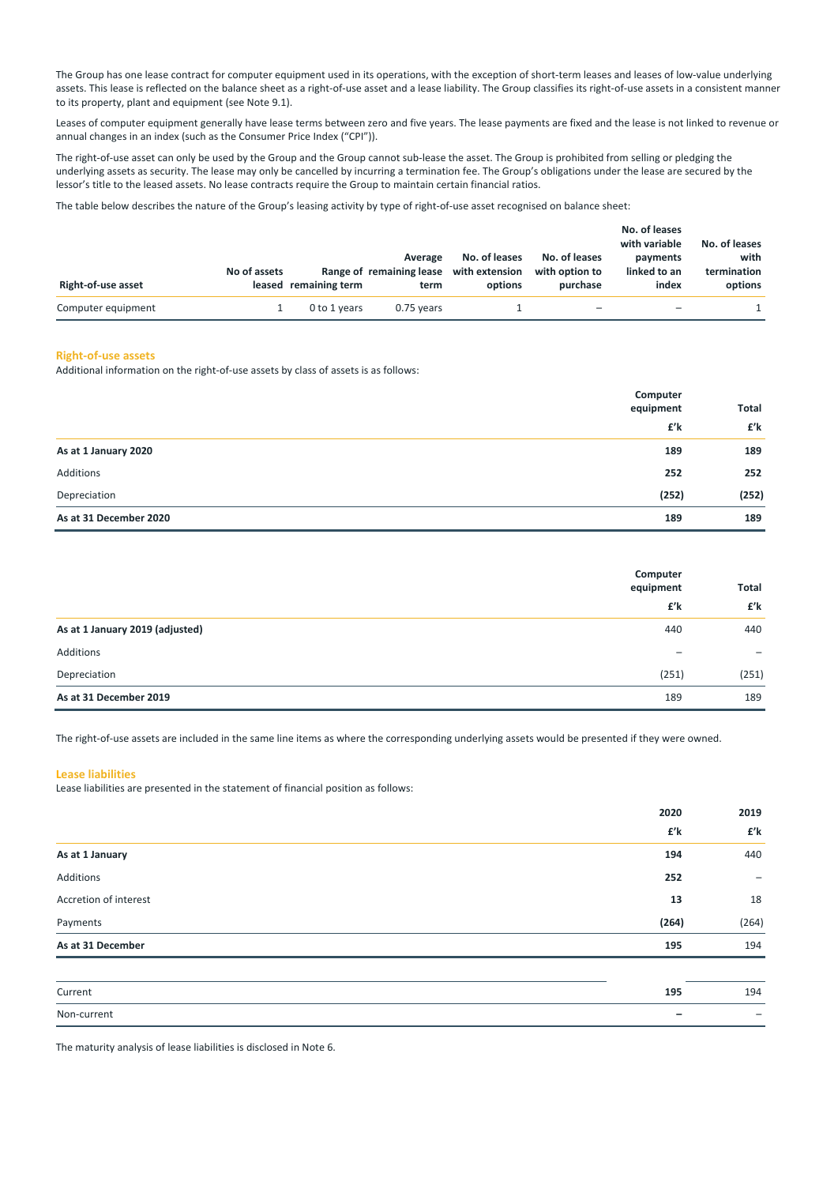The Group has one lease contract for computer equipment used in its operations, with the exception of short-term leases and leases of low-value underlying assets. This lease is reflected on the balance sheet as a right-of-use asset and a lease liability. The Group classifies its right-of-use assets in a consistent manner to its property, plant and equipment (see Note 9.1).

Leases of computer equipment generally have lease terms between zero and five years. The lease payments are fixed and the lease is not linked to revenue or annual changes in an index (such as the Consumer Price Index ("CPI")).

The right-of-use asset can only be used by the Group and the Group cannot sub-lease the asset. The Group is prohibited from selling or pledging the underlying assets as security. The lease may only be cancelled by incurring a termination fee. The Group's obligations under the lease are secured by the lessor's title to the leased assets. No lease contracts require the Group to maintain certain financial ratios.

The table below describes the nature of the Group's leasing activity by type of right-of-use asset recognised on balance sheet:

| Right-of-use asset | No of assets leased | Range of remaining term | Average remaining lease term | No. of leases with extension options | No. of leases with option to purchase | No. of leases with variable payments linked to an index | No. of leases with termination options |
|---|---|---|---|---|---|---|---|
| Computer equipment | 1 | 0 to 1 years | 0.75 years | 1 | – | – | 1 |

## Right-of-use assets

Additional information on the right-of-use assets by class of assets is as follows:

| | Computer equipment £'k | Total £'k |
|---|---|---|
| **As at 1 January 2020** | **189** | **189** |
| Additions | **252** | **252** |
| Depreciation | **(252)** | **(252)** |
| **As at 31 December 2020** | **189** | **189** |

| | Computer equipment £'k | Total £'k |
|---|---|---|
| **As at 1 January 2019 (adjusted)** | 440 | 440 |
| Additions | – | – |
| Depreciation | (251) | (251) |
| **As at 31 December 2019** | 189 | 189 |

The right-of-use assets are included in the same line items as where the corresponding underlying assets would be presented if they were owned.

## Lease liabilities

Lease liabilities are presented in the statement of financial position as follows:

| | 2020 £'k | 2019 £'k |
|---|---|---|
| **As at 1 January** | **194** | 440 |
| Additions | **252** | – |
| Accretion of interest | **13** | 18 |
| Payments | **(264)** | (264) |
| **As at 31 December** | **195** | 194 |
| | | |
| Current | **195** | 194 |
| Non-current | **–** | – |

The maturity analysis of lease liabilities is disclosed in Note 6.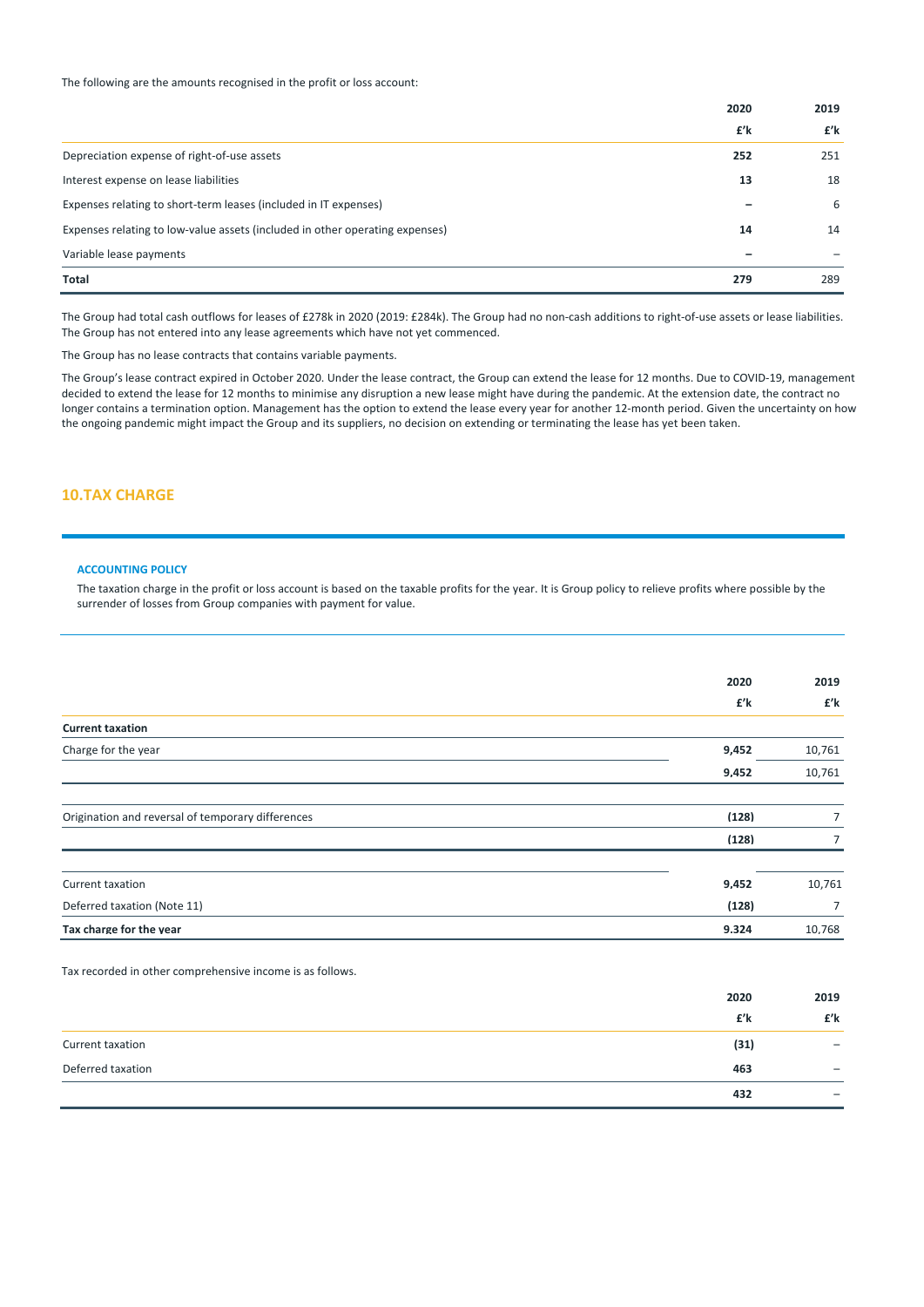The following are the amounts recognised in the profit or loss account:

| | 2020 | 2019 |
|---|---|---|
| | £'k | £'k |
| Depreciation expense of right-of-use assets | **252** | 251 |
| Interest expense on lease liabilities | **13** | 18 |
| Expenses relating to short-term leases (included in IT expenses) | **–** | 6 |
| Expenses relating to low-value assets (included in other operating expenses) | **14** | 14 |
| Variable lease payments | **–** | – |
| **Total** | **279** | 289 |

The Group had total cash outflows for leases of £278k in 2020 (2019: £284k). The Group had no non-cash additions to right-of-use assets or lease liabilities. The Group has not entered into any lease agreements which have not yet commenced.

The Group has no lease contracts that contains variable payments.

The Group's lease contract expired in October 2020. Under the lease contract, the Group can extend the lease for 12 months. Due to COVID-19, management decided to extend the lease for 12 months to minimise any disruption a new lease might have during the pandemic. At the extension date, the contract no longer contains a termination option. Management has the option to extend the lease every year for another 12-month period. Given the uncertainty on how the ongoing pandemic might impact the Group and its suppliers, no decision on extending or terminating the lease has yet been taken.

## 10. TAX CHARGE

### ACCOUNTING POLICY

The taxation charge in the profit or loss account is based on the taxable profits for the year. It is Group policy to relieve profits where possible by the surrender of losses from Group companies with payment for value.

| | 2020 | 2019 |
|---|---|---|
| | £'k | £'k |
| **Current taxation** | | |
| Charge for the year | **9,452** | 10,761 |
| | **9,452** | 10,761 |
| | | |
| Origination and reversal of temporary differences | **(128)** | 7 |
| | **(128)** | 7 |
| | | |
| Current taxation | **9,452** | 10,761 |
| Deferred taxation (Note 11) | **(128)** | 7 |
| **Tax charge for the year** | **9,324** | 10,768 |

Tax recorded in other comprehensive income is as follows.

| | 2020 | 2019 |
|---|---|---|
| | £'k | £'k |
| Current taxation | **(31)** | – |
| Deferred taxation | **463** | – |
| | **432** | – |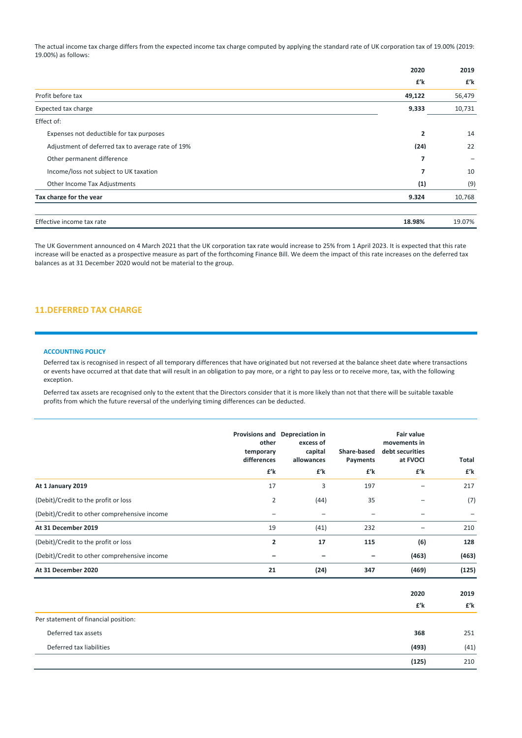The actual income tax charge differs from the expected income tax charge computed by applying the standard rate of UK corporation tax of 19.00% (2019: 19.00%) as follows:

| | 2020 | 2019 |
|---|---|---|
| | £'k | £'k |
| Profit before tax | **49,122** | 56,479 |
| Expected tax charge | **9,333** | 10,731 |
| Effect of: | | |
| Expenses not deductible for tax purposes | **2** | 14 |
| Adjustment of deferred tax to average rate of 19% | **(24)** | 22 |
| Other permanent difference | **7** | – |
| Income/loss not subject to UK taxation | **7** | 10 |
| Other Income Tax Adjustments | **(1)** | (9) |
| **Tax charge for the year** | **9,324** | 10,768 |
| | | |
| Effective income tax rate | **18.98%** | 19.07% |

The UK Government announced on 4 March 2021 that the UK corporation tax rate would increase to 25% from 1 April 2023. It is expected that this rate increase will be enacted as a prospective measure as part of the forthcoming Finance Bill. We deem the impact of this rate increases on the deferred tax balances as at 31 December 2020 would not be material to the group.

## 11. DEFERRED TAX CHARGE

### ACCOUNTING POLICY

Deferred tax is recognised in respect of all temporary differences that have originated but not reversed at the balance sheet date where transactions or events have occurred at that date that will result in an obligation to pay more, or a right to pay less or to receive more, tax, with the following exception.

Deferred tax assets are recognised only to the extent that the Directors consider that it is more likely than not that there will be suitable taxable profits from which the future reversal of the underlying timing differences can be deducted.

| | Provisions and other temporary differences | Depreciation in excess of capital allowances | Share-based Payments | Fair value movements in debt securities at FVOCI | Total |
|---|---|---|---|---|---|
| | £'k | £'k | £'k | £'k | £'k |
| **At 1 January 2019** | 17 | 3 | 197 | – | 217 |
| (Debit)/Credit to the profit or loss | 2 | (44) | 35 | – | (7) |
| (Debit)/Credit to other comprehensive income | – | – | – | – | – |
| **At 31 December 2019** | 19 | (41) | 232 | – | 210 |
| (Debit)/Credit to the profit or loss | **2** | **17** | **115** | **(6)** | **128** |
| (Debit)/Credit to other comprehensive income | **–** | **–** | **–** | **(463)** | **(463)** |
| **At 31 December 2020** | **21** | **(24)** | **347** | **(469)** | **(125)** |

| | 2020 | 2019 |
|---|---|---|
| | £'k | £'k |
| Per statement of financial position: | | |
| Deferred tax assets | **368** | 251 |
| Deferred tax liabilities | **(493)** | (41) |
| | **(125)** | 210 |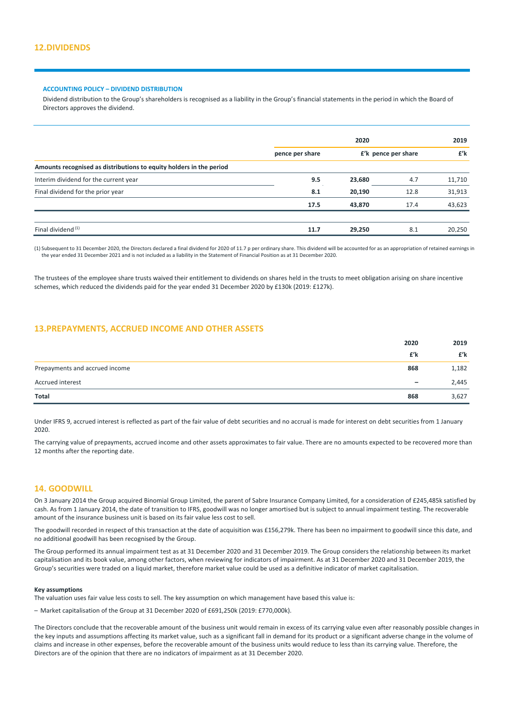## 12.DIVIDENDS

**ACCOUNTING POLICY – DIVIDEND DISTRIBUTION**

Dividend distribution to the Group's shareholders is recognised as a liability in the Group's financial statements in the period in which the Board of Directors approves the dividend.

| | 2020 | | 2019 | |
|---|---|---|---|---|
| | pence per share | £'k | pence per share | £'k |
| **Amounts recognised as distributions to equity holders in the period** | | | | |
| Interim dividend for the current year | 9.5 | 23,680 | 4.7 | 11,710 |
| Final dividend for the prior year | 8.1 | 20,190 | 12.8 | 31,913 |
| | 17.5 | 43,870 | 17.4 | 43,623 |
| Final dividend [1] | 11.7 | 29,250 | 8.1 | 20,250 |

(1) Subsequent to 31 December 2020, the Directors declared a final dividend for 2020 of 11.7 p per ordinary share. This dividend will be accounted for as an appropriation of retained earnings in the year ended 31 December 2021 and is not included as a liability in the Statement of Financial Position as at 31 December 2020.

The trustees of the employee share trusts waived their entitlement to dividends on shares held in the trusts to meet obligation arising on share incentive schemes, which reduced the dividends paid for the year ended 31 December 2020 by £130k (2019: £127k).

## 13.PREPAYMENTS, ACCRUED INCOME AND OTHER ASSETS

| | 2020 £'k | 2019 £'k |
|---|---|---|
| Prepayments and accrued income | 868 | 1,182 |
| Accrued interest | – | 2,445 |
| **Total** | 868 | 3,627 |

Under IFRS 9, accrued interest is reflected as part of the fair value of debt securities and no accrual is made for interest on debt securities from 1 January 2020.

The carrying value of prepayments, accrued income and other assets approximates to fair value. There are no amounts expected to be recovered more than 12 months after the reporting date.

## 14. GOODWILL

On 3 January 2014 the Group acquired Binomial Group Limited, the parent of Sabre Insurance Company Limited, for a consideration of £245,485k satisfied by cash. As from 1 January 2014, the date of transition to IFRS, goodwill was no longer amortised but is subject to annual impairment testing. The recoverable amount of the insurance business unit is based on its fair value less cost to sell.

The goodwill recorded in respect of this transaction at the date of acquisition was £156,279k. There has been no impairment to goodwill since this date, and no additional goodwill has been recognised by the Group.

The Group performed its annual impairment test as at 31 December 2020 and 31 December 2019. The Group considers the relationship between its market capitalisation and its book value, among other factors, when reviewing for indicators of impairment. As at 31 December 2020 and 31 December 2019, the Group's securities were traded on a liquid market, therefore market value could be used as a definitive indicator of market capitalisation.

**Key assumptions**

The valuation uses fair value less costs to sell. The key assumption on which management have based this value is:

– Market capitalisation of the Group at 31 December 2020 of £691,250k (2019: £770,000k).

The Directors conclude that the recoverable amount of the business unit would remain in excess of its carrying value even after reasonably possible changes in the key inputs and assumptions affecting its market value, such as a significant fall in demand for its product or a significant adverse change in the volume of claims and increase in other expenses, before the recoverable amount of the business units would reduce to less than its carrying value. Therefore, the Directors are of the opinion that there are no indicators of impairment as at 31 December 2020.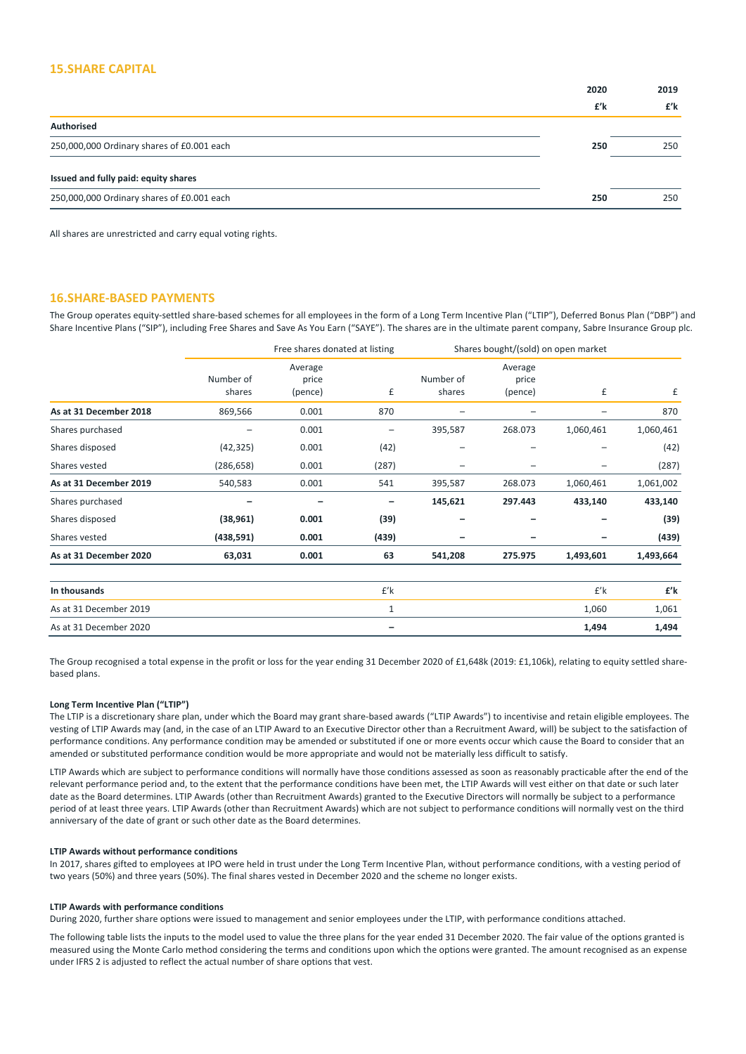## 15.SHARE CAPITAL

| | 2020 | 2019 |
|---|---|---|
| | £'k | £'k |
| **Authorised** | | |
| 250,000,000 Ordinary shares of £0.001 each | **250** | 250 |
| **Issued and fully paid: equity shares** | | |
| 250,000,000 Ordinary shares of £0.001 each | **250** | 250 |

All shares are unrestricted and carry equal voting rights.

## 16.SHARE-BASED PAYMENTS

The Group operates equity-settled share-based schemes for all employees in the form of a Long Term Incentive Plan ("LTIP"), Deferred Bonus Plan ("DBP") and Share Incentive Plans ("SIP"), including Free Shares and Save As You Earn ("SAYE"). The shares are in the ultimate parent company, Sabre Insurance Group plc.

| | Free shares donated at listing | | | Shares bought/(sold) on open market | | | |
|---|---|---|---|---|---|---|---|
| | Number of shares | Average price (pence) | £ | Number of shares | Average price (pence) | £ | £ |
| **As at 31 December 2018** | 869,566 | 0.001 | 870 | – | – | – | 870 |
| Shares purchased | – | 0.001 | – | 395,587 | 268.073 | 1,060,461 | 1,060,461 |
| Shares disposed | (42,325) | 0.001 | (42) | – | – | – | (42) |
| Shares vested | (286,658) | 0.001 | (287) | – | – | – | (287) |
| **As at 31 December 2019** | 540,583 | 0.001 | 541 | 395,587 | 268.073 | 1,060,461 | 1,061,002 |
| Shares purchased | **–** | **–** | **–** | **145,621** | **297.443** | **433,140** | **433,140** |
| Shares disposed | **(38,961)** | **0.001** | **(39)** | **–** | **–** | **–** | **(39)** |
| Shares vested | **(438,591)** | **0.001** | **(439)** | **–** | **–** | **–** | **(439)** |
| **As at 31 December 2020** | **63,031** | **0.001** | **63** | **541,208** | **275.975** | **1,493,601** | **1,493,664** |
| **In thousands** | | | £'k | | | £'k | **£'k** |
| As at 31 December 2019 | | | 1 | | | 1,060 | 1,061 |
| As at 31 December 2020 | | | **–** | | | **1,494** | **1,494** |

The Group recognised a total expense in the profit or loss for the year ending 31 December 2020 of £1,648k (2019: £1,106k), relating to equity settled share-based plans.

#### Long Term Incentive Plan ("LTIP")

The LTIP is a discretionary share plan, under which the Board may grant share-based awards ("LTIP Awards") to incentivise and retain eligible employees. The vesting of LTIP Awards may (and, in the case of an LTIP Award to an Executive Director other than a Recruitment Award, will) be subject to the satisfaction of performance conditions. Any performance condition may be amended or substituted if one or more events occur which cause the Board to consider that an amended or substituted performance condition would be more appropriate and would not be materially less difficult to satisfy.

LTIP Awards which are subject to performance conditions will normally have those conditions assessed as soon as reasonably practicable after the end of the relevant performance period and, to the extent that the performance conditions have been met, the LTIP Awards will vest either on that date or such later date as the Board determines. LTIP Awards (other than Recruitment Awards) granted to the Executive Directors will normally be subject to a performance period of at least three years. LTIP Awards (other than Recruitment Awards) which are not subject to performance conditions will normally vest on the third anniversary of the date of grant or such other date as the Board determines.

#### LTIP Awards without performance conditions

In 2017, shares gifted to employees at IPO were held in trust under the Long Term Incentive Plan, without performance conditions, with a vesting period of two years (50%) and three years (50%). The final shares vested in December 2020 and the scheme no longer exists.

#### LTIP Awards with performance conditions

During 2020, further share options were issued to management and senior employees under the LTIP, with performance conditions attached.

The following table lists the inputs to the model used to value the three plans for the year ended 31 December 2020. The fair value of the options granted is measured using the Monte Carlo method considering the terms and conditions upon which the options were granted. The amount recognised as an expense under IFRS 2 is adjusted to reflect the actual number of share options that vest.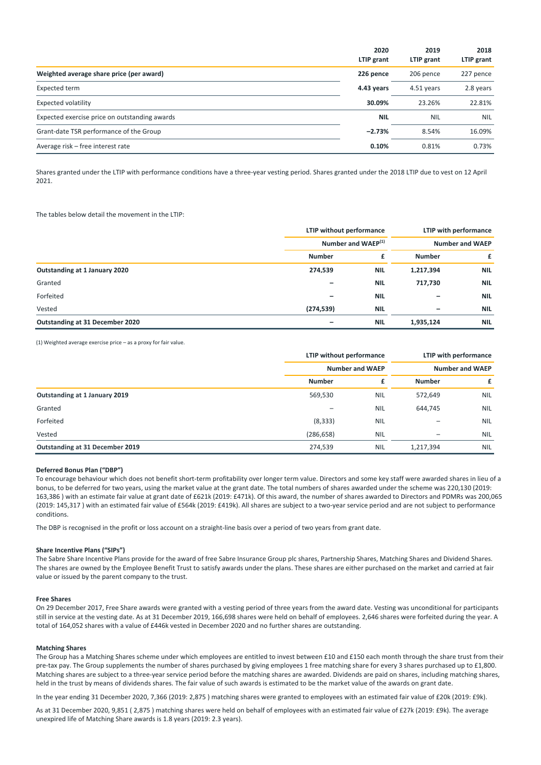| | 2020 LTIP grant | 2019 LTIP grant | 2018 LTIP grant |
|---|---|---|---|
| **Weighted average share price (per award)** | **226 pence** | 206 pence | 227 pence |
| Expected term | **4.43 years** | 4.51 years | 2.8 years |
| Expected volatility | **30.09%** | 23.26% | 22.81% |
| Expected exercise price on outstanding awards | **NIL** | NIL | NIL |
| Grant-date TSR performance of the Group | **−2.73%** | 8.54% | 16.09% |
| Average risk – free interest rate | **0.10%** | 0.81% | 0.73% |

Shares granted under the LTIP with performance conditions have a three-year vesting period. Shares granted under the 2018 LTIP due to vest on 12 April 2021.

The tables below detail the movement in the LTIP:

| | LTIP without performance | | LTIP with performance | |
|---|---|---|---|---|
| | Number and WAEP[1] | | Number and WAEP | |
| | Number | £ | Number | £ |
| **Outstanding at 1 January 2020** | **274,539** | **NIL** | **1,217,394** | **NIL** |
| Granted | **–** | **NIL** | **717,730** | **NIL** |
| Forfeited | **–** | **NIL** | **–** | **NIL** |
| Vested | **(274,539)** | **NIL** | **–** | **NIL** |
| **Outstanding at 31 December 2020** | **–** | **NIL** | **1,935,124** | **NIL** |

(1) Weighted average exercise price – as a proxy for fair value.

| | LTIP without performance | | LTIP with performance | |
|---|---|---|---|---|
| | Number and WAEP | | Number and WAEP | |
| | Number | £ | Number | £ |
| **Outstanding at 1 January 2019** | 569,530 | NIL | 572,649 | NIL |
| Granted | – | NIL | 644,745 | NIL |
| Forfeited | (8,333) | NIL | – | NIL |
| Vested | (286,658) | NIL | – | NIL |
| **Outstanding at 31 December 2019** | 274,539 | NIL | 1,217,394 | NIL |

#### Deferred Bonus Plan ("DBP")

To encourage behaviour which does not benefit short-term profitability over longer term value. Directors and some key staff were awarded shares in lieu of a bonus, to be deferred for two years, using the market value at the grant date. The total numbers of shares awarded under the scheme was 220,130 (2019: 163,386 ) with an estimate fair value at grant date of £621k (2019: £471k). Of this award, the number of shares awarded to Directors and PDMRs was 200,065 (2019: 145,317 ) with an estimated fair value of £564k (2019: £419k). All shares are subject to a two-year service period and are not subject to performance conditions.

The DBP is recognised in the profit or loss account on a straight-line basis over a period of two years from grant date.

#### Share Incentive Plans ("SIPs")

The Sabre Share Incentive Plans provide for the award of free Sabre Insurance Group plc shares, Partnership Shares, Matching Shares and Dividend Shares. The shares are owned by the Employee Benefit Trust to satisfy awards under the plans. These shares are either purchased on the market and carried at fair value or issued by the parent company to the trust.

#### Free Shares

On 29 December 2017, Free Share awards were granted with a vesting period of three years from the award date. Vesting was unconditional for participants still in service at the vesting date. As at 31 December 2019, 166,698 shares were held on behalf of employees. 2,646 shares were forfeited during the year. A total of 164,052 shares with a value of £446k vested in December 2020 and no further shares are outstanding.

#### Matching Shares

The Group has a Matching Shares scheme under which employees are entitled to invest between £10 and £150 each month through the share trust from their pre-tax pay. The Group supplements the number of shares purchased by giving employees 1 free matching share for every 3 shares purchased up to £1,800. Matching shares are subject to a three-year service period before the matching shares are awarded. Dividends are paid on shares, including matching shares, held in the trust by means of dividends shares. The fair value of such awards is estimated to be the market value of the awards on grant date.

In the year ending 31 December 2020, 7,366 (2019: 2,875 ) matching shares were granted to employees with an estimated fair value of £20k (2019: £9k).

As at 31 December 2020, 9,851 ( 2,875 ) matching shares were held on behalf of employees with an estimated fair value of £27k (2019: £9k). The average unexpired life of Matching Share awards is 1.8 years (2019: 2.3 years).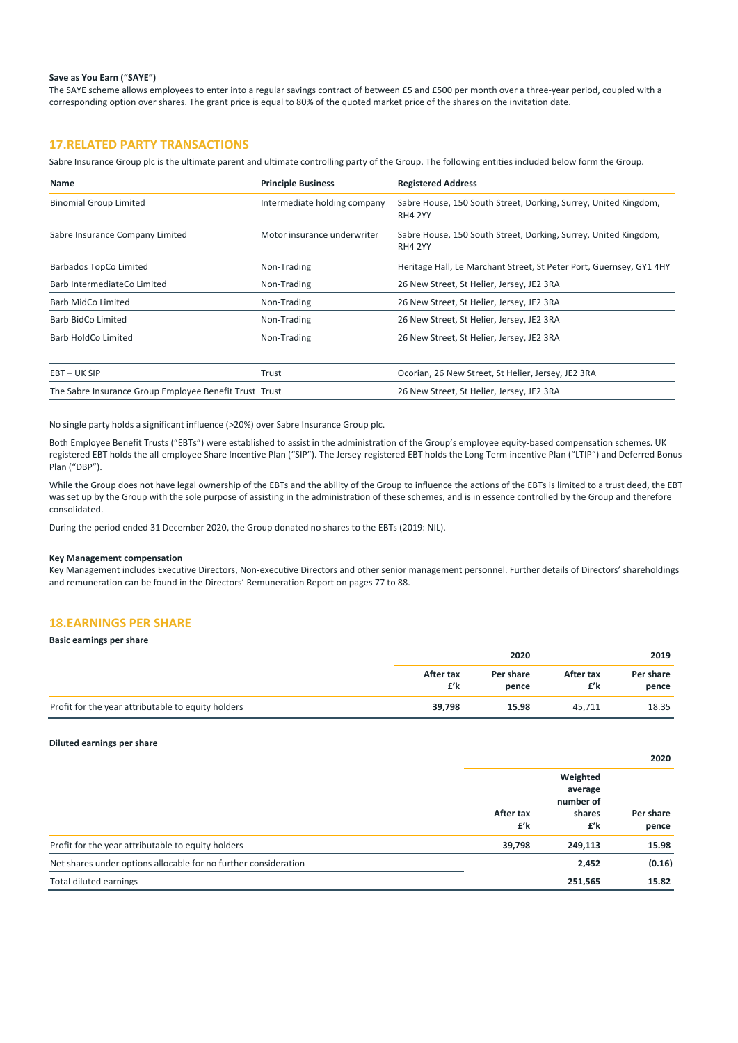**Save as You Earn ("SAYE")**

The SAYE scheme allows employees to enter into a regular savings contract of between £5 and £500 per month over a three-year period, coupled with a corresponding option over shares. The grant price is equal to 80% of the quoted market price of the shares on the invitation date.

## 17.RELATED PARTY TRANSACTIONS

Sabre Insurance Group plc is the ultimate parent and ultimate controlling party of the Group. The following entities included below form the Group.

| Name | Principle Business | Registered Address |
|---|---|---|
| Binomial Group Limited | Intermediate holding company | Sabre House, 150 South Street, Dorking, Surrey, United Kingdom, RH4 2YY |
| Sabre Insurance Company Limited | Motor insurance underwriter | Sabre House, 150 South Street, Dorking, Surrey, United Kingdom, RH4 2YY |
| Barbados TopCo Limited | Non-Trading | Heritage Hall, Le Marchant Street, St Peter Port, Guernsey, GY1 4HY |
| Barb IntermediateCo Limited | Non-Trading | 26 New Street, St Helier, Jersey, JE2 3RA |
| Barb MidCo Limited | Non-Trading | 26 New Street, St Helier, Jersey, JE2 3RA |
| Barb BidCo Limited | Non-Trading | 26 New Street, St Helier, Jersey, JE2 3RA |
| Barb HoldCo Limited | Non-Trading | 26 New Street, St Helier, Jersey, JE2 3RA |
| | | |
| EBT – UK SIP | Trust | Ocorian, 26 New Street, St Helier, Jersey, JE2 3RA |
| The Sabre Insurance Group Employee Benefit Trust | Trust | 26 New Street, St Helier, Jersey, JE2 3RA |

No single party holds a significant influence (>20%) over Sabre Insurance Group plc.

Both Employee Benefit Trusts ("EBTs") were established to assist in the administration of the Group's employee equity-based compensation schemes. UK registered EBT holds the all-employee Share Incentive Plan ("SIP"). The Jersey-registered EBT holds the Long Term incentive Plan ("LTIP") and Deferred Bonus Plan ("DBP").

While the Group does not have legal ownership of the EBTs and the ability of the Group to influence the actions of the EBTs is limited to a trust deed, the EBT was set up by the Group with the sole purpose of assisting in the administration of these schemes, and is in essence controlled by the Group and therefore consolidated.

During the period ended 31 December 2020, the Group donated no shares to the EBTs (2019: NIL).

**Key Management compensation**

Key Management includes Executive Directors, Non-executive Directors and other senior management personnel. Further details of Directors' shareholdings and remuneration can be found in the Directors' Remuneration Report on pages 77 to 88.

## 18.EARNINGS PER SHARE

**Basic earnings per share**

| | 2020 | | 2019 | |
|---|---|---|---|---|
| | After tax £'k | Per share pence | After tax £'k | Per share pence |
| Profit for the year attributable to equity holders | **39,798** | **15.98** | 45,711 | 18.35 |

**Diluted earnings per share**

| | | | 2020 |
|---|---|---|---|
| | After tax £'k | Weighted average number of shares £'k | Per share pence |
| Profit for the year attributable to equity holders | **39,798** | **249,113** | **15.98** |
| Net shares under options allocable for no further consideration | | **2,452** | **(0.16)** |
| Total diluted earnings | | **251,565** | **15.82** |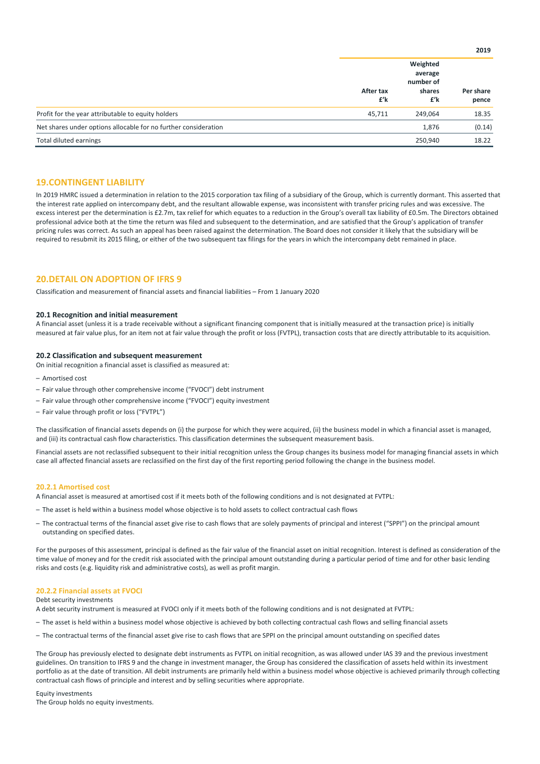| | | | 2019 |
|---|---|---|---|
| | After tax £'k | Weighted average number of shares £'k | Per share pence |
| Profit for the year attributable to equity holders | 45,711 | 249,064 | 18.35 |
| Net shares under options allocable for no further consideration | | 1,876 | (0.14) |
| Total diluted earnings | | 250,940 | 18.22 |

## 19.CONTINGENT LIABILITY

In 2019 HMRC issued a determination in relation to the 2015 corporation tax filing of a subsidiary of the Group, which is currently dormant. This asserted that the interest rate applied on intercompany debt, and the resultant allowable expense, was inconsistent with transfer pricing rules and was excessive. The excess interest per the determination is £2.7m, tax relief for which equates to a reduction in the Group's overall tax liability of £0.5m. The Directors obtained professional advice both at the time the return was filed and subsequent to the determination, and are satisfied that the Group's application of transfer pricing rules was correct. As such an appeal has been raised against the determination. The Board does not consider it likely that the subsidiary will be required to resubmit its 2015 filing, or either of the two subsequent tax filings for the years in which the intercompany debt remained in place.

## 20.DETAIL ON ADOPTION OF IFRS 9

Classification and measurement of financial assets and financial liabilities – From 1 January 2020

### 20.1 Recognition and initial measurement

A financial asset (unless it is a trade receivable without a significant financing component that is initially measured at the transaction price) is initially measured at fair value plus, for an item not at fair value through the profit or loss (FVTPL), transaction costs that are directly attributable to its acquisition.

### 20.2 Classification and subsequent measurement

On initial recognition a financial asset is classified as measured at:

- Amortised cost
- Fair value through other comprehensive income ("FVOCI") debt instrument
- Fair value through other comprehensive income ("FVOCI") equity investment
- Fair value through profit or loss ("FVTPL")

The classification of financial assets depends on (i) the purpose for which they were acquired, (ii) the business model in which a financial asset is managed, and (iii) its contractual cash flow characteristics. This classification determines the subsequent measurement basis.

Financial assets are not reclassified subsequent to their initial recognition unless the Group changes its business model for managing financial assets in which case all affected financial assets are reclassified on the first day of the first reporting period following the change in the business model.

#### 20.2.1 Amortised cost

A financial asset is measured at amortised cost if it meets both of the following conditions and is not designated at FVTPL:

- The asset is held within a business model whose objective is to hold assets to collect contractual cash flows
- The contractual terms of the financial asset give rise to cash flows that are solely payments of principal and interest ("SPPI") on the principal amount outstanding on specified dates.

For the purposes of this assessment, principal is defined as the fair value of the financial asset on initial recognition. Interest is defined as consideration of the time value of money and for the credit risk associated with the principal amount outstanding during a particular period of time and for other basic lending risks and costs (e.g. liquidity risk and administrative costs), as well as profit margin.

#### 20.2.2 Financial assets at FVOCI

Debt security investments

A debt security instrument is measured at FVOCI only if it meets both of the following conditions and is not designated at FVTPL:

- The asset is held within a business model whose objective is achieved by both collecting contractual cash flows and selling financial assets
- The contractual terms of the financial asset give rise to cash flows that are SPPI on the principal amount outstanding on specified dates

The Group has previously elected to designate debt instruments as FVTPL on initial recognition, as was allowed under IAS 39 and the previous investment guidelines. On transition to IFRS 9 and the change in investment manager, the Group has considered the classification of assets held within its investment portfolio as at the date of transition. All debit instruments are primarily held within a business model whose objective is achieved primarily through collecting contractual cash flows of principle and interest and by selling securities where appropriate.

Equity investments

The Group holds no equity investments.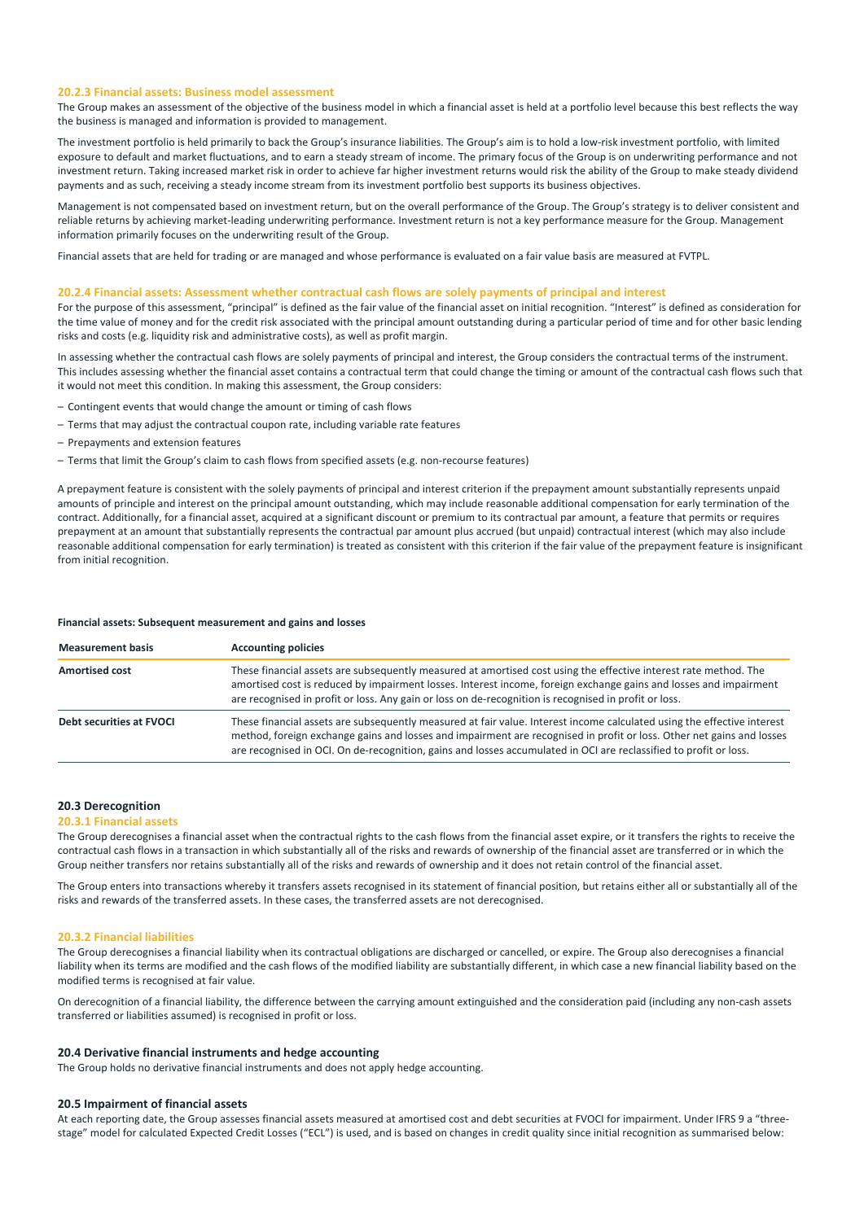### 20.2.3 Financial assets: Business model assessment

The Group makes an assessment of the objective of the business model in which a financial asset is held at a portfolio level because this best reflects the way the business is managed and information is provided to management.

The investment portfolio is held primarily to back the Group's insurance liabilities. The Group's aim is to hold a low-risk investment portfolio, with limited exposure to default and market fluctuations, and to earn a steady stream of income. The primary focus of the Group is on underwriting performance and not investment return. Taking increased market risk in order to achieve far higher investment returns would risk the ability of the Group to make steady dividend payments and as such, receiving a steady income stream from its investment portfolio best supports its business objectives.

Management is not compensated based on investment return, but on the overall performance of the Group. The Group's strategy is to deliver consistent and reliable returns by achieving market-leading underwriting performance. Investment return is not a key performance measure for the Group. Management information primarily focuses on the underwriting result of the Group.

Financial assets that are held for trading or are managed and whose performance is evaluated on a fair value basis are measured at FVTPL.

### 20.2.4 Financial assets: Assessment whether contractual cash flows are solely payments of principal and interest

For the purpose of this assessment, "principal" is defined as the fair value of the financial asset on initial recognition. "Interest" is defined as consideration for the time value of money and for the credit risk associated with the principal amount outstanding during a particular period of time and for other basic lending risks and costs (e.g. liquidity risk and administrative costs), as well as profit margin.

In assessing whether the contractual cash flows are solely payments of principal and interest, the Group considers the contractual terms of the instrument. This includes assessing whether the financial asset contains a contractual term that could change the timing or amount of the contractual cash flows such that it would not meet this condition. In making this assessment, the Group considers:

- Contingent events that would change the amount or timing of cash flows
- Terms that may adjust the contractual coupon rate, including variable rate features
- Prepayments and extension features
- Terms that limit the Group's claim to cash flows from specified assets (e.g. non-recourse features)

A prepayment feature is consistent with the solely payments of principal and interest criterion if the prepayment amount substantially represents unpaid amounts of principle and interest on the principal amount outstanding, which may include reasonable additional compensation for early termination of the contract. Additionally, for a financial asset, acquired at a significant discount or premium to its contractual par amount, a feature that permits or requires prepayment at an amount that substantially represents the contractual par amount plus accrued (but unpaid) contractual interest (which may also include reasonable additional compensation for early termination) is treated as consistent with this criterion if the fair value of the prepayment feature is insignificant from initial recognition.

**Financial assets: Subsequent measurement and gains and losses**

| Measurement basis | Accounting policies |
|---|---|
| **Amortised cost** | These financial assets are subsequently measured at amortised cost using the effective interest rate method. The amortised cost is reduced by impairment losses. Interest income, foreign exchange gains and losses and impairment are recognised in profit or loss. Any gain or loss on de-recognition is recognised in profit or loss. |
| **Debt securities at FVOCI** | These financial assets are subsequently measured at fair value. Interest income calculated using the effective interest method, foreign exchange gains and losses and impairment are recognised in profit or loss. Other net gains and losses are recognised in OCI. On de-recognition, gains and losses accumulated in OCI are reclassified to profit or loss. |

## 20.3 Derecognition

### 20.3.1 Financial assets

The Group derecognises a financial asset when the contractual rights to the cash flows from the financial asset expire, or it transfers the rights to receive the contractual cash flows in a transaction in which substantially all of the risks and rewards of ownership of the financial asset are transferred or in which the Group neither transfers nor retains substantially all of the risks and rewards of ownership and it does not retain control of the financial asset.

The Group enters into transactions whereby it transfers assets recognised in its statement of financial position, but retains either all or substantially all of the risks and rewards of the transferred assets. In these cases, the transferred assets are not derecognised.

### 20.3.2 Financial liabilities

The Group derecognises a financial liability when its contractual obligations are discharged or cancelled, or expire. The Group also derecognises a financial liability when its terms are modified and the cash flows of the modified liability are substantially different, in which case a new financial liability based on the modified terms is recognised at fair value.

On derecognition of a financial liability, the difference between the carrying amount extinguished and the consideration paid (including any non-cash assets transferred or liabilities assumed) is recognised in profit or loss.

## 20.4 Derivative financial instruments and hedge accounting

The Group holds no derivative financial instruments and does not apply hedge accounting.

## 20.5 Impairment of financial assets

At each reporting date, the Group assesses financial assets measured at amortised cost and debt securities at FVOCI for impairment. Under IFRS 9 a "three-stage" model for calculated Expected Credit Losses ("ECL") is used, and is based on changes in credit quality since initial recognition as summarised below: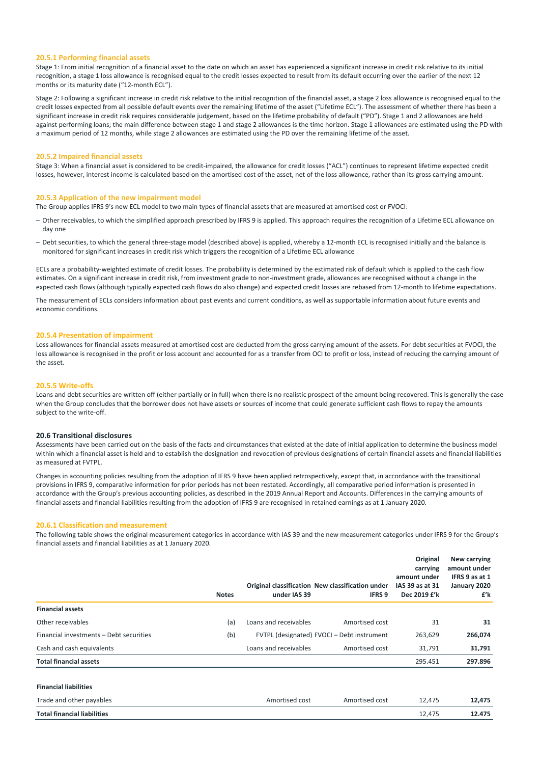#### 20.5.1 Performing financial assets

Stage 1: From initial recognition of a financial asset to the date on which an asset has experienced a significant increase in credit risk relative to its initial recognition, a stage 1 loss allowance is recognised equal to the credit losses expected to result from its default occurring over the earlier of the next 12 months or its maturity date ("12-month ECL").

Stage 2: Following a significant increase in credit risk relative to the initial recognition of the financial asset, a stage 2 loss allowance is recognised equal to the credit losses expected from all possible default events over the remaining lifetime of the asset ("Lifetime ECL"). The assessment of whether there has been a significant increase in credit risk requires considerable judgement, based on the lifetime probability of default ("PD"). Stage 1 and 2 allowances are held against performing loans; the main difference between stage 1 and stage 2 allowances is the time horizon. Stage 1 allowances are estimated using the PD with a maximum period of 12 months, while stage 2 allowances are estimated using the PD over the remaining lifetime of the asset.

#### 20.5.2 Impaired financial assets

Stage 3: When a financial asset is considered to be credit-impaired, the allowance for credit losses ("ACL") continues to represent lifetime expected credit losses, however, interest income is calculated based on the amortised cost of the asset, net of the loss allowance, rather than its gross carrying amount.

#### 20.5.3 Application of the new impairment model

The Group applies IFRS 9's new ECL model to two main types of financial assets that are measured at amortised cost or FVOCI:

- Other receivables, to which the simplified approach prescribed by IFRS 9 is applied. This approach requires the recognition of a Lifetime ECL allowance on day one
- Debt securities, to which the general three-stage model (described above) is applied, whereby a 12-month ECL is recognised initially and the balance is monitored for significant increases in credit risk which triggers the recognition of a Lifetime ECL allowance

ECLs are a probability-weighted estimate of credit losses. The probability is determined by the estimated risk of default which is applied to the cash flow estimates. On a significant increase in credit risk, from investment grade to non-investment grade, allowances are recognised without a change in the expected cash flows (although typically expected cash flows do also change) and expected credit losses are rebased from 12-month to lifetime expectations.

The measurement of ECLs considers information about past events and current conditions, as well as supportable information about future events and economic conditions.

#### 20.5.4 Presentation of impairment

Loss allowances for financial assets measured at amortised cost are deducted from the gross carrying amount of the assets. For debt securities at FVOCI, the loss allowance is recognised in the profit or loss account and accounted for as a transfer from OCI to profit or loss, instead of reducing the carrying amount of the asset.

#### 20.5.5 Write-offs

Loans and debt securities are written off (either partially or in full) when there is no realistic prospect of the amount being recovered. This is generally the case when the Group concludes that the borrower does not have assets or sources of income that could generate sufficient cash flows to repay the amounts subject to the write-off.

### 20.6 Transitional disclosures

Assessments have been carried out on the basis of the facts and circumstances that existed at the date of initial application to determine the business model within which a financial asset is held and to establish the designation and revocation of previous designations of certain financial assets and financial liabilities as measured at FVTPL.

Changes in accounting policies resulting from the adoption of IFRS 9 have been applied retrospectively, except that, in accordance with the transitional provisions in IFRS 9, comparative information for prior periods has not been restated. Accordingly, all comparative period information is presented in accordance with the Group's previous accounting policies, as described in the 2019 Annual Report and Accounts. Differences in the carrying amounts of financial assets and financial liabilities resulting from the adoption of IFRS 9 are recognised in retained earnings as at 1 January 2020.

#### 20.6.1 Classification and measurement

The following table shows the original measurement categories in accordance with IAS 39 and the new measurement categories under IFRS 9 for the Group's financial assets and financial liabilities as at 1 January 2020.

| | Notes | Original classification under IAS 39 | New classification under IFRS 9 | Original carrying amount under IAS 39 as at 31 Dec 2019 £'k | New carrying amount under IFRS 9 as at 1 January 2020 £'k |
|---|---|---|---|---|---|
| **Financial assets** | | | | | |
| Other receivables | (a) | Loans and receivables | Amortised cost | 31 | **31** |
| Financial investments – Debt securities | (b) | FVTPL (designated) | FVOCI – Debt instrument | 263,629 | **266,074** |
| Cash and cash equivalents | | Loans and receivables | Amortised cost | 31,791 | **31,791** |
| **Total financial assets** | | | | 295,451 | **297,896** |
| **Financial liabilities** | | | | | |
| Trade and other payables | | Amortised cost | Amortised cost | 12,475 | **12,475** |
| **Total financial liabilities** | | | | 12,475 | **12.475** |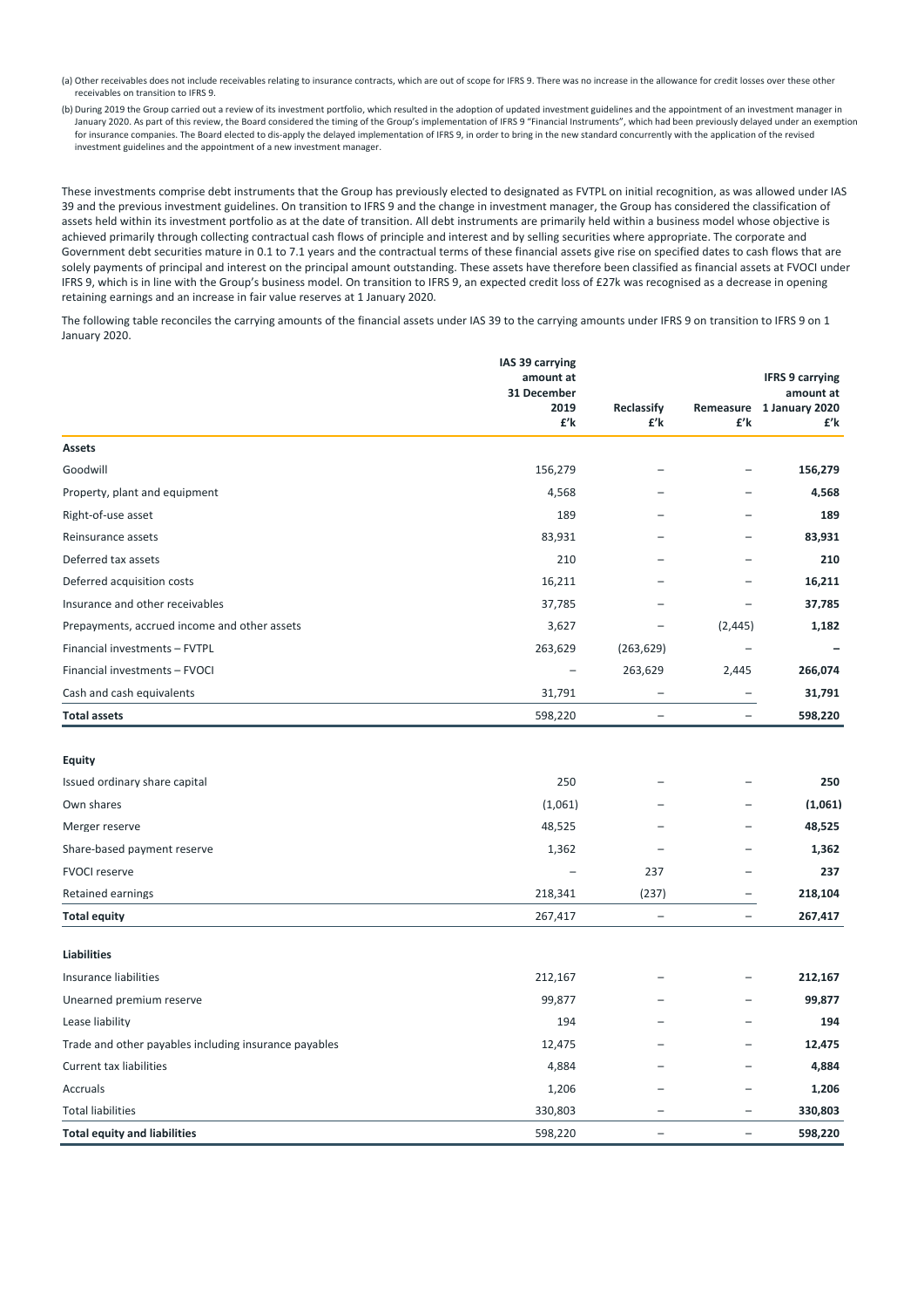(a) Other receivables does not include receivables relating to insurance contracts, which are out of scope for IFRS 9. There was no increase in the allowance for credit losses over these other receivables on transition to IFRS 9.

(b) During 2019 the Group carried out a review of its investment portfolio, which resulted in the adoption of updated investment guidelines and the appointment of an investment manager in January 2020. As part of this review, the Board considered the timing of the Group's implementation of IFRS 9 "Financial Instruments", which had been previously delayed under an exemption for insurance companies. The Board elected to dis-apply the delayed implementation of IFRS 9, in order to bring in the new standard concurrently with the application of the revised investment guidelines and the appointment of a new investment manager.

These investments comprise debt instruments that the Group has previously elected to designated as FVTPL on initial recognition, as was allowed under IAS 39 and the previous investment guidelines. On transition to IFRS 9 and the change in investment manager, the Group has considered the classification of assets held within its investment portfolio as at the date of transition. All debt instruments are primarily held within a business model whose objective is achieved primarily through collecting contractual cash flows of principle and interest and by selling securities where appropriate. The corporate and Government debt securities mature in 0.1 to 7.1 years and the contractual terms of these financial assets give rise on specified dates to cash flows that are solely payments of principal and interest on the principal amount outstanding. These assets have therefore been classified as financial assets at FVOCI under IFRS 9, which is in line with the Group's business model. On transition to IFRS 9, an expected credit loss of £27k was recognised as a decrease in opening retaining earnings and an increase in fair value reserves at 1 January 2020.

The following table reconciles the carrying amounts of the financial assets under IAS 39 to the carrying amounts under IFRS 9 on transition to IFRS 9 on 1 January 2020.

| | IAS 39 carrying amount at 31 December 2019 £'k | Reclassify £'k | Remeasure £'k | IFRS 9 carrying amount at 1 January 2020 £'k |
|---|---|---|---|---|
| **Assets** | | | | |
| Goodwill | 156,279 | – | – | **156,279** |
| Property, plant and equipment | 4,568 | – | – | **4,568** |
| Right-of-use asset | 189 | – | – | **189** |
| Reinsurance assets | 83,931 | – | – | **83,931** |
| Deferred tax assets | 210 | – | – | **210** |
| Deferred acquisition costs | 16,211 | – | – | **16,211** |
| Insurance and other receivables | 37,785 | – | – | **37,785** |
| Prepayments, accrued income and other assets | 3,627 | – | (2,445) | **1,182** |
| Financial investments – FVTPL | 263,629 | (263,629) | – | **–** |
| Financial investments – FVOCI | – | 263,629 | 2,445 | **266,074** |
| Cash and cash equivalents | 31,791 | – | – | **31,791** |
| **Total assets** | 598,220 | – | – | **598,220** |
| **Equity** | | | | |
| Issued ordinary share capital | 250 | – | – | **250** |
| Own shares | (1,061) | – | – | **(1,061)** |
| Merger reserve | 48,525 | – | – | **48,525** |
| Share-based payment reserve | 1,362 | – | – | **1,362** |
| FVOCI reserve | – | 237 | – | **237** |
| Retained earnings | 218,341 | (237) | – | **218,104** |
| **Total equity** | 267,417 | – | – | **267,417** |
| **Liabilities** | | | | |
| Insurance liabilities | 212,167 | – | – | **212,167** |
| Unearned premium reserve | 99,877 | – | – | **99,877** |
| Lease liability | 194 | – | – | **194** |
| Trade and other payables including insurance payables | 12,475 | – | – | **12,475** |
| Current tax liabilities | 4,884 | – | – | **4,884** |
| Accruals | 1,206 | – | – | **1,206** |
| Total liabilities | 330,803 | – | – | **330,803** |
| **Total equity and liabilities** | 598,220 | – | – | **598,220** |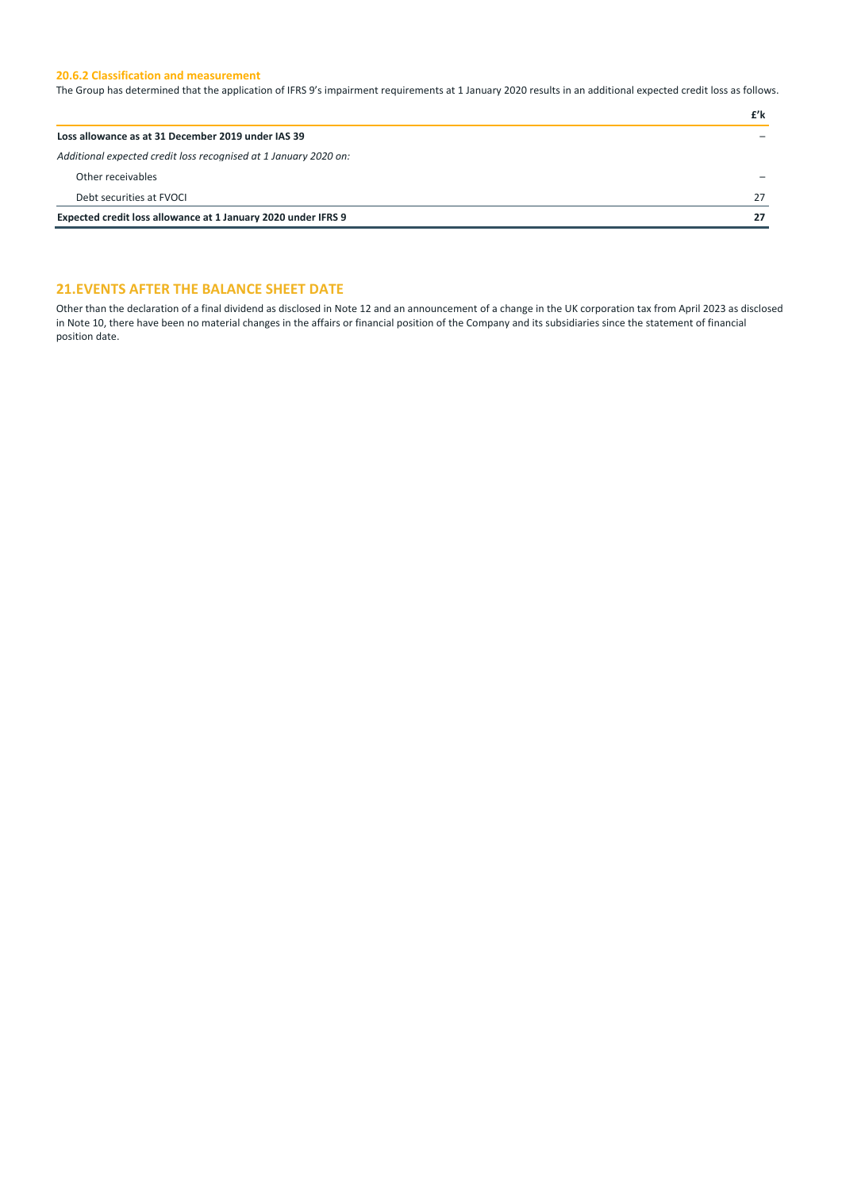### 20.6.2 Classification and measurement

The Group has determined that the application of IFRS 9's impairment requirements at 1 January 2020 results in an additional expected credit loss as follows.

| | £'k |
|---|---|
| **Loss allowance as at 31 December 2019 under IAS 39** | – |
| *Additional expected credit loss recognised at 1 January 2020 on:* | |
| Other receivables | – |
| Debt securities at FVOCI | 27 |
| **Expected credit loss allowance at 1 January 2020 under IFRS 9** | **27** |

## 21. EVENTS AFTER THE BALANCE SHEET DATE

Other than the declaration of a final dividend as disclosed in Note 12 and an announcement of a change in the UK corporation tax from April 2023 as disclosed in Note 10, there have been no material changes in the affairs or financial position of the Company and its subsidiaries since the statement of financial position date.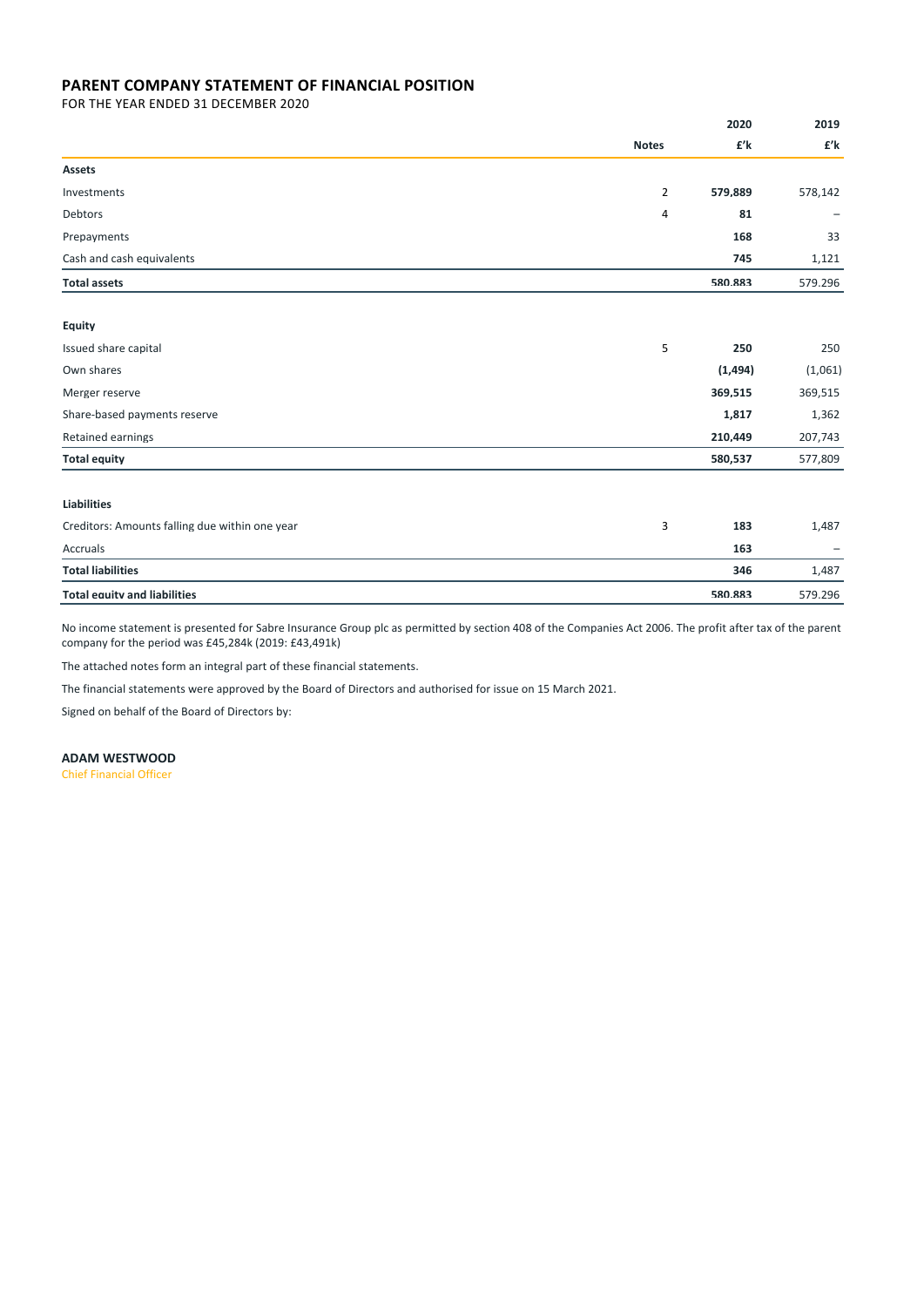## PARENT COMPANY STATEMENT OF FINANCIAL POSITION

FOR THE YEAR ENDED 31 DECEMBER 2020

| | Notes | 2020 £'k | 2019 £'k |
|---|---|---|---|
| **Assets** | | | |
| Investments | 2 | **579,889** | 578,142 |
| Debtors | 4 | **81** | – |
| Prepayments | | **168** | 33 |
| Cash and cash equivalents | | **745** | 1,121 |
| **Total assets** | | **580,883** | 579,296 |
| | | | |
| **Equity** | | | |
| Issued share capital | 5 | **250** | 250 |
| Own shares | | **(1,494)** | (1,061) |
| Merger reserve | | **369,515** | 369,515 |
| Share-based payments reserve | | **1,817** | 1,362 |
| Retained earnings | | **210,449** | 207,743 |
| **Total equity** | | **580,537** | 577,809 |
| | | | |
| **Liabilities** | | | |
| Creditors: Amounts falling due within one year | 3 | **183** | 1,487 |
| Accruals | | **163** | – |
| **Total liabilities** | | **346** | 1,487 |
| **Total equity and liabilities** | | **580,883** | 579,296 |

No income statement is presented for Sabre Insurance Group plc as permitted by section 408 of the Companies Act 2006. The profit after tax of the parent company for the period was £45,284k (2019: £43,491k)

The attached notes form an integral part of these financial statements.

The financial statements were approved by the Board of Directors and authorised for issue on 15 March 2021.

Signed on behalf of the Board of Directors by:

**ADAM WESTWOOD**
Chief Financial Officer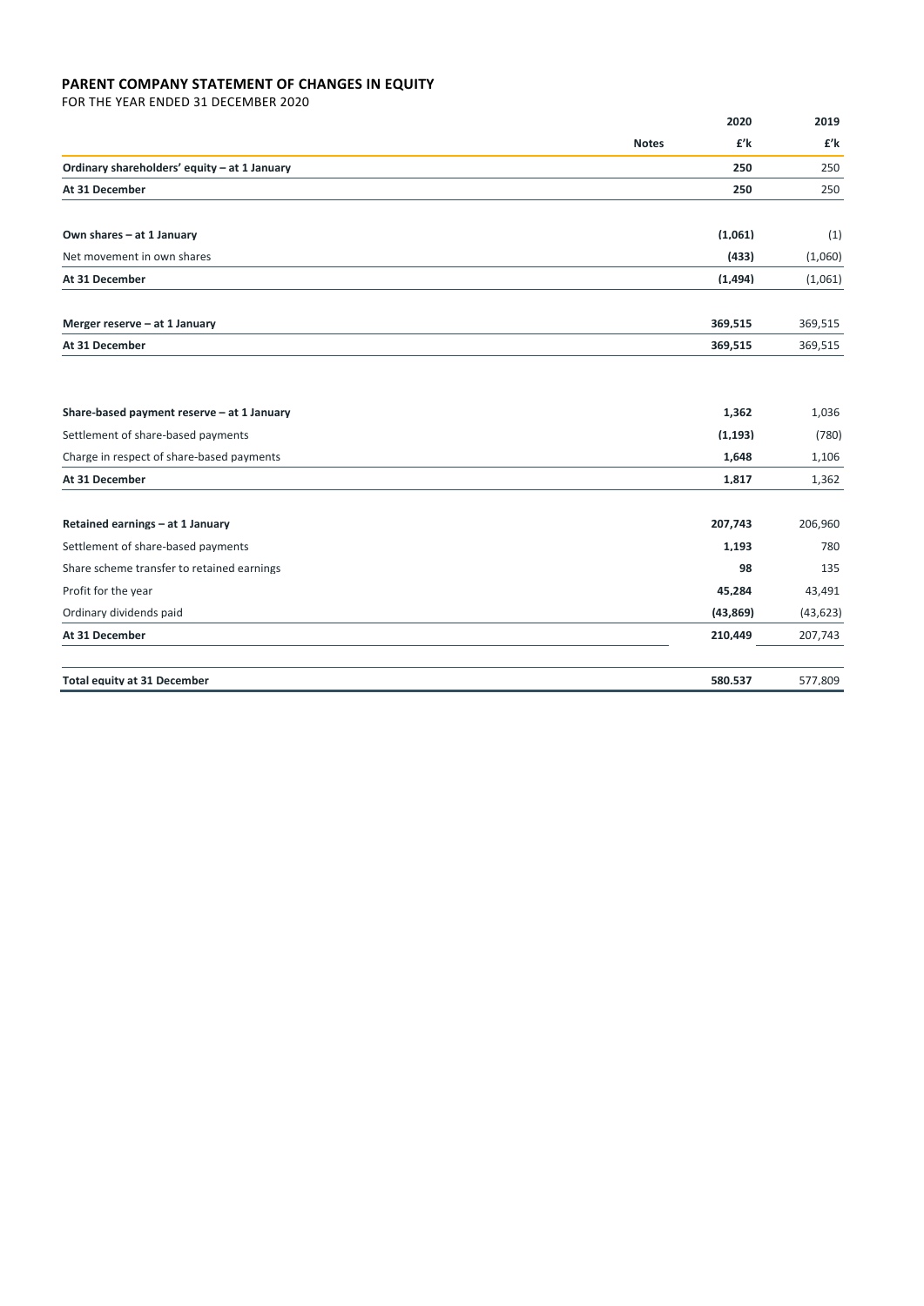**PARENT COMPANY STATEMENT OF CHANGES IN EQUITY**

FOR THE YEAR ENDED 31 DECEMBER 2020

| | Notes | 2020 £'k | 2019 £'k |
|---|---|---|---|
| **Ordinary shareholders' equity – at 1 January** | | **250** | 250 |
| **At 31 December** | | **250** | 250 |
| | | | |
| **Own shares – at 1 January** | | **(1,061)** | (1) |
| Net movement in own shares | | **(433)** | (1,060) |
| **At 31 December** | | **(1,494)** | (1,061) |
| | | | |
| **Merger reserve – at 1 January** | | **369,515** | 369,515 |
| **At 31 December** | | **369,515** | 369,515 |
| | | | |
| **Share-based payment reserve – at 1 January** | | **1,362** | 1,036 |
| Settlement of share-based payments | | **(1,193)** | (780) |
| Charge in respect of share-based payments | | **1,648** | 1,106 |
| **At 31 December** | | **1,817** | 1,362 |
| | | | |
| **Retained earnings – at 1 January** | | **207,743** | 206,960 |
| Settlement of share-based payments | | **1,193** | 780 |
| Share scheme transfer to retained earnings | | **98** | 135 |
| Profit for the year | | **45,284** | 43,491 |
| Ordinary dividends paid | | **(43,869)** | (43,623) |
| **At 31 December** | | **210,449** | 207,743 |
| | | | |
| **Total equity at 31 December** | | **580.537** | 577,809 |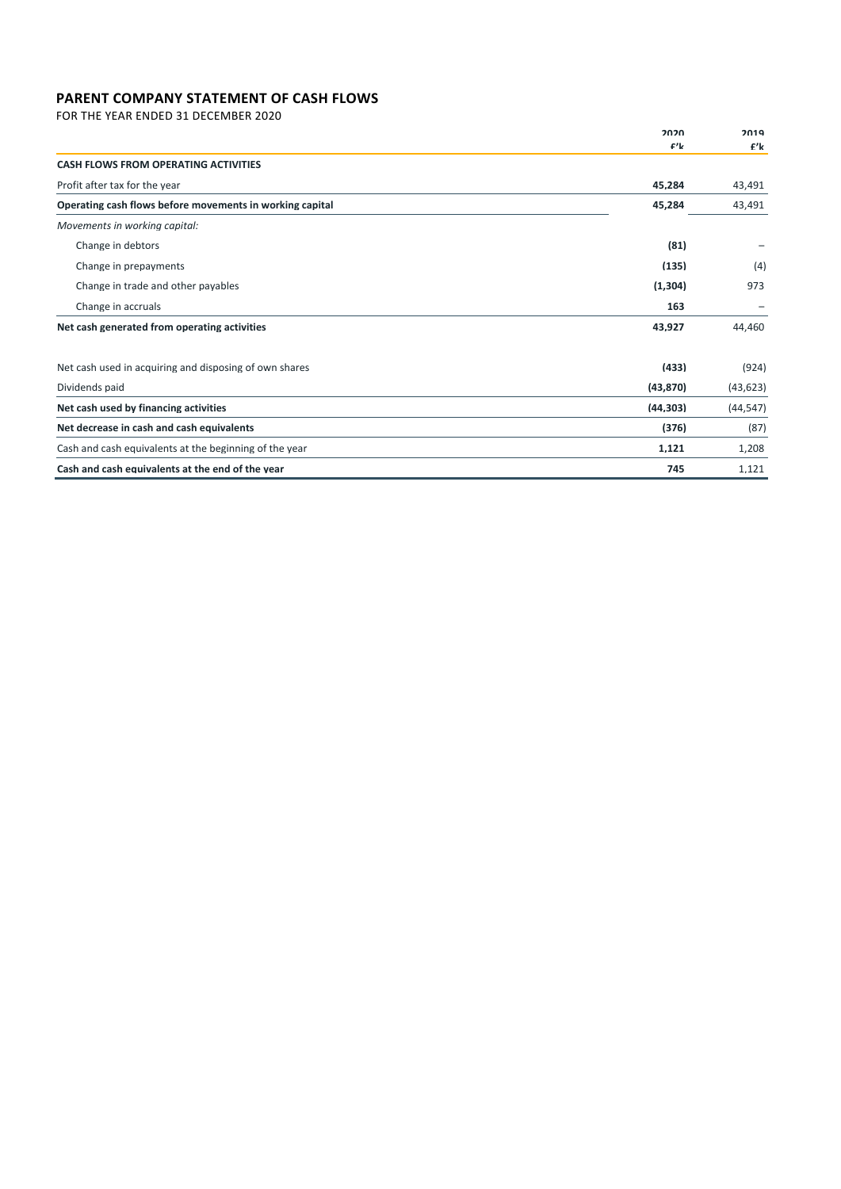## PARENT COMPANY STATEMENT OF CASH FLOWS

FOR THE YEAR ENDED 31 DECEMBER 2020

| | 2020<br>£'k | 2019<br>£'k |
|---|---|---|
| **CASH FLOWS FROM OPERATING ACTIVITIES** | | |
| Profit after tax for the year | **45,284** | 43,491 |
| **Operating cash flows before movements in working capital** | **45,284** | 43,491 |
| *Movements in working capital:* | | |
| Change in debtors | **(81)** | – |
| Change in prepayments | **(135)** | (4) |
| Change in trade and other payables | **(1,304)** | 973 |
| Change in accruals | **163** | – |
| **Net cash generated from operating activities** | **43,927** | 44,460 |
| | | |
| Net cash used in acquiring and disposing of own shares | **(433)** | (924) |
| Dividends paid | **(43,870)** | (43,623) |
| **Net cash used by financing activities** | **(44,303)** | (44,547) |
| **Net decrease in cash and cash equivalents** | **(376)** | (87) |
| Cash and cash equivalents at the beginning of the year | **1,121** | 1,208 |
| **Cash and cash equivalents at the end of the year** | **745** | 1,121 |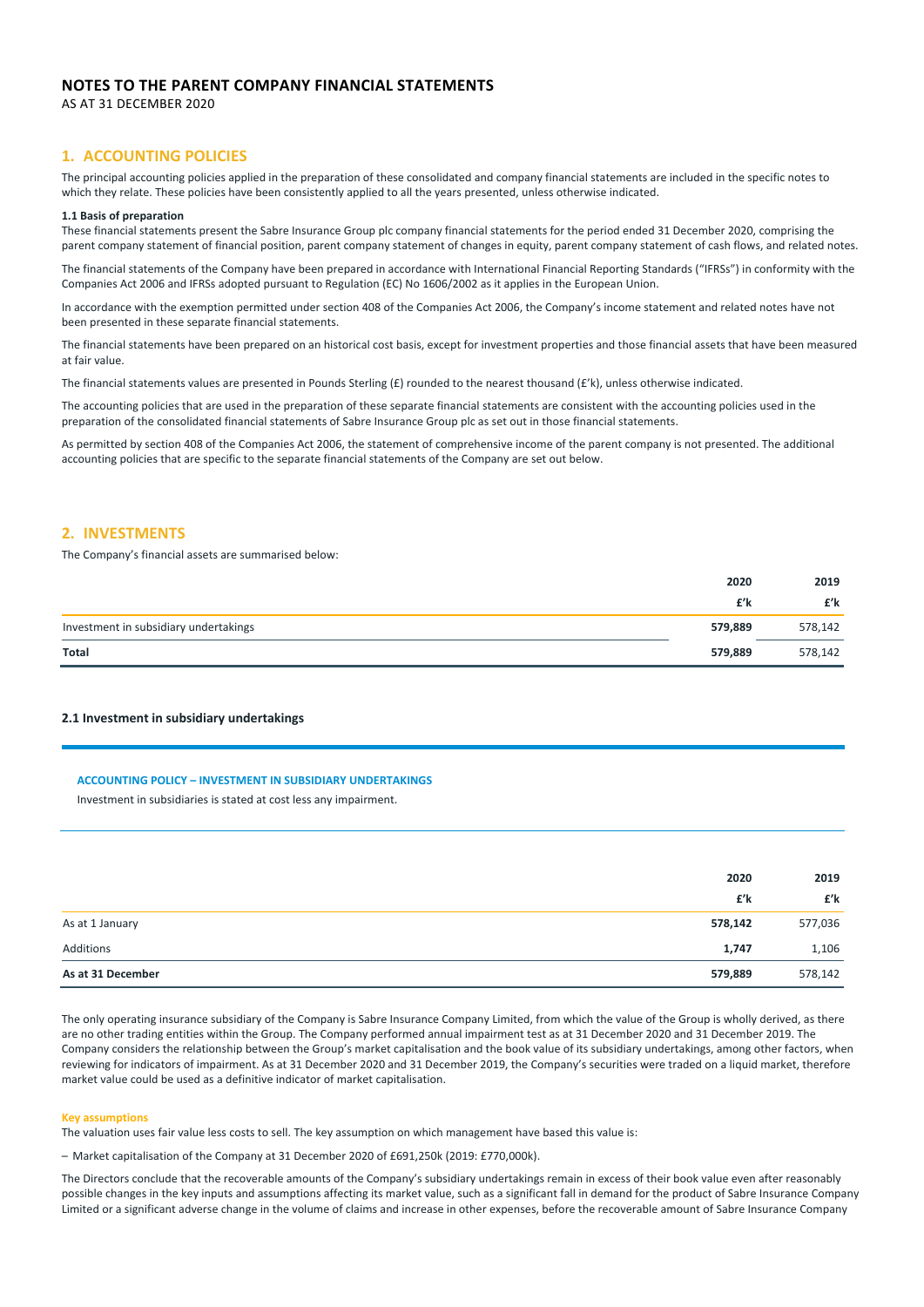# NOTES TO THE PARENT COMPANY FINANCIAL STATEMENTS

AS AT 31 DECEMBER 2020

## 1. ACCOUNTING POLICIES

The principal accounting policies applied in the preparation of these consolidated and company financial statements are included in the specific notes to which they relate. These policies have been consistently applied to all the years presented, unless otherwise indicated.

### 1.1 Basis of preparation

These financial statements present the Sabre Insurance Group plc company financial statements for the period ended 31 December 2020, comprising the parent company statement of financial position, parent company statement of changes in equity, parent company statement of cash flows, and related notes.

The financial statements of the Company have been prepared in accordance with International Financial Reporting Standards ("IFRSs") in conformity with the Companies Act 2006 and IFRSs adopted pursuant to Regulation (EC) No 1606/2002 as it applies in the European Union.

In accordance with the exemption permitted under section 408 of the Companies Act 2006, the Company's income statement and related notes have not been presented in these separate financial statements.

The financial statements have been prepared on an historical cost basis, except for investment properties and those financial assets that have been measured at fair value.

The financial statements values are presented in Pounds Sterling (£) rounded to the nearest thousand (£'k), unless otherwise indicated.

The accounting policies that are used in the preparation of these separate financial statements are consistent with the accounting policies used in the preparation of the consolidated financial statements of Sabre Insurance Group plc as set out in those financial statements.

As permitted by section 408 of the Companies Act 2006, the statement of comprehensive income of the parent company is not presented. The additional accounting policies that are specific to the separate financial statements of the Company are set out below.

## 2. INVESTMENTS

The Company's financial assets are summarised below:

| | 2020<br>£'k | 2019<br>£'k |
|---|---|---|
| Investment in subsidiary undertakings | **579,889** | 578,142 |
| **Total** | **579,889** | 578,142 |

### 2.1 Investment in subsidiary undertakings

**ACCOUNTING POLICY – INVESTMENT IN SUBSIDIARY UNDERTAKINGS**

Investment in subsidiaries is stated at cost less any impairment.

| | 2020<br>£'k | 2019<br>£'k |
|---|---|---|
| As at 1 January | **578,142** | 577,036 |
| Additions | **1,747** | 1,106 |
| **As at 31 December** | **579,889** | 578,142 |

The only operating insurance subsidiary of the Company is Sabre Insurance Company Limited, from which the value of the Group is wholly derived, as there are no other trading entities within the Group. The Company performed annual impairment test as at 31 December 2020 and 31 December 2019. The Company considers the relationship between the Group's market capitalisation and the book value of its subsidiary undertakings, among other factors, when reviewing for indicators of impairment. As at 31 December 2020 and 31 December 2019, the Company's securities were traded on a liquid market, therefore market value could be used as a definitive indicator of market capitalisation.

**Key assumptions**

The valuation uses fair value less costs to sell. The key assumption on which management have based this value is:

– Market capitalisation of the Company at 31 December 2020 of £691,250k (2019: £770,000k).

The Directors conclude that the recoverable amounts of the Company's subsidiary undertakings remain in excess of their book value even after reasonably possible changes in the key inputs and assumptions affecting its market value, such as a significant fall in demand for the product of Sabre Insurance Company Limited or a significant adverse change in the volume of claims and increase in other expenses, before the recoverable amount of Sabre Insurance Company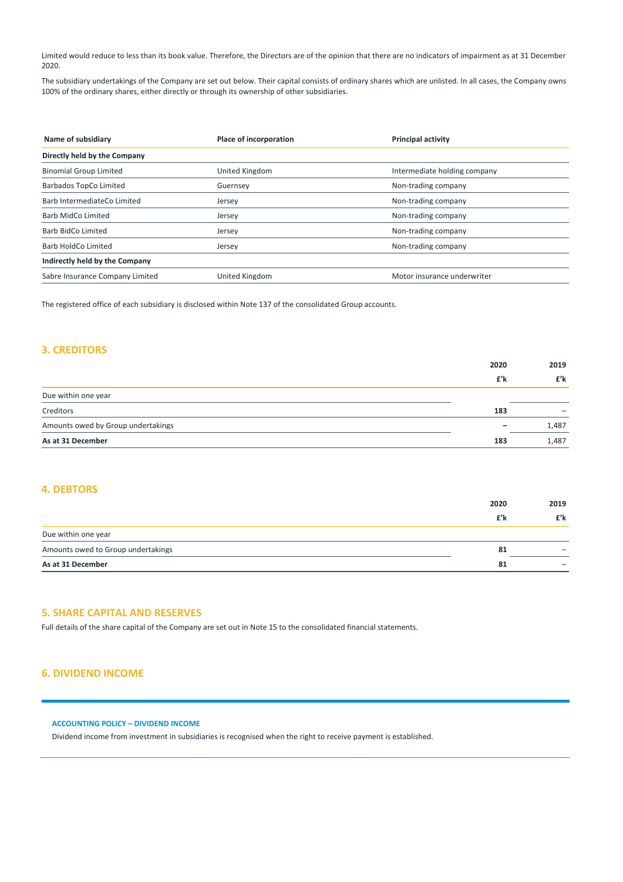Limited would reduce to less than its book value. Therefore, the Directors are of the opinion that there are no indicators of impairment as at 31 December 2020.

The subsidiary undertakings of the Company are set out below. Their capital consists of ordinary shares which are unlisted. In all cases, the Company owns 100% of the ordinary shares, either directly or through its ownership of other subsidiaries.

| Name of subsidiary | Place of incorporation | Principal activity |
|---|---|---|
| **Directly held by the Company** | | |
| Binomial Group Limited | United Kingdom | Intermediate holding company |
| Barbados TopCo Limited | Guernsey | Non-trading company |
| Barb IntermediateCo Limited | Jersey | Non-trading company |
| Barb MidCo Limited | Jersey | Non-trading company |
| Barb BidCo Limited | Jersey | Non-trading company |
| Barb HoldCo Limited | Jersey | Non-trading company |
| **Indirectly held by the Company** | | |
| Sabre Insurance Company Limited | United Kingdom | Motor insurance underwriter |

The registered office of each subsidiary is disclosed within Note 137 of the consolidated Group accounts.

## 3. CREDITORS

| | 2020 | 2019 |
|---|---|---|
| | £'k | £'k |
| Due within one year | | |
| Creditors | 183 | – |
| Amounts owed by Group undertakings | – | 1,487 |
| **As at 31 December** | **183** | 1,487 |

## 4. DEBTORS

| | 2020 | 2019 |
|---|---|---|
| | £'k | £'k |
| Due within one year | | |
| Amounts owed to Group undertakings | 81 | – |
| **As at 31 December** | **81** | – |

## 5. SHARE CAPITAL AND RESERVES

Full details of the share capital of the Company are set out in Note 15 to the consolidated financial statements.

## 6. DIVIDEND INCOME

### ACCOUNTING POLICY – DIVIDEND INCOME

Dividend income from investment in subsidiaries is recognised when the right to receive payment is established.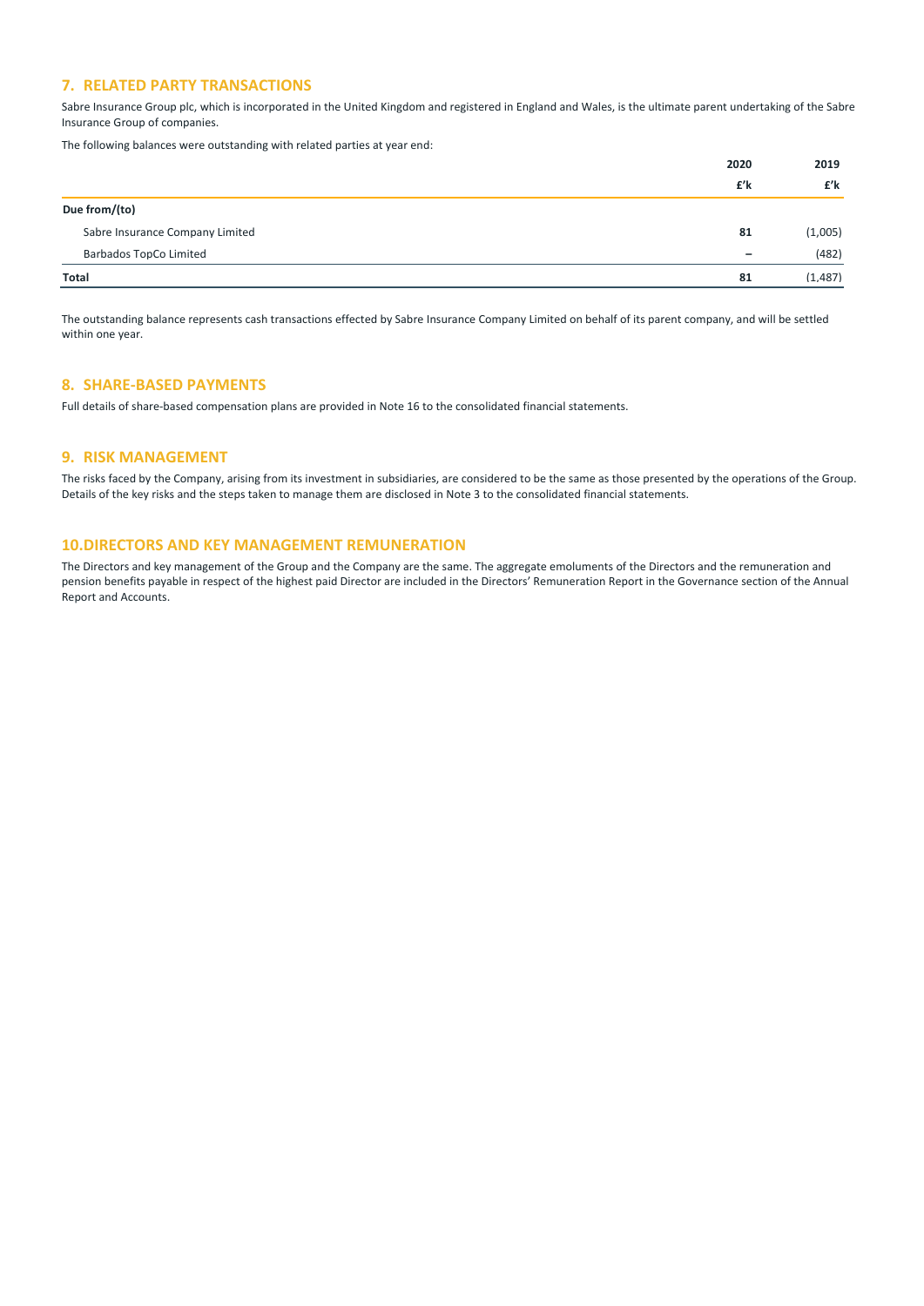## 7. RELATED PARTY TRANSACTIONS

Sabre Insurance Group plc, which is incorporated in the United Kingdom and registered in England and Wales, is the ultimate parent undertaking of the Sabre Insurance Group of companies.

The following balances were outstanding with related parties at year end:

| | 2020<br>£'k | 2019<br>£'k |
|---|---|---|
| **Due from/(to)** | | |
| Sabre Insurance Company Limited | **81** | (1,005) |
| Barbados TopCo Limited | **–** | (482) |
| **Total** | **81** | (1,487) |

The outstanding balance represents cash transactions effected by Sabre Insurance Company Limited on behalf of its parent company, and will be settled within one year.

## 8. SHARE-BASED PAYMENTS

Full details of share-based compensation plans are provided in Note 16 to the consolidated financial statements.

## 9. RISK MANAGEMENT

The risks faced by the Company, arising from its investment in subsidiaries, are considered to be the same as those presented by the operations of the Group. Details of the key risks and the steps taken to manage them are disclosed in Note 3 to the consolidated financial statements.

## 10. DIRECTORS AND KEY MANAGEMENT REMUNERATION

The Directors and key management of the Group and the Company are the same. The aggregate emoluments of the Directors and the remuneration and pension benefits payable in respect of the highest paid Director are included in the Directors' Remuneration Report in the Governance section of the Annual Report and Accounts.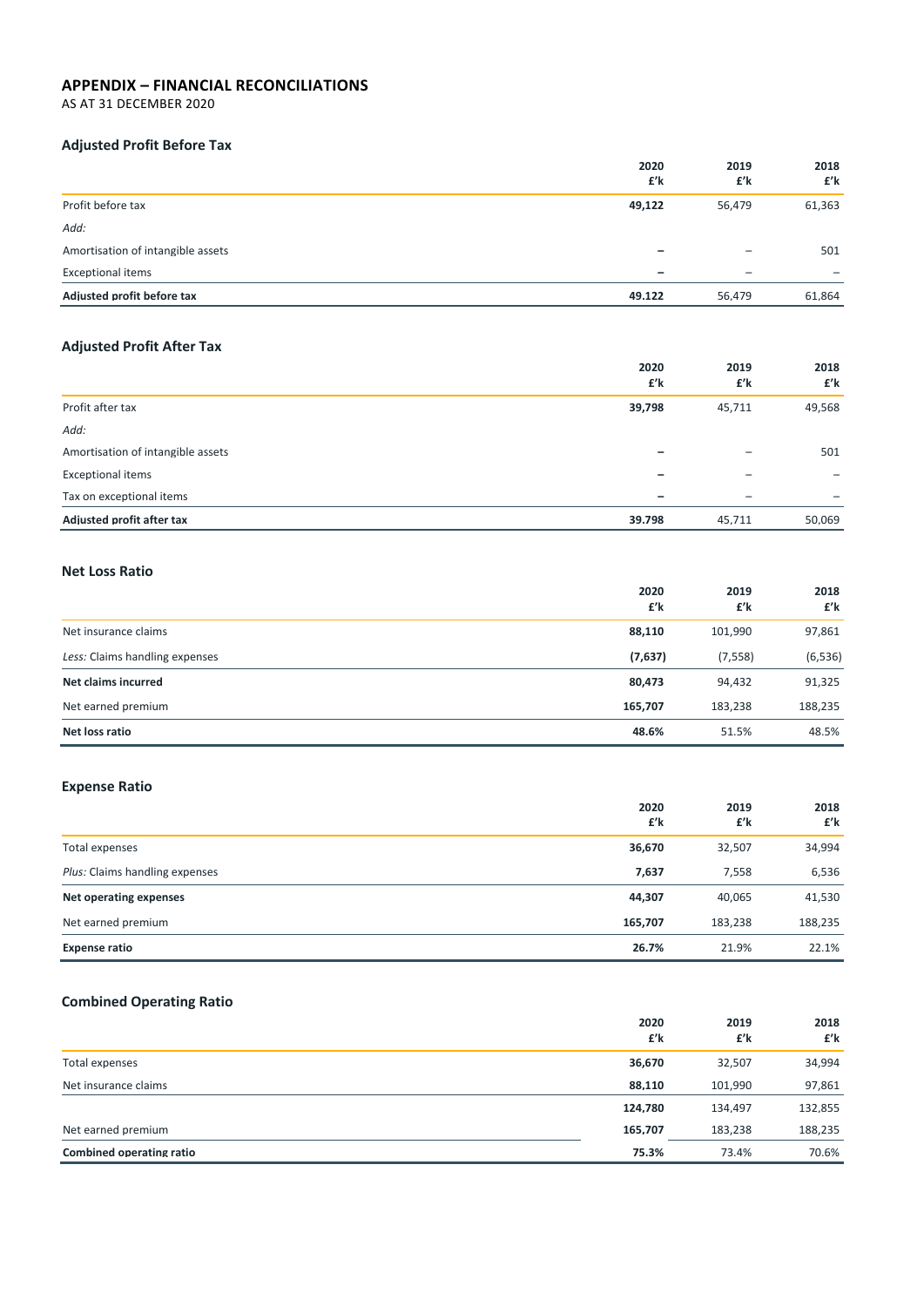## APPENDIX – FINANCIAL RECONCILIATIONS

AS AT 31 DECEMBER 2020

### Adjusted Profit Before Tax

| | 2020 £'k | 2019 £'k | 2018 £'k |
|---|---|---|---|
| Profit before tax | **49,122** | 56,479 | 61,363 |
| *Add:* | | | |
| Amortisation of intangible assets | **–** | – | 501 |
| Exceptional items | **–** | – | – |
| **Adjusted profit before tax** | **49,122** | 56,479 | 61,864 |

### Adjusted Profit After Tax

| | 2020 £'k | 2019 £'k | 2018 £'k |
|---|---|---|---|
| Profit after tax | **39,798** | 45,711 | 49,568 |
| *Add:* | | | |
| Amortisation of intangible assets | **–** | – | 501 |
| Exceptional items | **–** | – | – |
| Tax on exceptional items | **–** | – | – |
| **Adjusted profit after tax** | **39,798** | 45,711 | 50,069 |

### Net Loss Ratio

| | 2020 £'k | 2019 £'k | 2018 £'k |
|---|---|---|---|
| Net insurance claims | **88,110** | 101,990 | 97,861 |
| *Less:* Claims handling expenses | **(7,637)** | (7,558) | (6,536) |
| **Net claims incurred** | **80,473** | 94,432 | 91,325 |
| Net earned premium | **165,707** | 183,238 | 188,235 |
| **Net loss ratio** | **48.6%** | 51.5% | 48.5% |

### Expense Ratio

| | 2020 £'k | 2019 £'k | 2018 £'k |
|---|---|---|---|
| Total expenses | **36,670** | 32,507 | 34,994 |
| *Plus:* Claims handling expenses | **7,637** | 7,558 | 6,536 |
| **Net operating expenses** | **44,307** | 40,065 | 41,530 |
| Net earned premium | **165,707** | 183,238 | 188,235 |
| **Expense ratio** | **26.7%** | 21.9% | 22.1% |

### Combined Operating Ratio

| | 2020 £'k | 2019 £'k | 2018 £'k |
|---|---|---|---|
| Total expenses | **36,670** | 32,507 | 34,994 |
| Net insurance claims | **88,110** | 101,990 | 97,861 |
| | **124,780** | 134,497 | 132,855 |
| Net earned premium | **165,707** | 183,238 | 188,235 |
| **Combined operating ratio** | **75.3%** | 73.4% | 70.6% |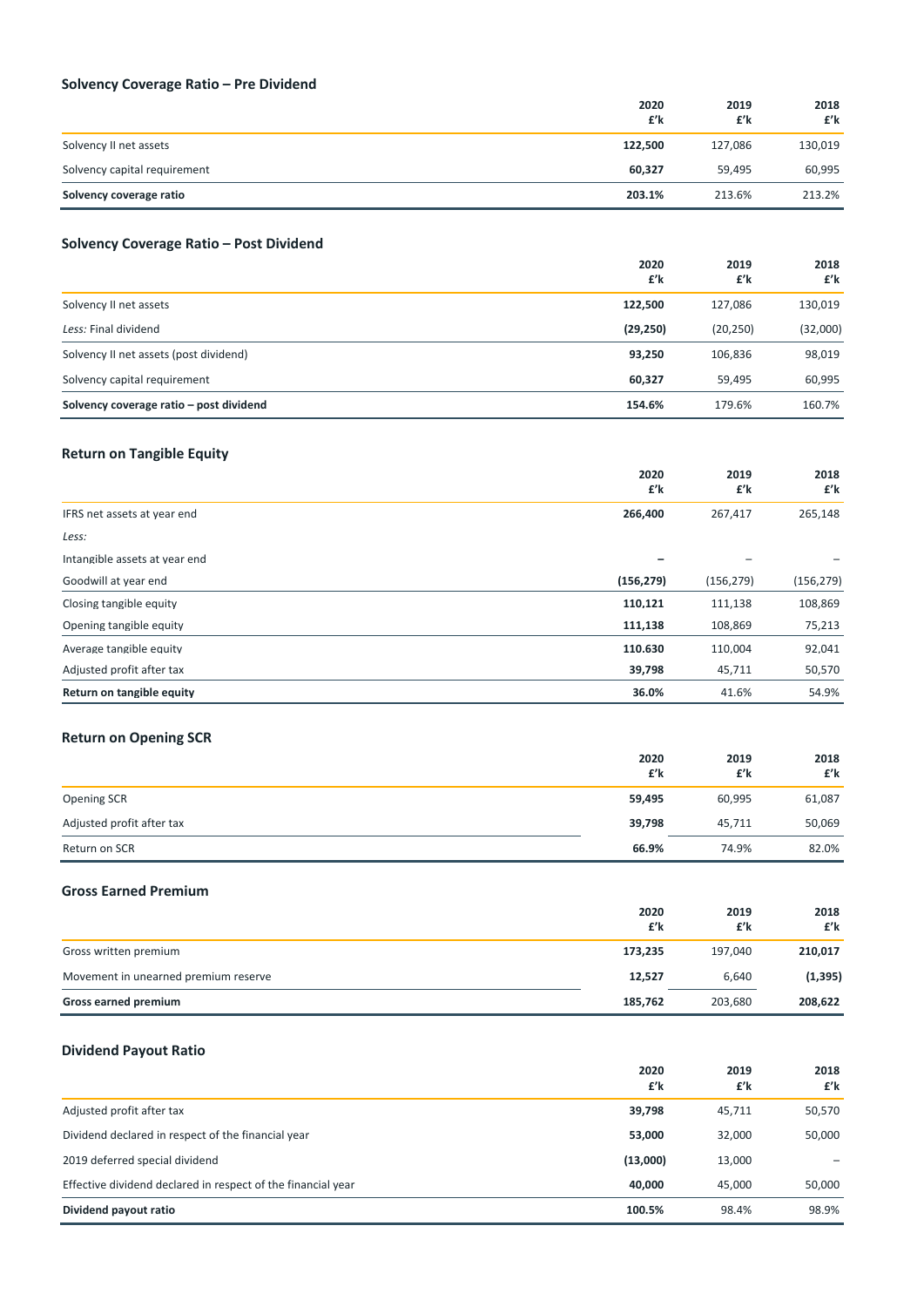## Solvency Coverage Ratio – Pre Dividend

| | 2020<br>£'k | 2019<br>£'k | 2018<br>£'k |
|---|---|---|---|
| Solvency II net assets | **122,500** | 127,086 | 130,019 |
| Solvency capital requirement | **60,327** | 59,495 | 60,995 |
| **Solvency coverage ratio** | **203.1%** | 213.6% | 213.2% |

## Solvency Coverage Ratio – Post Dividend

| | 2020<br>£'k | 2019<br>£'k | 2018<br>£'k |
|---|---|---|---|
| Solvency II net assets | **122,500** | 127,086 | 130,019 |
| *Less:* Final dividend | **(29,250)** | (20,250) | (32,000) |
| Solvency II net assets (post dividend) | **93,250** | 106,836 | 98,019 |
| Solvency capital requirement | **60,327** | 59,495 | 60,995 |
| **Solvency coverage ratio – post dividend** | **154.6%** | 179.6% | 160.7% |

## Return on Tangible Equity

| | 2020<br>£'k | 2019<br>£'k | 2018<br>£'k |
|---|---|---|---|
| IFRS net assets at year end | **266,400** | 267,417 | 265,148 |
| *Less:* | | | |
| Intangible assets at year end | **–** | – | – |
| Goodwill at year end | **(156,279)** | (156,279) | (156,279) |
| Closing tangible equity | **110,121** | 111,138 | 108,869 |
| Opening tangible equity | **111,138** | 108,869 | 75,213 |
| Average tangible equity | **110.630** | 110,004 | 92,041 |
| Adjusted profit after tax | **39,798** | 45,711 | 50,570 |
| **Return on tangible equity** | **36.0%** | 41.6% | 54.9% |

## Return on Opening SCR

| | 2020<br>£'k | 2019<br>£'k | 2018<br>£'k |
|---|---|---|---|
| Opening SCR | **59,495** | 60,995 | 61,087 |
| Adjusted profit after tax | **39,798** | 45,711 | 50,069 |
| Return on SCR | **66.9%** | 74.9% | 82.0% |

## Gross Earned Premium

| | 2020<br>£'k | 2019<br>£'k | 2018<br>£'k |
|---|---|---|---|
| Gross written premium | **173,235** | 197,040 | **210,017** |
| Movement in unearned premium reserve | **12,527** | 6,640 | **(1,395)** |
| **Gross earned premium** | **185,762** | 203,680 | **208,622** |

## Dividend Payout Ratio

| | 2020<br>£'k | 2019<br>£'k | 2018<br>£'k |
|---|---|---|---|
| Adjusted profit after tax | **39,798** | 45,711 | 50,570 |
| Dividend declared in respect of the financial year | **53,000** | 32,000 | 50,000 |
| 2019 deferred special dividend | **(13,000)** | 13,000 | – |
| Effective dividend declared in respect of the financial year | **40,000** | 45,000 | 50,000 |
| **Dividend payout ratio** | **100.5%** | 98.4% | 98.9% |